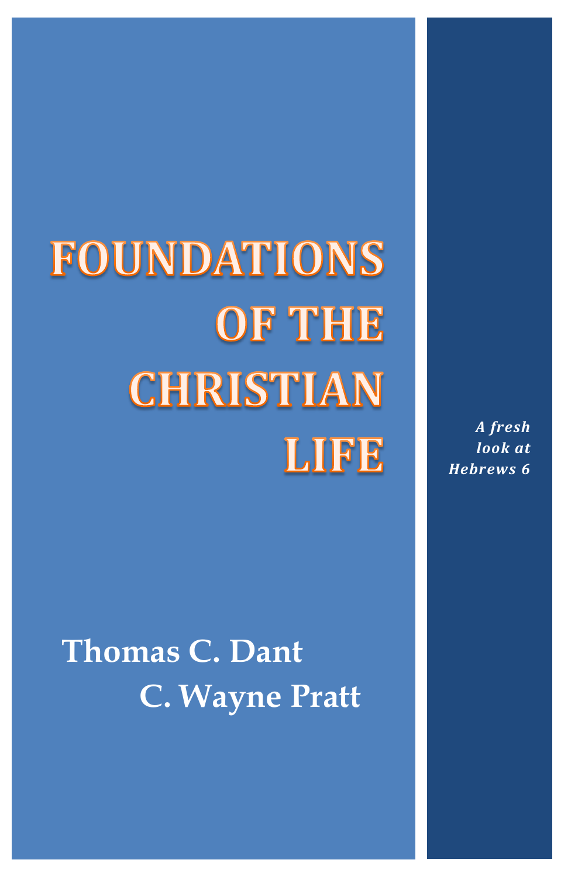# FOUNDATIONS OF THE CHRISTIAN LIFE

*A fresh look at Hebrews 6*

**Thomas C. Dant**

**C. Wayne Pratt**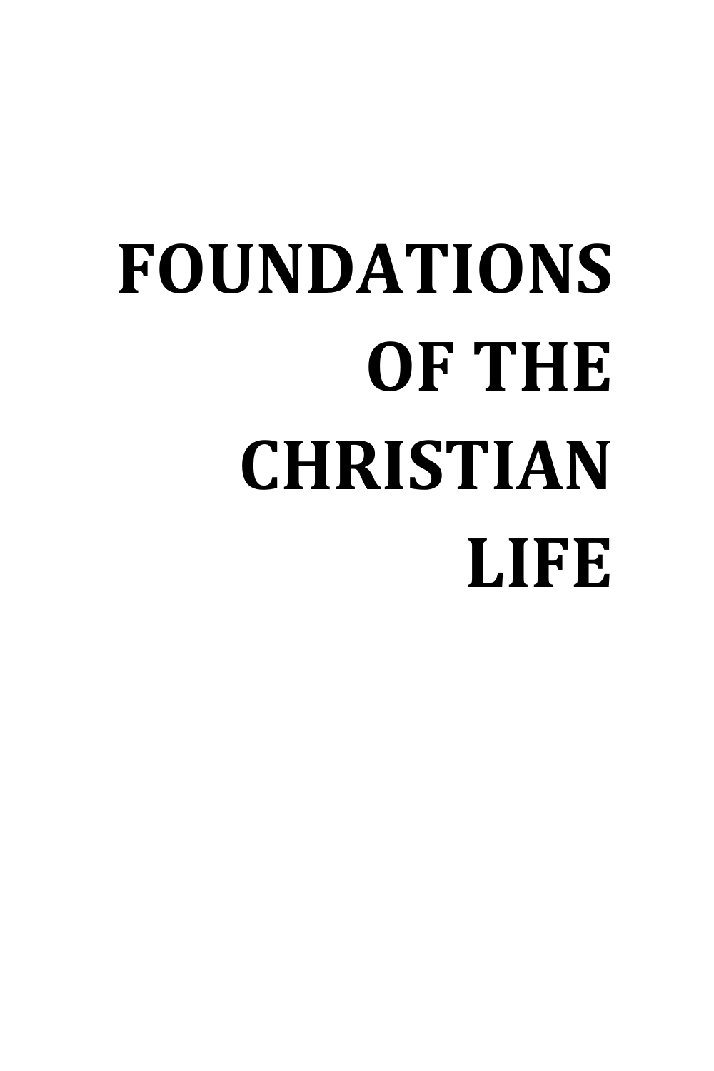# FOUNDATIONS OF THE CHRISTIAN LIFE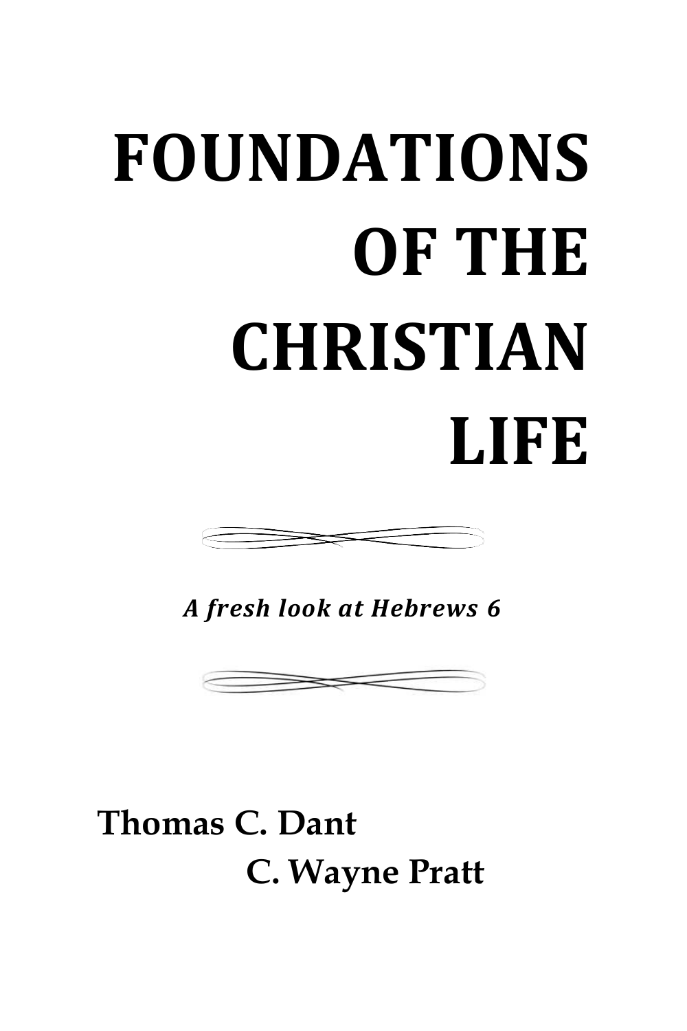# FOUNDATIONS OF THE CHRISTIAN LIFE

***A fresh look at Hebrews 6***

**Thomas C. Dant**

**C. Wayne Pratt**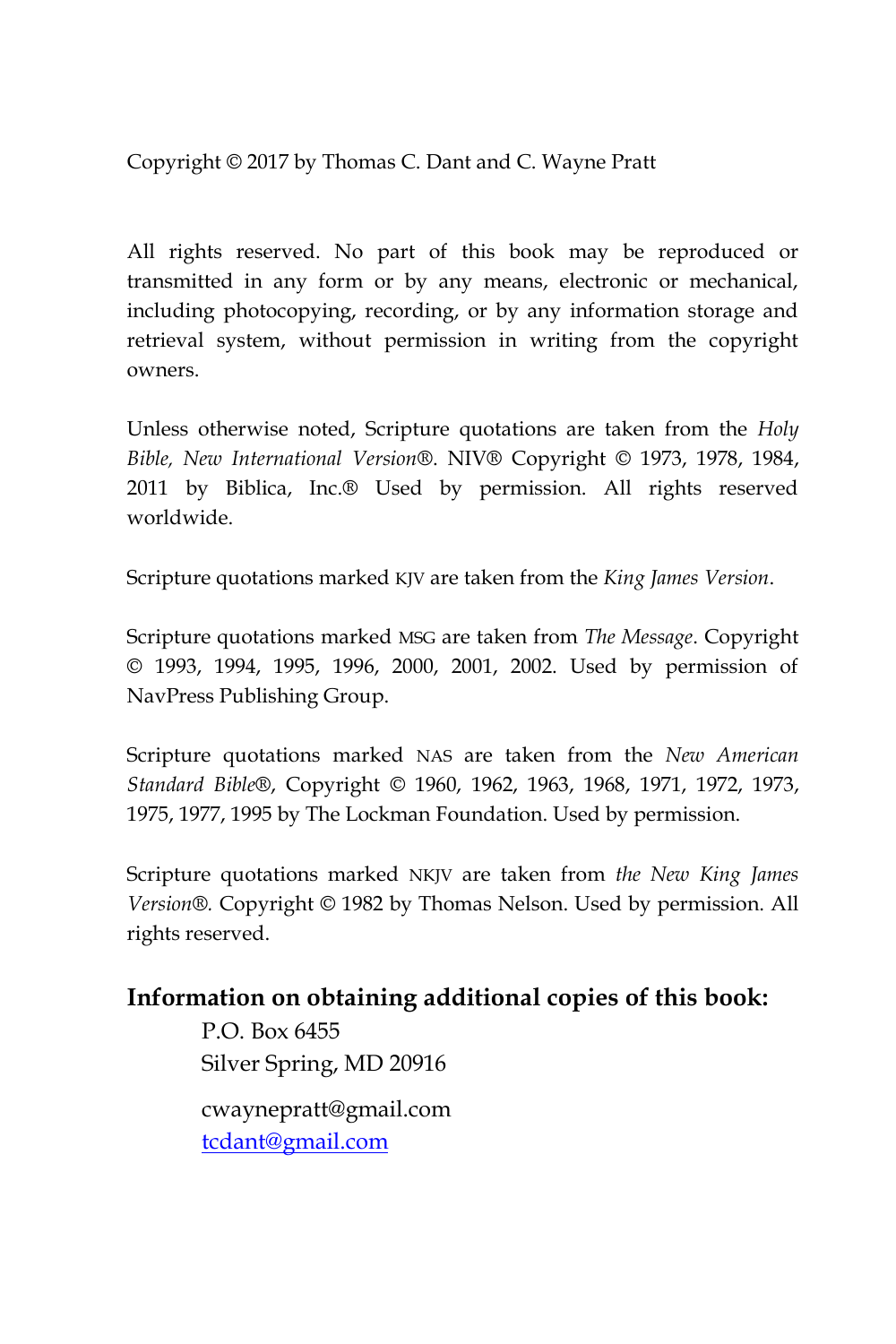Copyright © 2017 by Thomas C. Dant and C. Wayne Pratt

All rights reserved. No part of this book may be reproduced or transmitted in any form or by any means, electronic or mechanical, including photocopying, recording, or by any information storage and retrieval system, without permission in writing from the copyright owners.

Unless otherwise noted, Scripture quotations are taken from the *Holy Bible, New International Version*®. NIV® Copyright © 1973, 1978, 1984, 2011 by Biblica, Inc.® Used by permission. All rights reserved worldwide.

Scripture quotations marked KJV are taken from the *King James Version*.

Scripture quotations marked MSG are taken from *The Message*. Copyright © 1993, 1994, 1995, 1996, 2000, 2001, 2002. Used by permission of NavPress Publishing Group.

Scripture quotations marked NAS are taken from the *New American Standard Bible*®, Copyright © 1960, 1962, 1963, 1968, 1971, 1972, 1973, 1975, 1977, 1995 by The Lockman Foundation. Used by permission.

Scripture quotations marked NKJV are taken from *the New King James Version*®. Copyright © 1982 by Thomas Nelson. Used by permission. All rights reserved.

**Information on obtaining additional copies of this book:**

P.O. Box 6455
Silver Spring, MD 20916

cwaynepratt@gmail.com
tcdant@gmail.com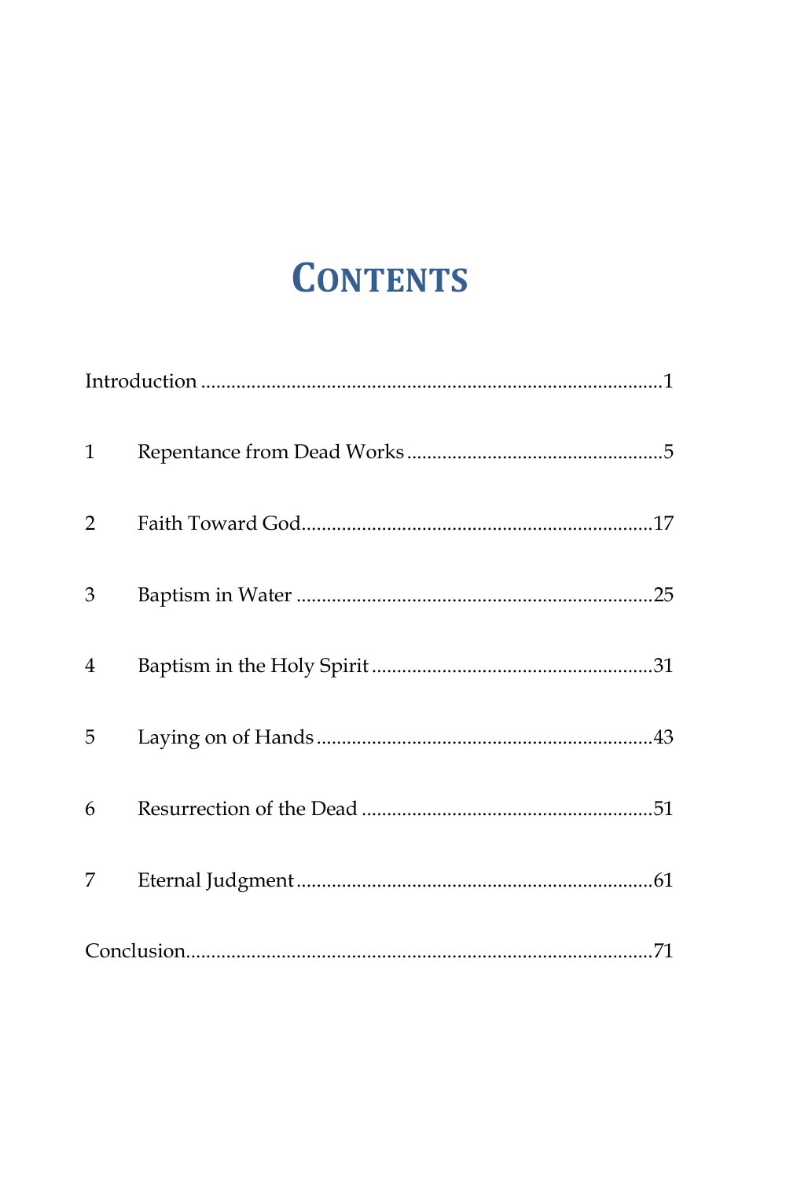# Contents

Introduction ........................................................................................1

1 Repentance from Dead Works ..................................................5

2 Faith Toward God.....................................................................17

3 Baptism in Water .....................................................................25

4 Baptism in the Holy Spirit .......................................................31

5 Laying on of Hands .................................................................43

6 Resurrection of the Dead .........................................................51

7 Eternal Judgment.....................................................................61

Conclusion..........................................................................................71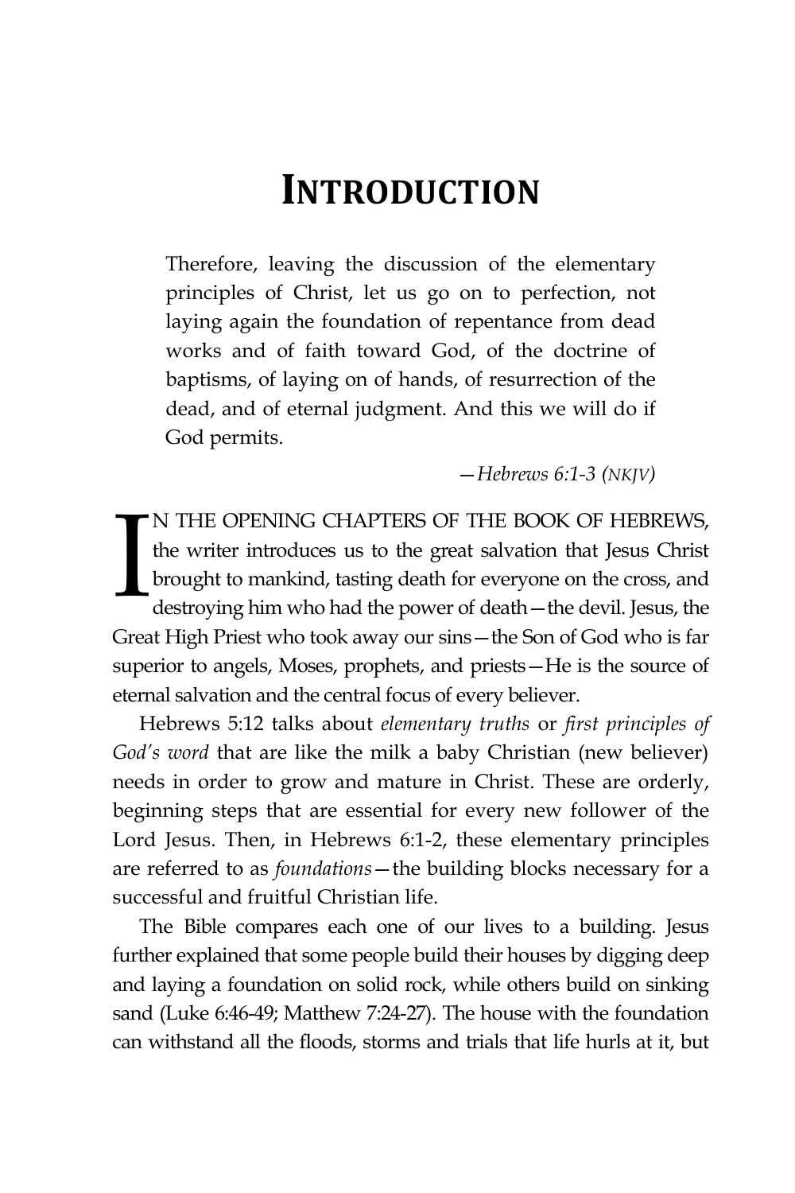# INTRODUCTION

> Therefore, leaving the discussion of the elementary principles of Christ, let us go on to perfection, not laying again the foundation of repentance from dead works and of faith toward God, of the doctrine of baptisms, of laying on of hands, of resurrection of the dead, and of eternal judgment. And this we will do if God permits.
>
> —*Hebrews 6:1-3 (NKJV)*

IN THE OPENING CHAPTERS OF THE BOOK OF HEBREWS, the writer introduces us to the great salvation that Jesus Christ brought to mankind, tasting death for everyone on the cross, and destroying him who had the power of death—the devil. Jesus, the Great High Priest who took away our sins—the Son of God who is far superior to angels, Moses, prophets, and priests—He is the source of eternal salvation and the central focus of every believer.

Hebrews 5:12 talks about *elementary truths* or *first principles of God's word* that are like the milk a baby Christian (new believer) needs in order to grow and mature in Christ. These are orderly, beginning steps that are essential for every new follower of the Lord Jesus. Then, in Hebrews 6:1-2, these elementary principles are referred to as *foundations*—the building blocks necessary for a successful and fruitful Christian life.

The Bible compares each one of our lives to a building. Jesus further explained that some people build their houses by digging deep and laying a foundation on solid rock, while others build on sinking sand (Luke 6:46-49; Matthew 7:24-27). The house with the foundation can withstand all the floods, storms and trials that life hurls at it, but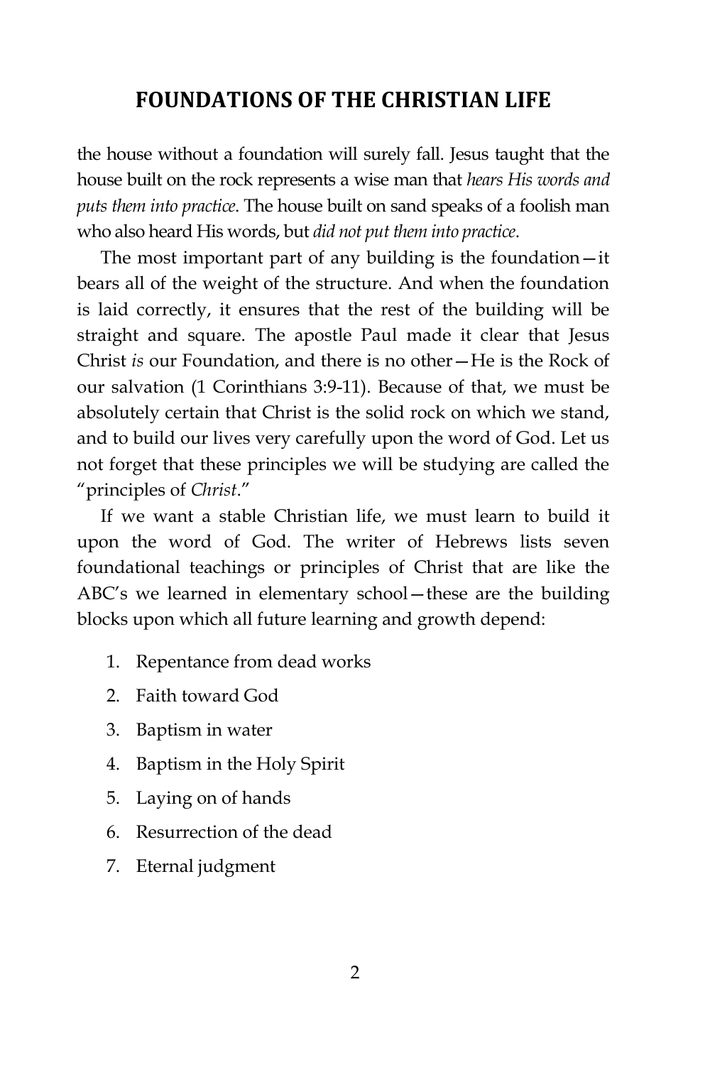the house without a foundation will surely fall. Jesus taught that the house built on the rock represents a wise man that *hears His words and puts them into practice*. The house built on sand speaks of a foolish man who also heard His words, but *did not put them into practice*.

The most important part of any building is the foundation—it bears all of the weight of the structure. And when the foundation is laid correctly, it ensures that the rest of the building will be straight and square. The apostle Paul made it clear that Jesus Christ *is* our Foundation, and there is no other—He is the Rock of our salvation (1 Corinthians 3:9-11). Because of that, we must be absolutely certain that Christ is the solid rock on which we stand, and to build our lives very carefully upon the word of God. Let us not forget that these principles we will be studying are called the "principles of *Christ*."

If we want a stable Christian life, we must learn to build it upon the word of God. The writer of Hebrews lists seven foundational teachings or principles of Christ that are like the ABC's we learned in elementary school—these are the building blocks upon which all future learning and growth depend:

1. Repentance from dead works
2. Faith toward God
3. Baptism in water
4. Baptism in the Holy Spirit
5. Laying on of hands
6. Resurrection of the dead
7. Eternal judgment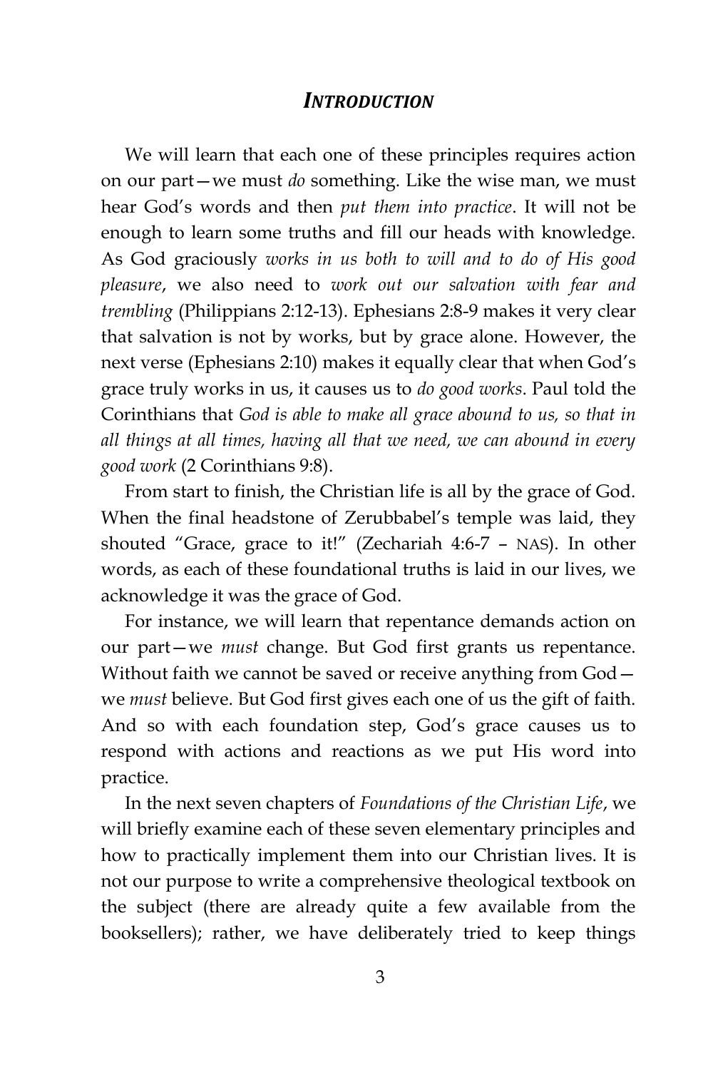## *INTRODUCTION*

We will learn that each one of these principles requires action on our part—we must *do* something. Like the wise man, we must hear God's words and then *put them into practice*. It will not be enough to learn some truths and fill our heads with knowledge. As God graciously *works in us both to will and to do of His good pleasure*, we also need to *work out our salvation with fear and trembling* (Philippians 2:12-13). Ephesians 2:8-9 makes it very clear that salvation is not by works, but by grace alone. However, the next verse (Ephesians 2:10) makes it equally clear that when God's grace truly works in us, it causes us to *do good works*. Paul told the Corinthians that *God is able to make all grace abound to us, so that in all things at all times, having all that we need, we can abound in every good work* (2 Corinthians 9:8).

From start to finish, the Christian life is all by the grace of God. When the final headstone of Zerubbabel's temple was laid, they shouted "Grace, grace to it!" (Zechariah 4:6-7 – NAS). In other words, as each of these foundational truths is laid in our lives, we acknowledge it was the grace of God.

For instance, we will learn that repentance demands action on our part—we *must* change. But God first grants us repentance. Without faith we cannot be saved or receive anything from God—we *must* believe. But God first gives each one of us the gift of faith. And so with each foundation step, God's grace causes us to respond with actions and reactions as we put His word into practice.

In the next seven chapters of *Foundations of the Christian Life*, we will briefly examine each of these seven elementary principles and how to practically implement them into our Christian lives. It is not our purpose to write a comprehensive theological textbook on the subject (there are already quite a few available from the booksellers); rather, we have deliberately tried to keep things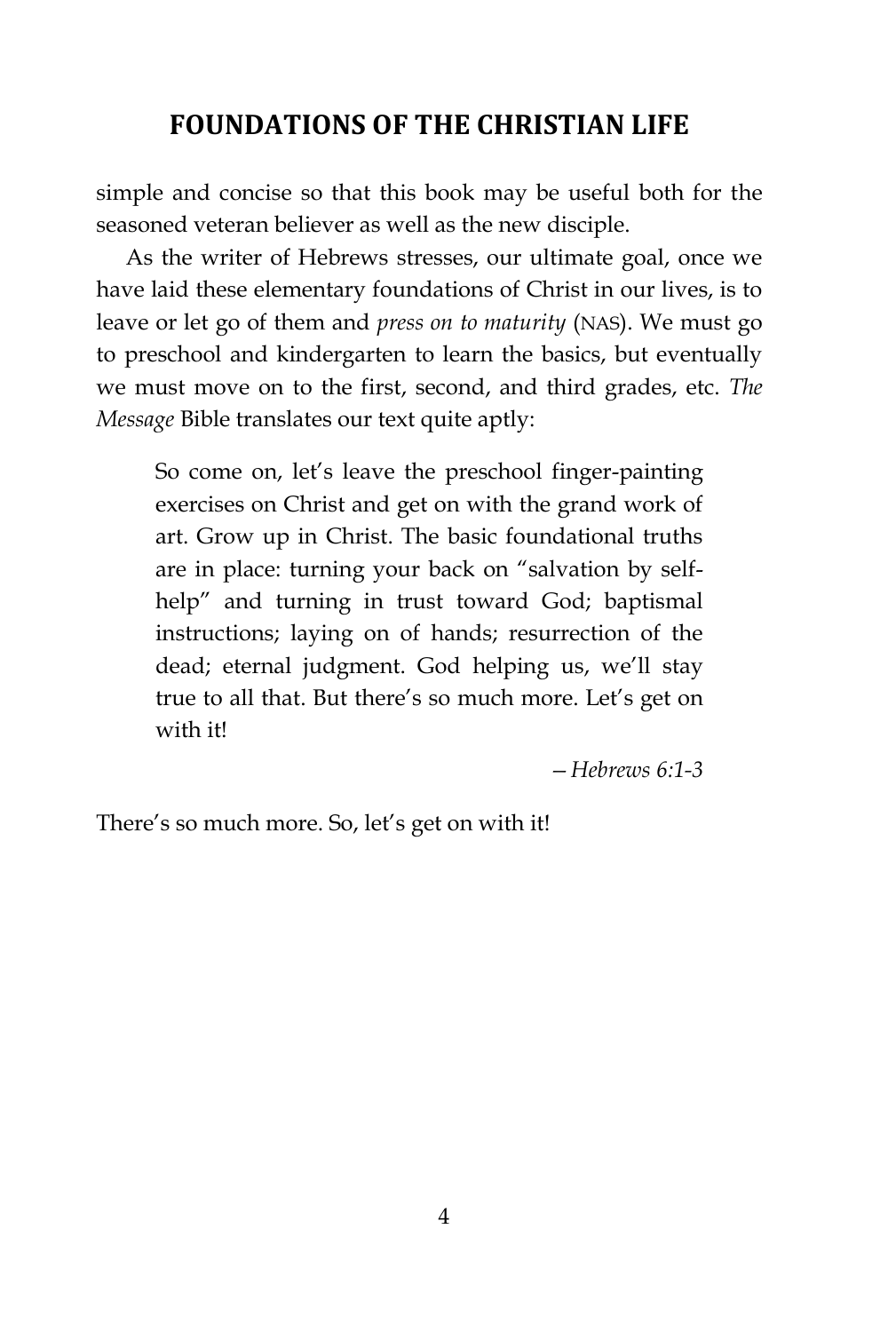simple and concise so that this book may be useful both for the seasoned veteran believer as well as the new disciple.

As the writer of Hebrews stresses, our ultimate goal, once we have laid these elementary foundations of Christ in our lives, is to leave or let go of them and *press on to maturity* (NAS). We must go to preschool and kindergarten to learn the basics, but eventually we must move on to the first, second, and third grades, etc. *The Message* Bible translates our text quite aptly:

> So come on, let's leave the preschool finger-painting exercises on Christ and get on with the grand work of art. Grow up in Christ. The basic foundational truths are in place: turning your back on "salvation by self-help" and turning in trust toward God; baptismal instructions; laying on of hands; resurrection of the dead; eternal judgment. God helping us, we'll stay true to all that. But there's so much more. Let's get on with it!
>
> —*Hebrews 6:1-3*

There's so much more. So, let's get on with it!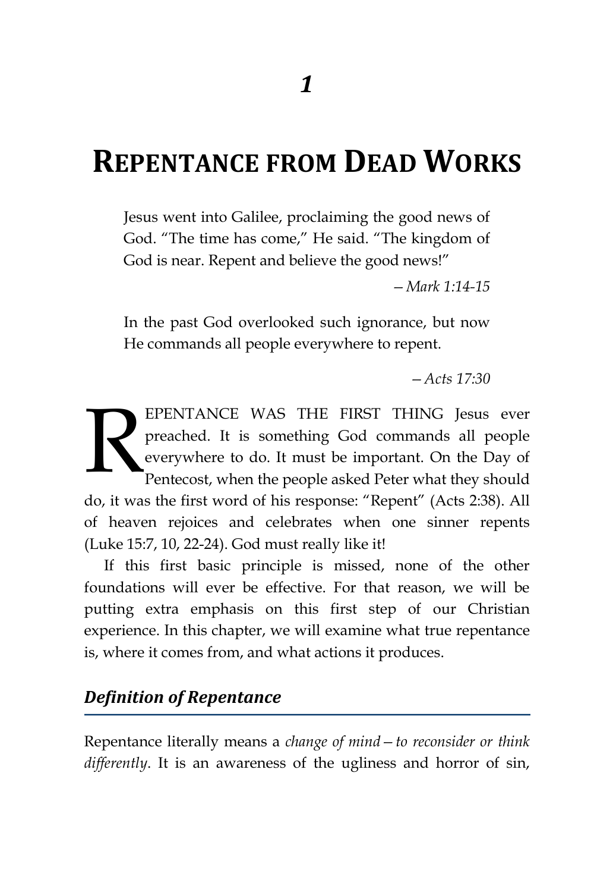# 1

# Repentance from Dead Works

> Jesus went into Galilee, proclaiming the good news of God. "The time has come," He said. "The kingdom of God is near. Repent and believe the good news!"
>
> — *Mark 1:14-15*

> In the past God overlooked such ignorance, but now He commands all people everywhere to repent.
>
> — *Acts 17:30*

REPENTANCE WAS THE FIRST THING Jesus ever preached. It is something God commands all people everywhere to do. It must be important. On the Day of Pentecost, when the people asked Peter what they should do, it was the first word of his response: "Repent" (Acts 2:38). All of heaven rejoices and celebrates when one sinner repents (Luke 15:7, 10, 22-24). God must really like it!

If this first basic principle is missed, none of the other foundations will ever be effective. For that reason, we will be putting extra emphasis on this first step of our Christian experience. In this chapter, we will examine what true repentance is, where it comes from, and what actions it produces.

## *Definition of Repentance*

Repentance literally means a *change of mind—to reconsider or think differently*. It is an awareness of the ugliness and horror of sin,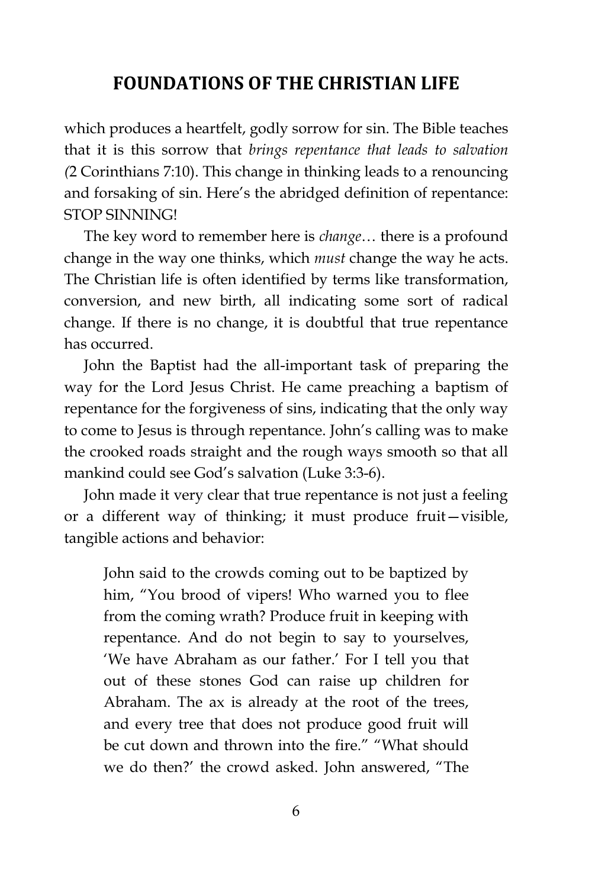which produces a heartfelt, godly sorrow for sin. The Bible teaches that it is this sorrow that *brings repentance that leads to salvation (*2 Corinthians 7:10). This change in thinking leads to a renouncing and forsaking of sin. Here's the abridged definition of repentance: STOP SINNING!

The key word to remember here is *change*… there is a profound change in the way one thinks, which *must* change the way he acts. The Christian life is often identified by terms like transformation, conversion, and new birth, all indicating some sort of radical change. If there is no change, it is doubtful that true repentance has occurred.

John the Baptist had the all-important task of preparing the way for the Lord Jesus Christ. He came preaching a baptism of repentance for the forgiveness of sins, indicating that the only way to come to Jesus is through repentance. John's calling was to make the crooked roads straight and the rough ways smooth so that all mankind could see God's salvation (Luke 3:3-6).

John made it very clear that true repentance is not just a feeling or a different way of thinking; it must produce fruit—visible, tangible actions and behavior:

> John said to the crowds coming out to be baptized by him, "You brood of vipers! Who warned you to flee from the coming wrath? Produce fruit in keeping with repentance. And do not begin to say to yourselves, 'We have Abraham as our father.' For I tell you that out of these stones God can raise up children for Abraham. The ax is already at the root of the trees, and every tree that does not produce good fruit will be cut down and thrown into the fire." "What should we do then?' the crowd asked. John answered, "The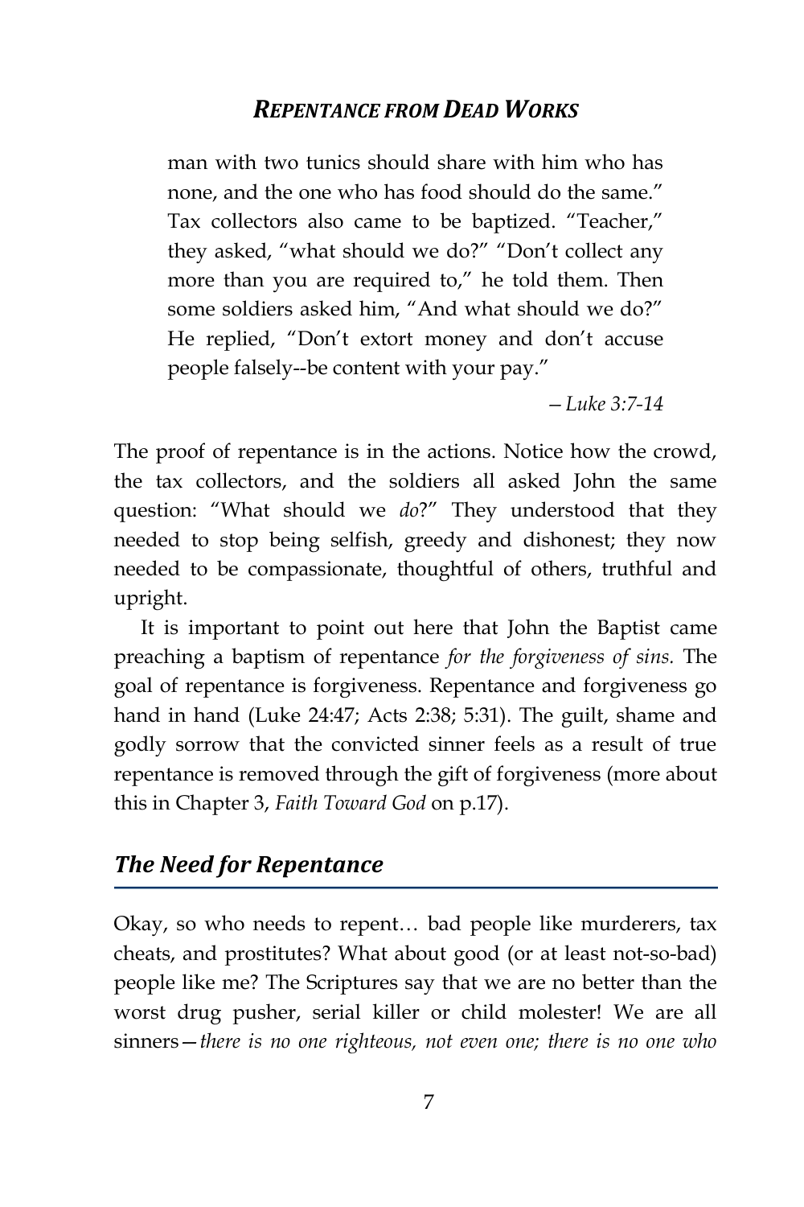> man with two tunics should share with him who has none, and the one who has food should do the same." Tax collectors also came to be baptized. "Teacher," they asked, "what should we do?" "Don't collect any more than you are required to," he told them. Then some soldiers asked him, "And what should we do?" He replied, "Don't extort money and don't accuse people falsely--be content with your pay."
>
> —*Luke 3:7-14*

The proof of repentance is in the actions. Notice how the crowd, the tax collectors, and the soldiers all asked John the same question: "What should we *do*?" They understood that they needed to stop being selfish, greedy and dishonest; they now needed to be compassionate, thoughtful of others, truthful and upright.

It is important to point out here that John the Baptist came preaching a baptism of repentance *for the forgiveness of sins.* The goal of repentance is forgiveness. Repentance and forgiveness go hand in hand (Luke 24:47; Acts 2:38; 5:31). The guilt, shame and godly sorrow that the convicted sinner feels as a result of true repentance is removed through the gift of forgiveness (more about this in Chapter 3, *Faith Toward God* on p.17).

## *The Need for Repentance*

Okay, so who needs to repent… bad people like murderers, tax cheats, and prostitutes? What about good (or at least not-so-bad) people like me? The Scriptures say that we are no better than the worst drug pusher, serial killer or child molester! We are all sinners—*there is no one righteous, not even one; there is no one who*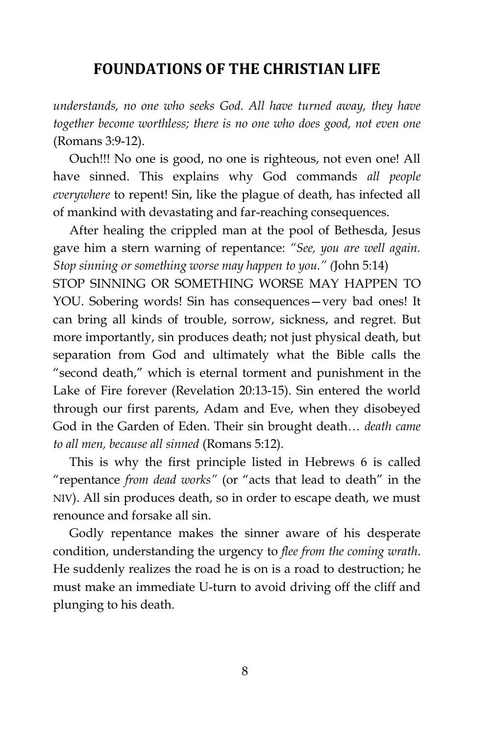*understands, no one who seeks God. All have turned away, they have together become worthless; there is no one who does good, not even one* (Romans 3:9-12).

Ouch!!! No one is good, no one is righteous, not even one! All have sinned. This explains why God commands *all people everywhere* to repent! Sin, like the plague of death, has infected all of mankind with devastating and far-reaching consequences.

After healing the crippled man at the pool of Bethesda, Jesus gave him a stern warning of repentance: *"See, you are well again. Stop sinning or something worse may happen to you." (*John 5:14)

STOP SINNING OR SOMETHING WORSE MAY HAPPEN TO YOU. Sobering words! Sin has consequences—very bad ones! It can bring all kinds of trouble, sorrow, sickness, and regret. But more importantly, sin produces death; not just physical death, but separation from God and ultimately what the Bible calls the "second death," which is eternal torment and punishment in the Lake of Fire forever (Revelation 20:13-15). Sin entered the world through our first parents, Adam and Eve, when they disobeyed God in the Garden of Eden. Their sin brought death… *death came to all men, because all sinned* (Romans 5:12).

This is why the first principle listed in Hebrews 6 is called "repentance *from dead works"* (or "acts that lead to death" in the NIV). All sin produces death, so in order to escape death, we must renounce and forsake all sin.

Godly repentance makes the sinner aware of his desperate condition, understanding the urgency to *flee from the coming wrath*. He suddenly realizes the road he is on is a road to destruction; he must make an immediate U-turn to avoid driving off the cliff and plunging to his death.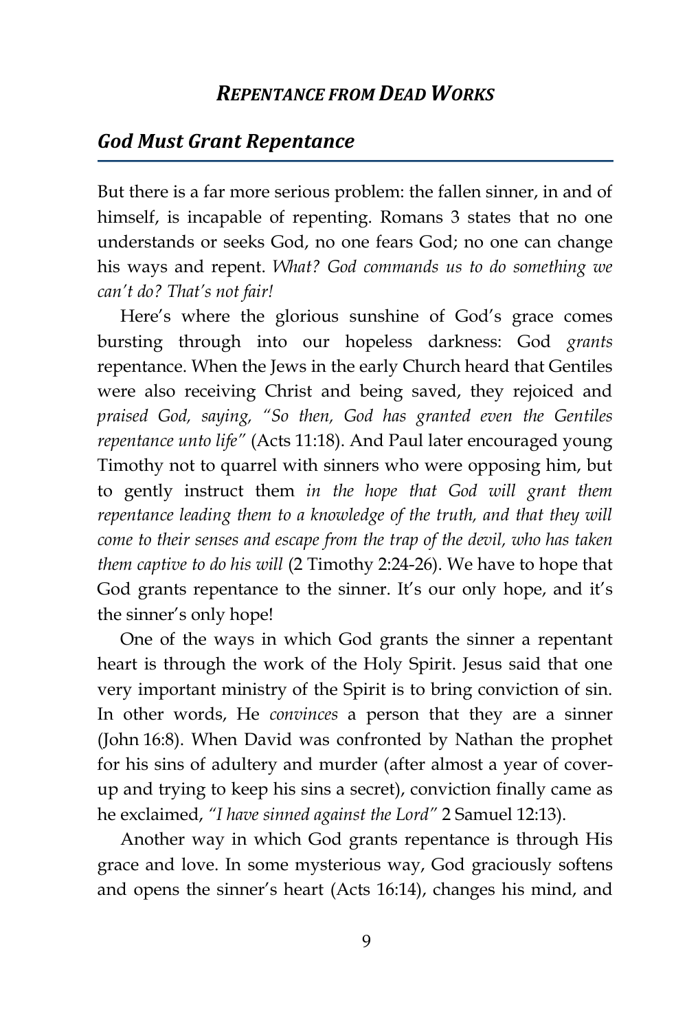## God Must Grant Repentance

But there is a far more serious problem: the fallen sinner, in and of himself, is incapable of repenting. Romans 3 states that no one understands or seeks God, no one fears God; no one can change his ways and repent. *What? God commands us to do something we can't do? That's not fair!*

Here's where the glorious sunshine of God's grace comes bursting through into our hopeless darkness: God *grants* repentance. When the Jews in the early Church heard that Gentiles were also receiving Christ and being saved, they rejoiced and *praised God, saying, "So then, God has granted even the Gentiles repentance unto life"* (Acts 11:18). And Paul later encouraged young Timothy not to quarrel with sinners who were opposing him, but to gently instruct them *in the hope that God will grant them repentance leading them to a knowledge of the truth, and that they will come to their senses and escape from the trap of the devil, who has taken them captive to do his will* (2 Timothy 2:24-26). We have to hope that God grants repentance to the sinner. It's our only hope, and it's the sinner's only hope!

One of the ways in which God grants the sinner a repentant heart is through the work of the Holy Spirit. Jesus said that one very important ministry of the Spirit is to bring conviction of sin. In other words, He *convinces* a person that they are a sinner (John 16:8). When David was confronted by Nathan the prophet for his sins of adultery and murder (after almost a year of cover-up and trying to keep his sins a secret), conviction finally came as he exclaimed, *"I have sinned against the Lord"* 2 Samuel 12:13).

Another way in which God grants repentance is through His grace and love. In some mysterious way, God graciously softens and opens the sinner's heart (Acts 16:14), changes his mind, and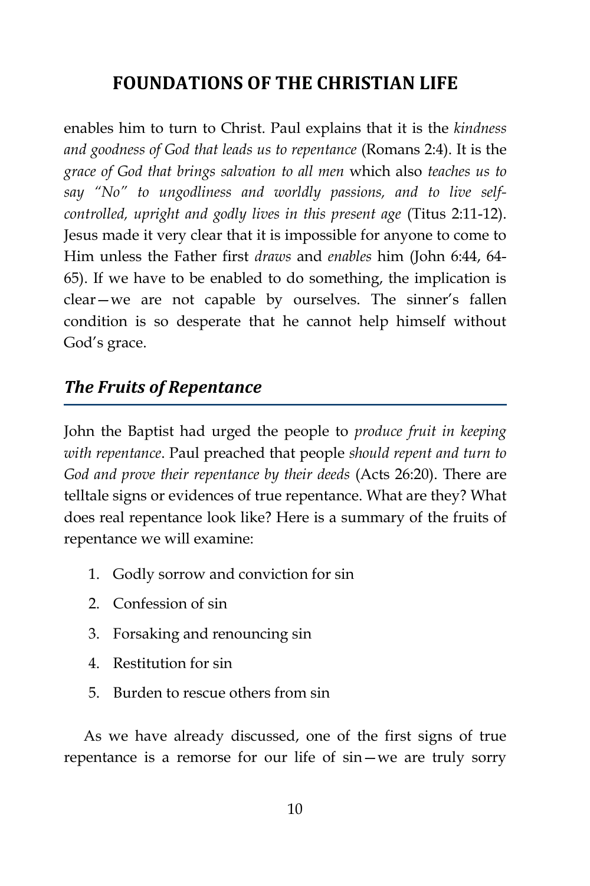enables him to turn to Christ. Paul explains that it is the *kindness and goodness of God that leads us to repentance* (Romans 2:4). It is the *grace of God that brings salvation to all men* which also *teaches us to say "No" to ungodliness and worldly passions, and to live self-controlled, upright and godly lives in this present age* (Titus 2:11-12). Jesus made it very clear that it is impossible for anyone to come to Him unless the Father first *draws* and *enables* him (John 6:44, 64-65). If we have to be enabled to do something, the implication is clear—we are not capable by ourselves. The sinner's fallen condition is so desperate that he cannot help himself without God's grace.

## *The Fruits of Repentance*

John the Baptist had urged the people to *produce fruit in keeping with repentance*. Paul preached that people *should repent and turn to God and prove their repentance by their deeds* (Acts 26:20). There are telltale signs or evidences of true repentance. What are they? What does real repentance look like? Here is a summary of the fruits of repentance we will examine:

1. Godly sorrow and conviction for sin
2. Confession of sin
3. Forsaking and renouncing sin
4. Restitution for sin
5. Burden to rescue others from sin

As we have already discussed, one of the first signs of true repentance is a remorse for our life of sin—we are truly sorry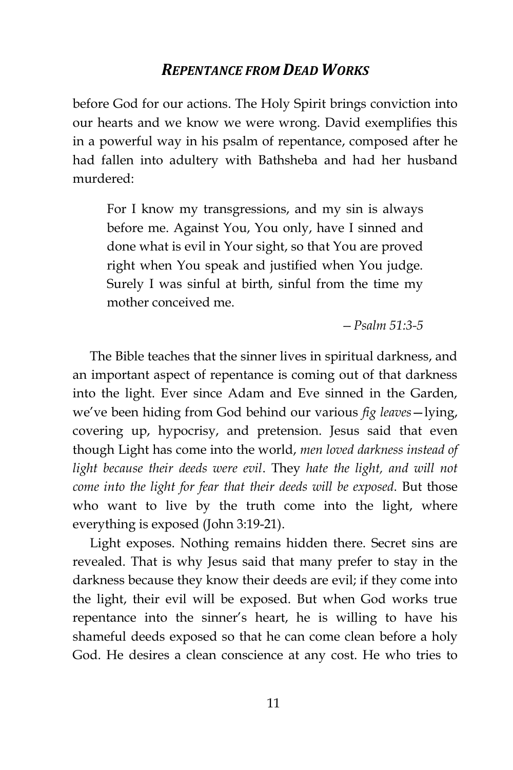before God for our actions. The Holy Spirit brings conviction into our hearts and we know we were wrong. David exemplifies this in a powerful way in his psalm of repentance, composed after he had fallen into adultery with Bathsheba and had her husband murdered:

> For I know my transgressions, and my sin is always before me. Against You, You only, have I sinned and done what is evil in Your sight, so that You are proved right when You speak and justified when You judge. Surely I was sinful at birth, sinful from the time my mother conceived me.
>
> *—Psalm 51:3-5*

The Bible teaches that the sinner lives in spiritual darkness, and an important aspect of repentance is coming out of that darkness into the light. Ever since Adam and Eve sinned in the Garden, we've been hiding from God behind our various *fig leaves*—lying, covering up, hypocrisy, and pretension. Jesus said that even though Light has come into the world, *men loved darkness instead of light because their deeds were evil*. They *hate the light, and will not come into the light for fear that their deeds will be exposed*. But those who want to live by the truth come into the light, where everything is exposed (John 3:19-21).

Light exposes. Nothing remains hidden there. Secret sins are revealed. That is why Jesus said that many prefer to stay in the darkness because they know their deeds are evil; if they come into the light, their evil will be exposed. But when God works true repentance into the sinner's heart, he is willing to have his shameful deeds exposed so that he can come clean before a holy God. He desires a clean conscience at any cost. He who tries to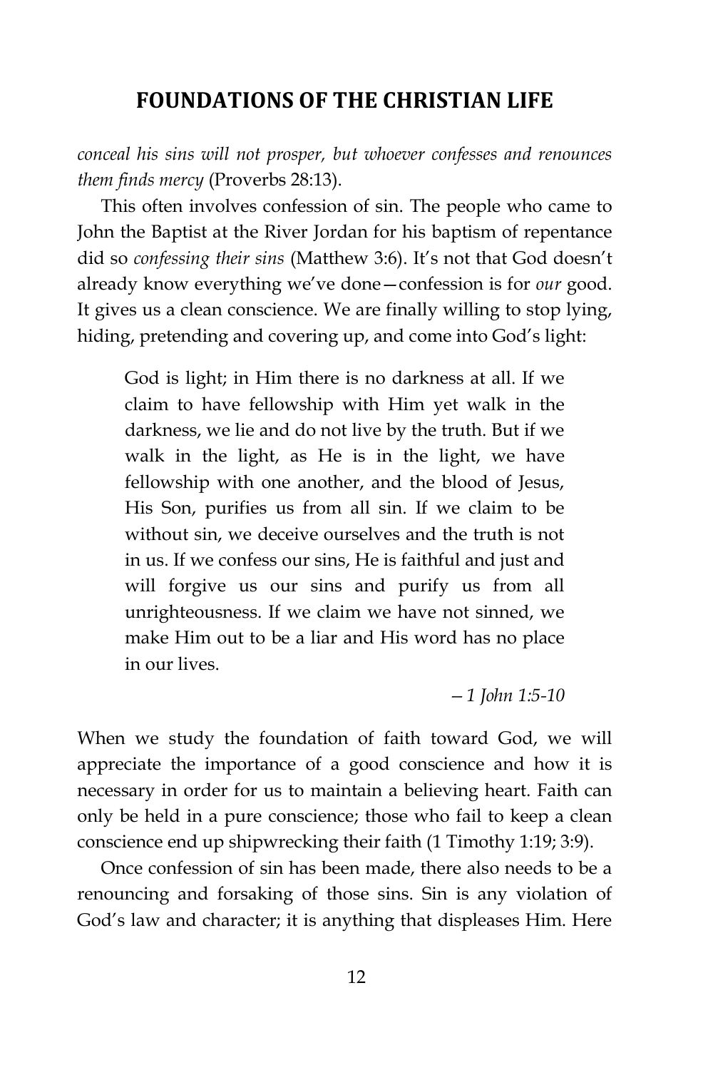*conceal his sins will not prosper, but whoever confesses and renounces them finds mercy* (Proverbs 28:13).

This often involves confession of sin. The people who came to John the Baptist at the River Jordan for his baptism of repentance did so *confessing their sins* (Matthew 3:6). It's not that God doesn't already know everything we've done—confession is for *our* good. It gives us a clean conscience. We are finally willing to stop lying, hiding, pretending and covering up, and come into God's light:

> God is light; in Him there is no darkness at all. If we claim to have fellowship with Him yet walk in the darkness, we lie and do not live by the truth. But if we walk in the light, as He is in the light, we have fellowship with one another, and the blood of Jesus, His Son, purifies us from all sin. If we claim to be without sin, we deceive ourselves and the truth is not in us. If we confess our sins, He is faithful and just and will forgive us our sins and purify us from all unrighteousness. If we claim we have not sinned, we make Him out to be a liar and His word has no place in our lives.
>
> *—1 John 1:5-10*

When we study the foundation of faith toward God, we will appreciate the importance of a good conscience and how it is necessary in order for us to maintain a believing heart. Faith can only be held in a pure conscience; those who fail to keep a clean conscience end up shipwrecking their faith (1 Timothy 1:19; 3:9).

Once confession of sin has been made, there also needs to be a renouncing and forsaking of those sins. Sin is any violation of God's law and character; it is anything that displeases Him. Here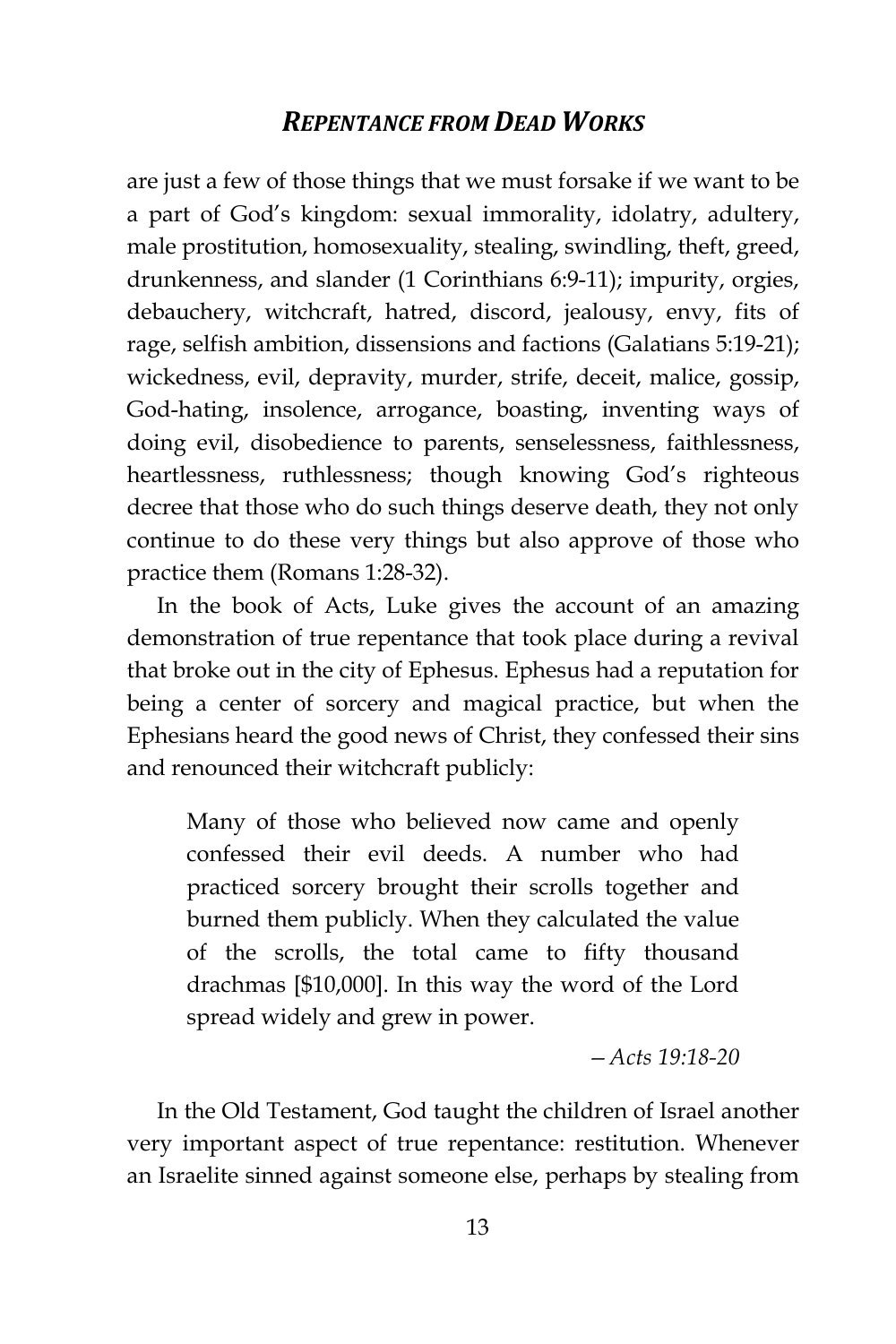are just a few of those things that we must forsake if we want to be a part of God's kingdom: sexual immorality, idolatry, adultery, male prostitution, homosexuality, stealing, swindling, theft, greed, drunkenness, and slander (1 Corinthians 6:9-11); impurity, orgies, debauchery, witchcraft, hatred, discord, jealousy, envy, fits of rage, selfish ambition, dissensions and factions (Galatians 5:19-21); wickedness, evil, depravity, murder, strife, deceit, malice, gossip, God-hating, insolence, arrogance, boasting, inventing ways of doing evil, disobedience to parents, senselessness, faithlessness, heartlessness, ruthlessness; though knowing God's righteous decree that those who do such things deserve death, they not only continue to do these very things but also approve of those who practice them (Romans 1:28-32).

In the book of Acts, Luke gives the account of an amazing demonstration of true repentance that took place during a revival that broke out in the city of Ephesus. Ephesus had a reputation for being a center of sorcery and magical practice, but when the Ephesians heard the good news of Christ, they confessed their sins and renounced their witchcraft publicly:

> Many of those who believed now came and openly confessed their evil deeds. A number who had practiced sorcery brought their scrolls together and burned them publicly. When they calculated the value of the scrolls, the total came to fifty thousand drachmas [$10,000]. In this way the word of the Lord spread widely and grew in power.
>
> —*Acts 19:18-20*

In the Old Testament, God taught the children of Israel another very important aspect of true repentance: restitution. Whenever an Israelite sinned against someone else, perhaps by stealing from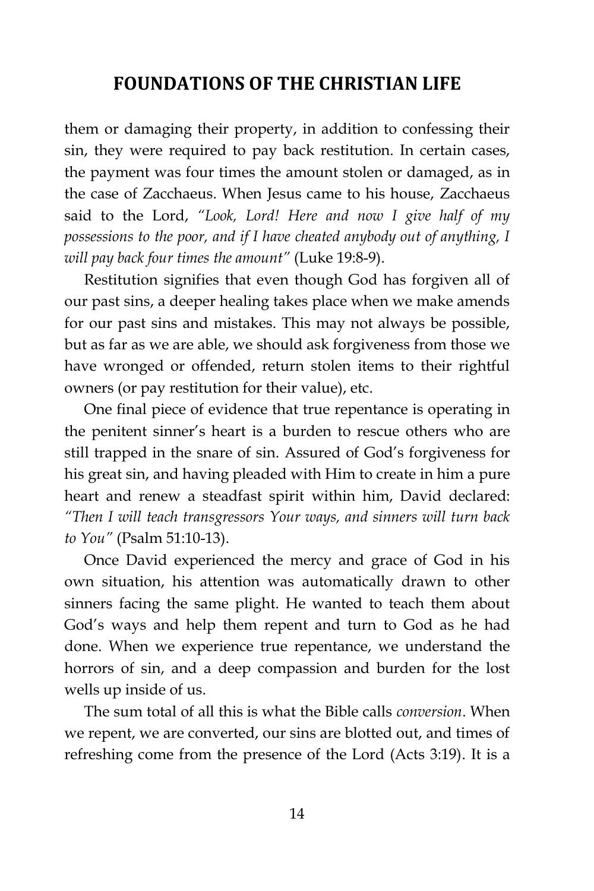them or damaging their property, in addition to confessing their sin, they were required to pay back restitution. In certain cases, the payment was four times the amount stolen or damaged, as in the case of Zacchaeus. When Jesus came to his house, Zacchaeus said to the Lord, *"Look, Lord! Here and now I give half of my possessions to the poor, and if I have cheated anybody out of anything, I will pay back four times the amount"* (Luke 19:8-9).

Restitution signifies that even though God has forgiven all of our past sins, a deeper healing takes place when we make amends for our past sins and mistakes. This may not always be possible, but as far as we are able, we should ask forgiveness from those we have wronged or offended, return stolen items to their rightful owners (or pay restitution for their value), etc.

One final piece of evidence that true repentance is operating in the penitent sinner's heart is a burden to rescue others who are still trapped in the snare of sin. Assured of God's forgiveness for his great sin, and having pleaded with Him to create in him a pure heart and renew a steadfast spirit within him, David declared: *"Then I will teach transgressors Your ways, and sinners will turn back to You"* (Psalm 51:10-13).

Once David experienced the mercy and grace of God in his own situation, his attention was automatically drawn to other sinners facing the same plight. He wanted to teach them about God's ways and help them repent and turn to God as he had done. When we experience true repentance, we understand the horrors of sin, and a deep compassion and burden for the lost wells up inside of us.

The sum total of all this is what the Bible calls *conversion*. When we repent, we are converted, our sins are blotted out, and times of refreshing come from the presence of the Lord (Acts 3:19). It is a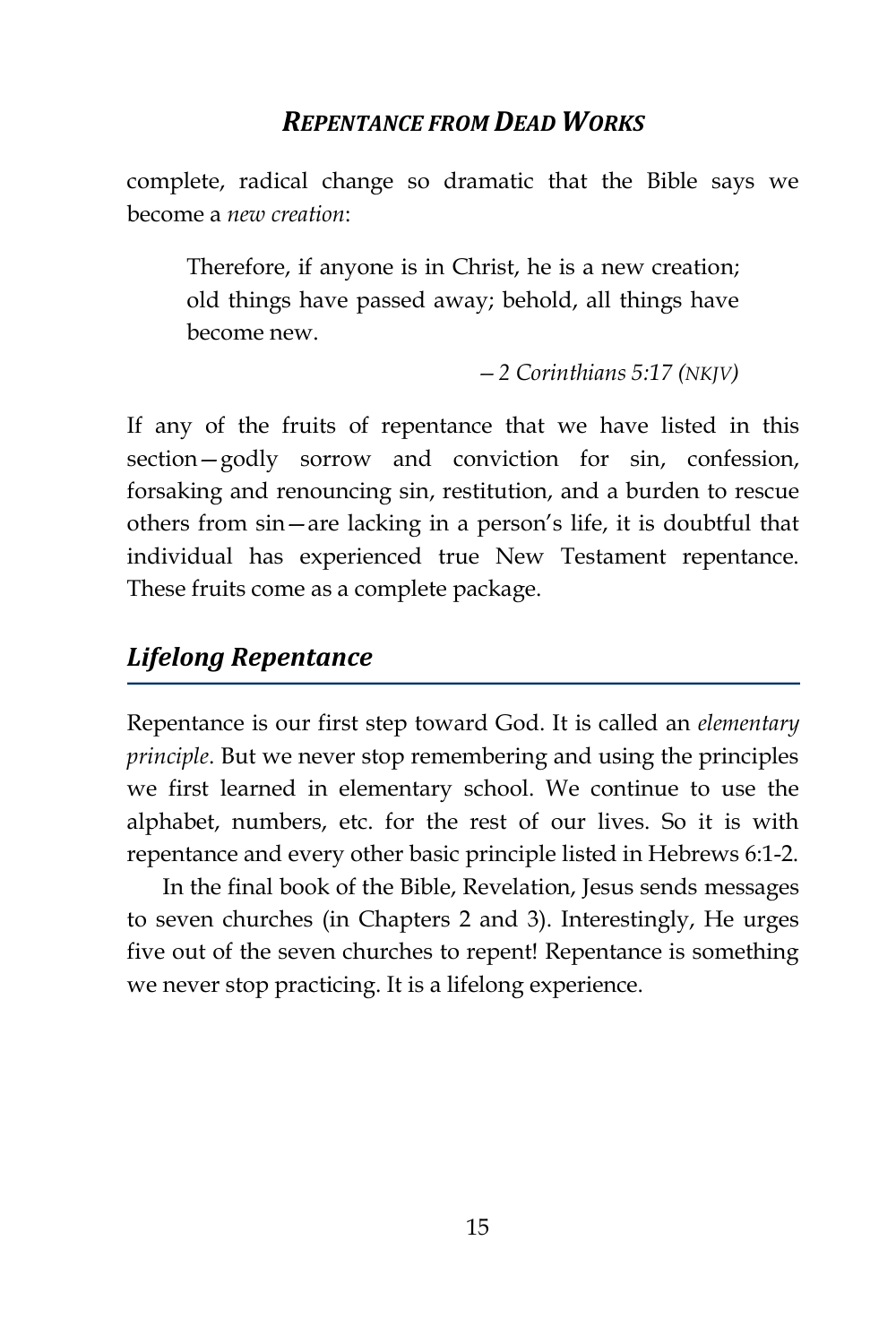complete, radical change so dramatic that the Bible says we become a *new creation*:

> Therefore, if anyone is in Christ, he is a new creation; old things have passed away; behold, all things have become new.
>
> —*2 Corinthians 5:17 (NKJV)*

If any of the fruits of repentance that we have listed in this section—godly sorrow and conviction for sin, confession, forsaking and renouncing sin, restitution, and a burden to rescue others from sin—are lacking in a person's life, it is doubtful that individual has experienced true New Testament repentance. These fruits come as a complete package.

## *Lifelong Repentance*

Repentance is our first step toward God. It is called an *elementary principle*. But we never stop remembering and using the principles we first learned in elementary school. We continue to use the alphabet, numbers, etc. for the rest of our lives. So it is with repentance and every other basic principle listed in Hebrews 6:1-2.

In the final book of the Bible, Revelation, Jesus sends messages to seven churches (in Chapters 2 and 3). Interestingly, He urges five out of the seven churches to repent! Repentance is something we never stop practicing. It is a lifelong experience.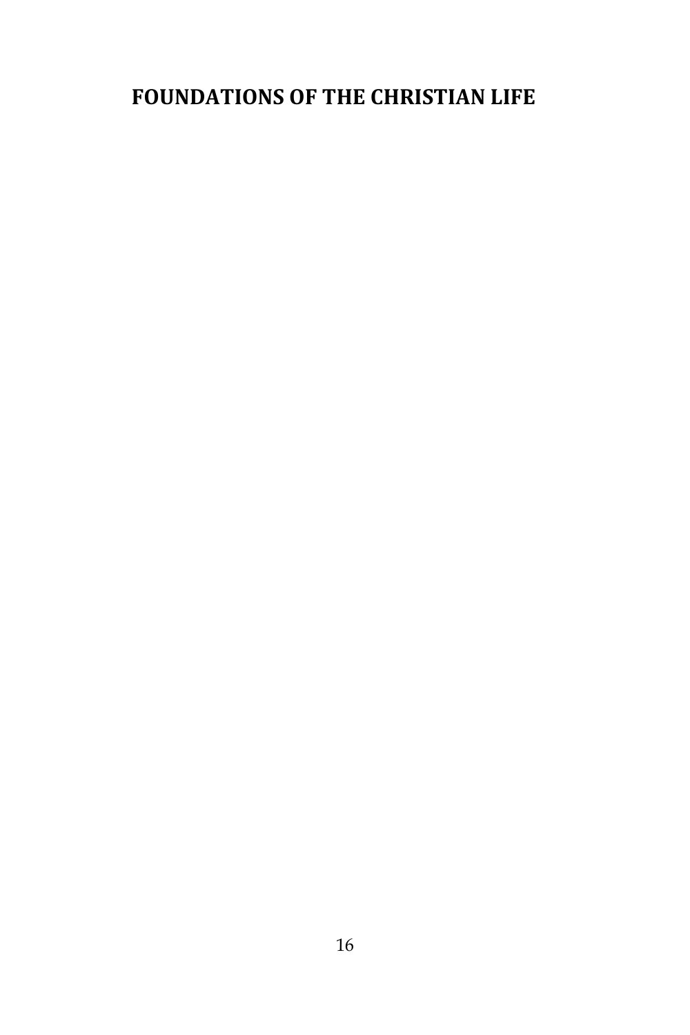# FOUNDATIONS OF THE CHRISTIAN LIFE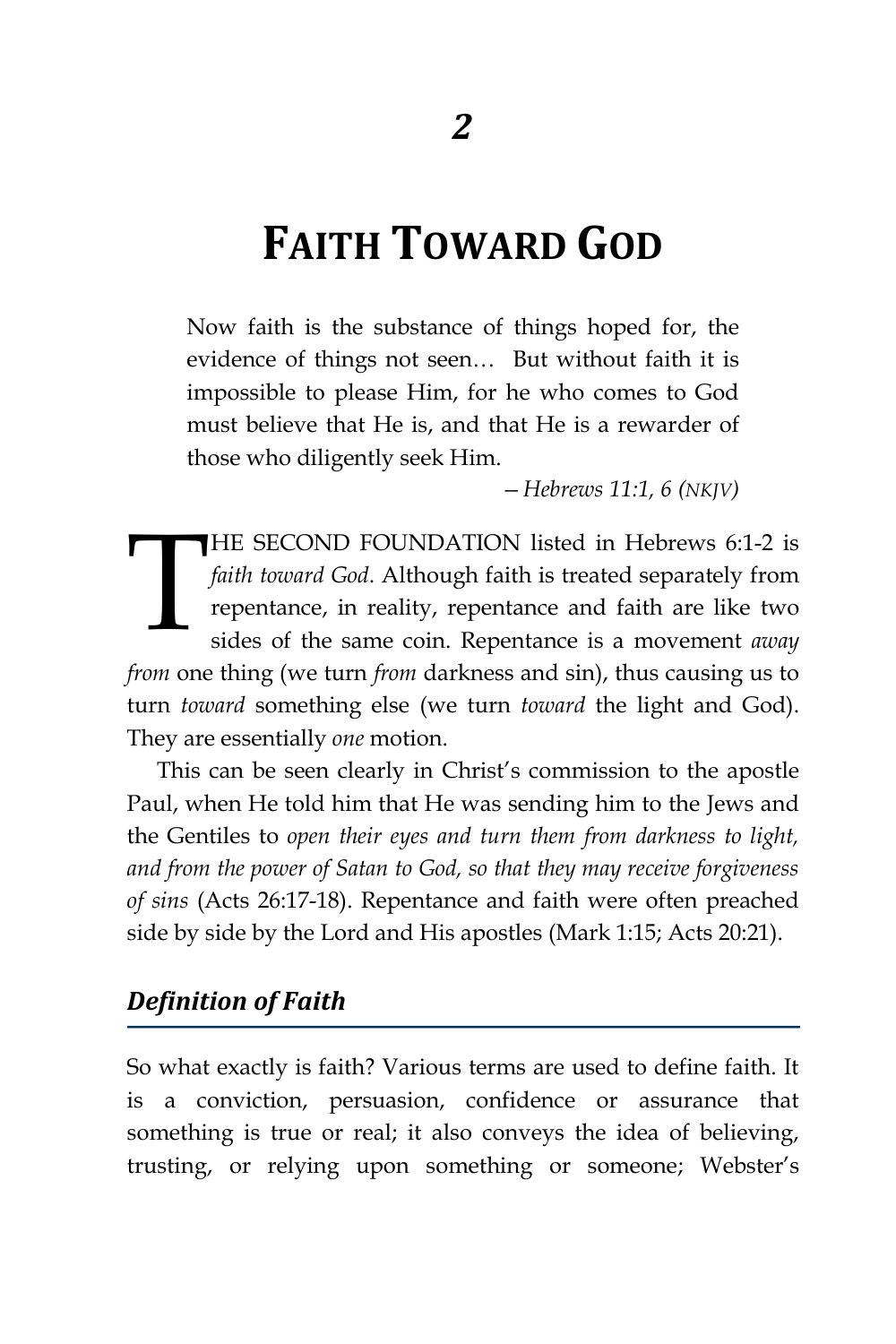*2*

# FAITH TOWARD GOD

> Now faith is the substance of things hoped for, the evidence of things not seen… But without faith it is impossible to please Him, for he who comes to God must believe that He is, and that He is a rewarder of those who diligently seek Him.
>
> *– Hebrews 11:1, 6 (NKJV)*

THE SECOND FOUNDATION listed in Hebrews 6:1-2 is *faith toward God*. Although faith is treated separately from repentance, in reality, repentance and faith are like two sides of the same coin. Repentance is a movement *away from* one thing (we turn *from* darkness and sin), thus causing us to turn *toward* something else (we turn *toward* the light and God). They are essentially *one* motion.

This can be seen clearly in Christ's commission to the apostle Paul, when He told him that He was sending him to the Jews and the Gentiles to *open their eyes and turn them from darkness to light, and from the power of Satan to God, so that they may receive forgiveness of sins* (Acts 26:17-18). Repentance and faith were often preached side by side by the Lord and His apostles (Mark 1:15; Acts 20:21).

## *Definition of Faith*

So what exactly is faith? Various terms are used to define faith. It is a conviction, persuasion, confidence or assurance that something is true or real; it also conveys the idea of believing, trusting, or relying upon something or someone; Webster's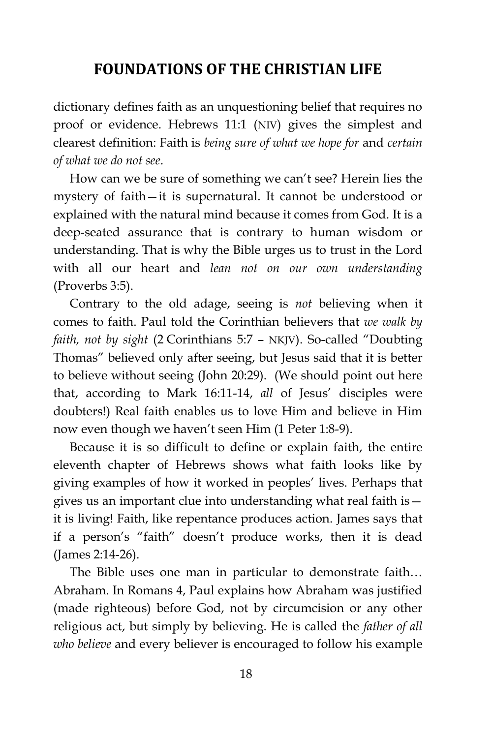dictionary defines faith as an unquestioning belief that requires no proof or evidence. Hebrews 11:1 (NIV) gives the simplest and clearest definition: Faith is *being sure of what we hope for* and *certain of what we do not see*.

How can we be sure of something we can't see? Herein lies the mystery of faith—it is supernatural. It cannot be understood or explained with the natural mind because it comes from God. It is a deep-seated assurance that is contrary to human wisdom or understanding. That is why the Bible urges us to trust in the Lord with all our heart and *lean not on our own understanding* (Proverbs 3:5).

Contrary to the old adage, seeing is *not* believing when it comes to faith. Paul told the Corinthian believers that *we walk by faith, not by sight* (2 Corinthians 5:7 – NKJV). So-called "Doubting Thomas" believed only after seeing, but Jesus said that it is better to believe without seeing (John 20:29). (We should point out here that, according to Mark 16:11-14, *all* of Jesus' disciples were doubters!) Real faith enables us to love Him and believe in Him now even though we haven't seen Him (1 Peter 1:8-9).

Because it is so difficult to define or explain faith, the entire eleventh chapter of Hebrews shows what faith looks like by giving examples of how it worked in peoples' lives. Perhaps that gives us an important clue into understanding what real faith is—it is living! Faith, like repentance produces action. James says that if a person's "faith" doesn't produce works, then it is dead (James 2:14-26).

The Bible uses one man in particular to demonstrate faith… Abraham. In Romans 4, Paul explains how Abraham was justified (made righteous) before God, not by circumcision or any other religious act, but simply by believing. He is called the *father of all who believe* and every believer is encouraged to follow his example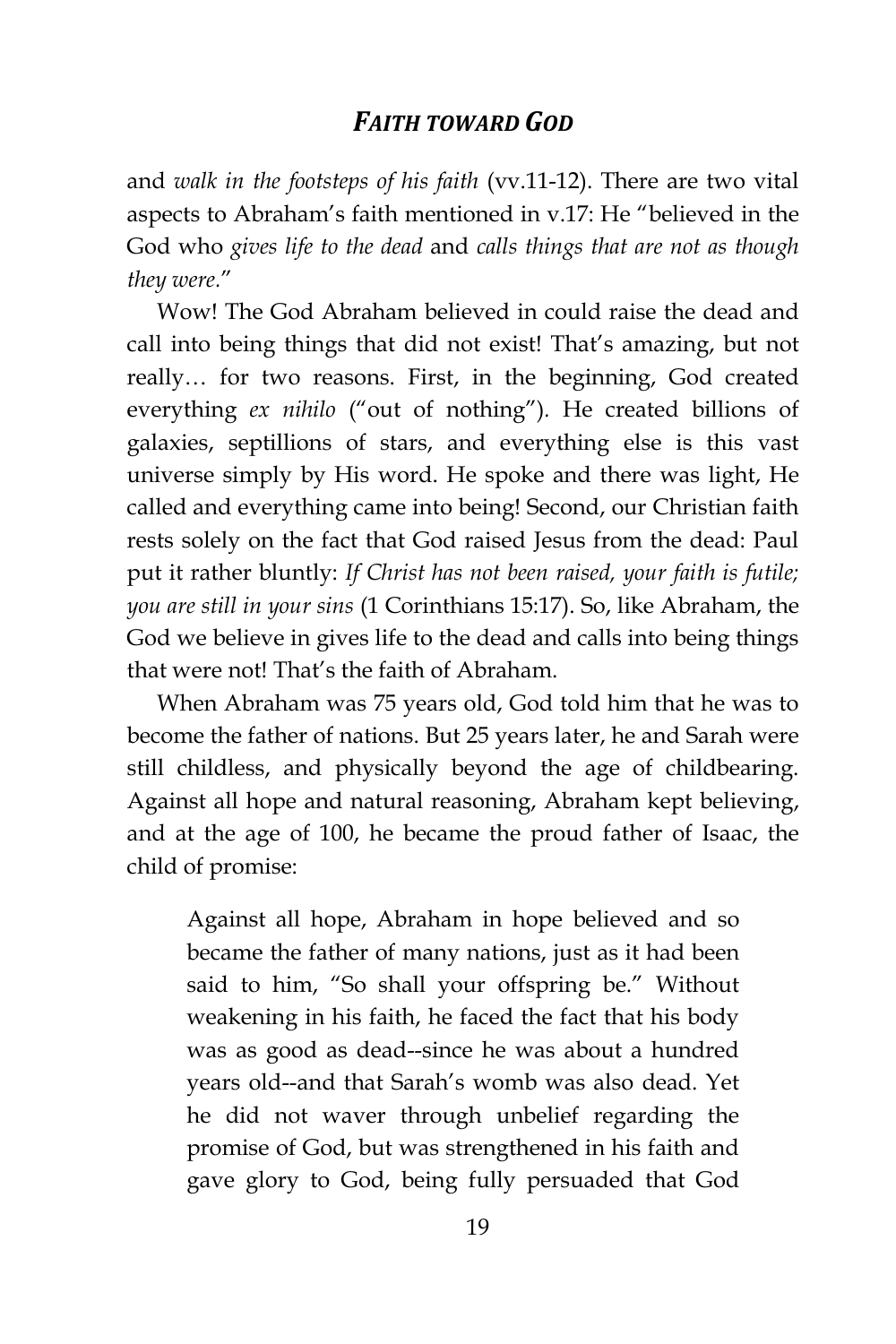and *walk in the footsteps of his faith* (vv.11-12). There are two vital aspects to Abraham's faith mentioned in v.17: He "believed in the God who *gives life to the dead* and *calls things that are not as though they were*."

Wow! The God Abraham believed in could raise the dead and call into being things that did not exist! That's amazing, but not really… for two reasons. First, in the beginning, God created everything *ex nihilo* ("out of nothing"). He created billions of galaxies, septillions of stars, and everything else is this vast universe simply by His word. He spoke and there was light, He called and everything came into being! Second, our Christian faith rests solely on the fact that God raised Jesus from the dead: Paul put it rather bluntly: *If Christ has not been raised, your faith is futile; you are still in your sins* (1 Corinthians 15:17). So, like Abraham, the God we believe in gives life to the dead and calls into being things that were not! That's the faith of Abraham.

When Abraham was 75 years old, God told him that he was to become the father of nations. But 25 years later, he and Sarah were still childless, and physically beyond the age of childbearing. Against all hope and natural reasoning, Abraham kept believing, and at the age of 100, he became the proud father of Isaac, the child of promise:

> Against all hope, Abraham in hope believed and so became the father of many nations, just as it had been said to him, "So shall your offspring be." Without weakening in his faith, he faced the fact that his body was as good as dead--since he was about a hundred years old--and that Sarah's womb was also dead. Yet he did not waver through unbelief regarding the promise of God, but was strengthened in his faith and gave glory to God, being fully persuaded that God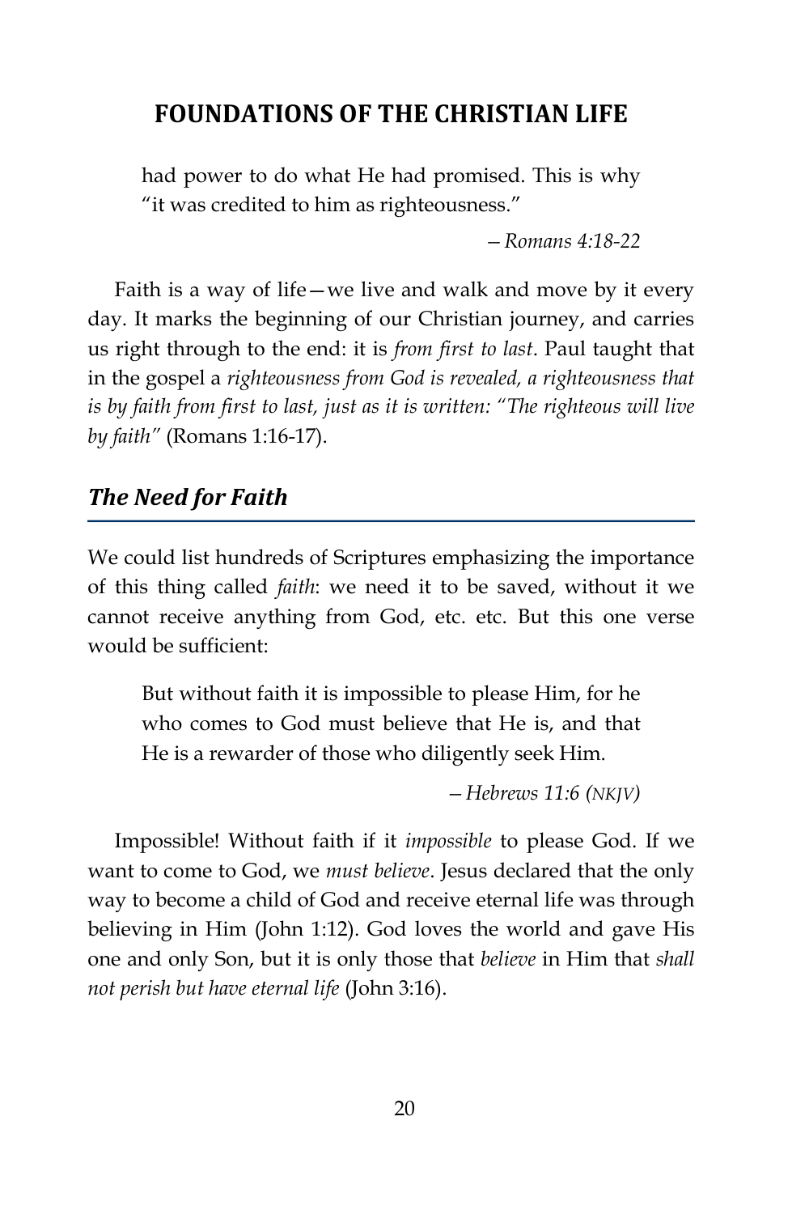> had power to do what He had promised. This is why "it was credited to him as righteousness."
>
> *– Romans 4:18-22*

Faith is a way of life—we live and walk and move by it every day. It marks the beginning of our Christian journey, and carries us right through to the end: it is *from first to last*. Paul taught that in the gospel a *righteousness from God is revealed, a righteousness that is by faith from first to last, just as it is written: "The righteous will live by faith"* (Romans 1:16-17).

## *The Need for Faith*

We could list hundreds of Scriptures emphasizing the importance of this thing called *faith*: we need it to be saved, without it we cannot receive anything from God, etc. etc. But this one verse would be sufficient:

> But without faith it is impossible to please Him, for he who comes to God must believe that He is, and that He is a rewarder of those who diligently seek Him.
>
> *– Hebrews 11:6 (NKJV)*

Impossible! Without faith if it *impossible* to please God. If we want to come to God, we *must believe*. Jesus declared that the only way to become a child of God and receive eternal life was through believing in Him (John 1:12). God loves the world and gave His one and only Son, but it is only those that *believe* in Him that *shall not perish but have eternal life* (John 3:16).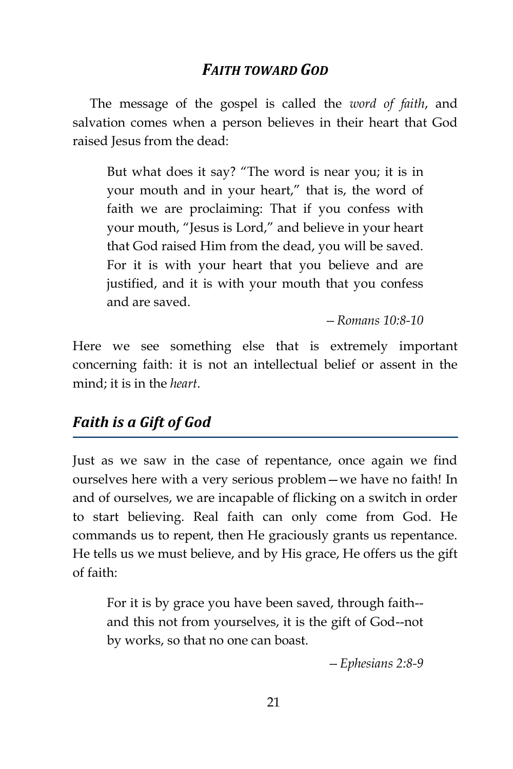## *FAITH TOWARD GOD*

The message of the gospel is called the *word of faith*, and salvation comes when a person believes in their heart that God raised Jesus from the dead:

> But what does it say? "The word is near you; it is in your mouth and in your heart," that is, the word of faith we are proclaiming: That if you confess with your mouth, "Jesus is Lord," and believe in your heart that God raised Him from the dead, you will be saved. For it is with your heart that you believe and are justified, and it is with your mouth that you confess and are saved.
>
> *– Romans 10:8-10*

Here we see something else that is extremely important concerning faith: it is not an intellectual belief or assent in the mind; it is in the *heart*.

### *Faith is a Gift of God*

Just as we saw in the case of repentance, once again we find ourselves here with a very serious problem—we have no faith! In and of ourselves, we are incapable of flicking on a switch in order to start believing. Real faith can only come from God. He commands us to repent, then He graciously grants us repentance. He tells us we must believe, and by His grace, He offers us the gift of faith:

> For it is by grace you have been saved, through faith--and this not from yourselves, it is the gift of God--not by works, so that no one can boast.
>
> *– Ephesians 2:8-9*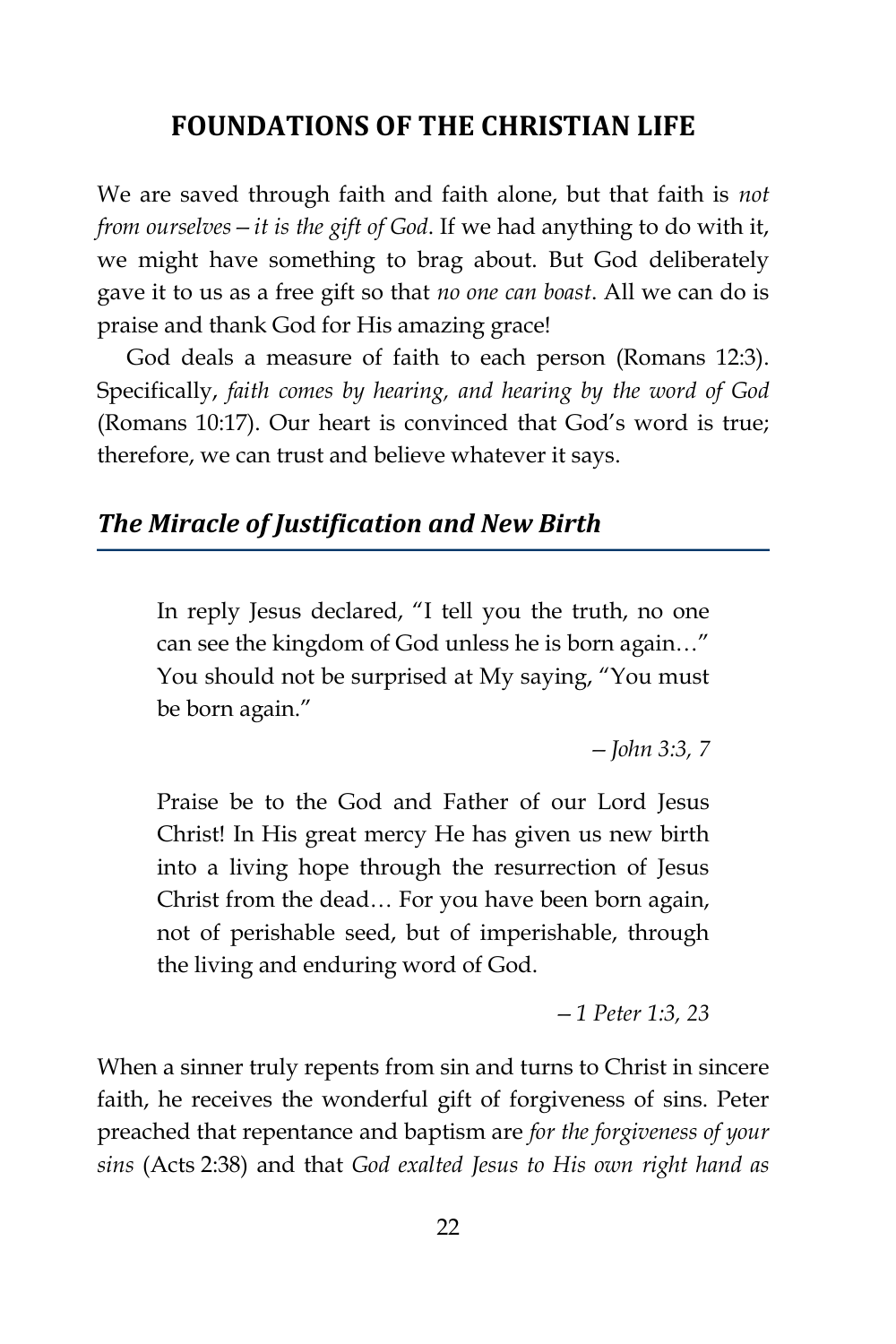## FOUNDATIONS OF THE CHRISTIAN LIFE

We are saved through faith and faith alone, but that faith is *not from ourselves—it is the gift of God*. If we had anything to do with it, we might have something to brag about. But God deliberately gave it to us as a free gift so that *no one can boast*. All we can do is praise and thank God for His amazing grace!

God deals a measure of faith to each person (Romans 12:3). Specifically, *faith comes by hearing, and hearing by the word of God* (Romans 10:17). Our heart is convinced that God's word is true; therefore, we can trust and believe whatever it says.

### *The Miracle of Justification and New Birth*

> In reply Jesus declared, "I tell you the truth, no one can see the kingdom of God unless he is born again…" You should not be surprised at My saying, "You must be born again."
>
> —*John 3:3, 7*

> Praise be to the God and Father of our Lord Jesus Christ! In His great mercy He has given us new birth into a living hope through the resurrection of Jesus Christ from the dead… For you have been born again, not of perishable seed, but of imperishable, through the living and enduring word of God.
>
> —*1 Peter 1:3, 23*

When a sinner truly repents from sin and turns to Christ in sincere faith, he receives the wonderful gift of forgiveness of sins. Peter preached that repentance and baptism are *for the forgiveness of your sins* (Acts 2:38) and that *God exalted Jesus to His own right hand as*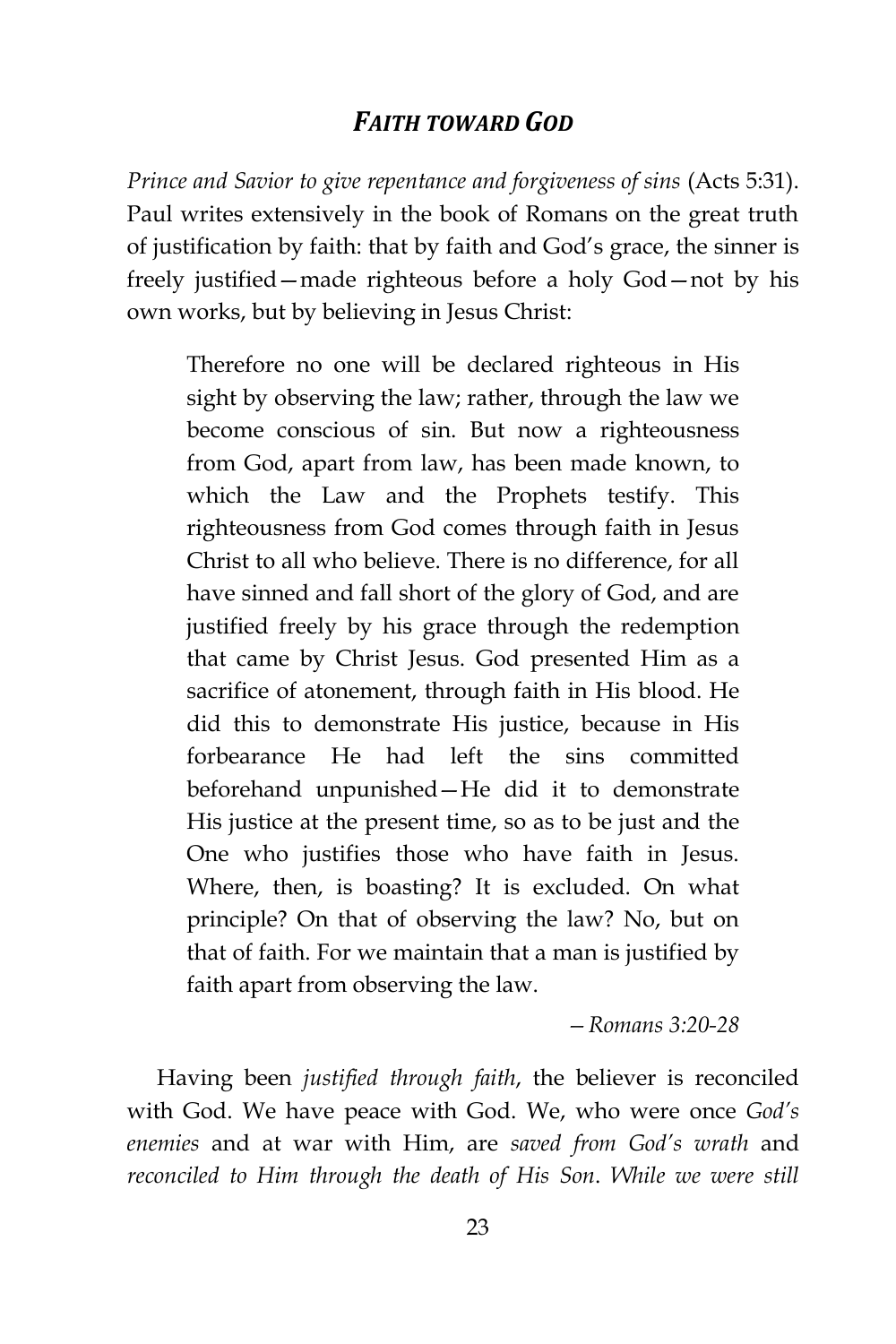*Prince and Savior to give repentance and forgiveness of sins* (Acts 5:31). Paul writes extensively in the book of Romans on the great truth of justification by faith: that by faith and God's grace, the sinner is freely justified—made righteous before a holy God—not by his own works, but by believing in Jesus Christ:

> Therefore no one will be declared righteous in His sight by observing the law; rather, through the law we become conscious of sin. But now a righteousness from God, apart from law, has been made known, to which the Law and the Prophets testify. This righteousness from God comes through faith in Jesus Christ to all who believe. There is no difference, for all have sinned and fall short of the glory of God, and are justified freely by his grace through the redemption that came by Christ Jesus. God presented Him as a sacrifice of atonement, through faith in His blood. He did this to demonstrate His justice, because in His forbearance He had left the sins committed beforehand unpunished—He did it to demonstrate His justice at the present time, so as to be just and the One who justifies those who have faith in Jesus. Where, then, is boasting? It is excluded. On what principle? On that of observing the law? No, but on that of faith. For we maintain that a man is justified by faith apart from observing the law.
>
> *– Romans 3:20-28*

Having been *justified through faith*, the believer is reconciled with God. We have peace with God. We, who were once *God's enemies* and at war with Him, are *saved from God's wrath* and *reconciled to Him through the death of His Son*. *While we were still*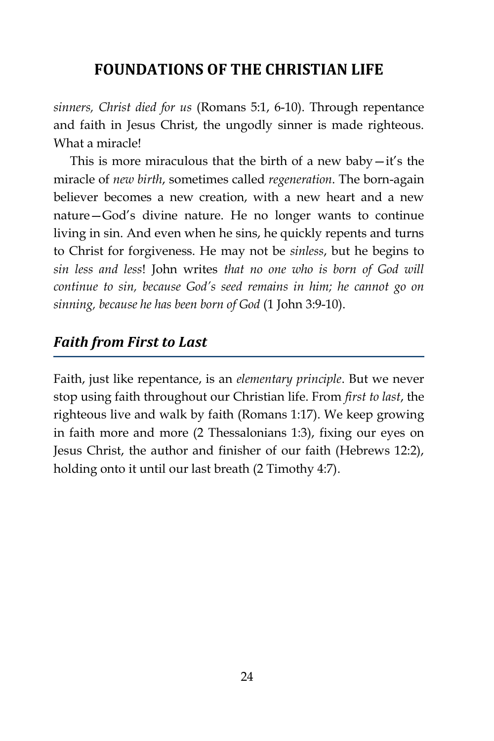*sinners, Christ died for us* (Romans 5:1, 6-10). Through repentance and faith in Jesus Christ, the ungodly sinner is made righteous. What a miracle!

This is more miraculous that the birth of a new baby—it's the miracle of *new birth*, sometimes called *regeneration*. The born-again believer becomes a new creation, with a new heart and a new nature—God's divine nature. He no longer wants to continue living in sin. And even when he sins, he quickly repents and turns to Christ for forgiveness. He may not be *sinless*, but he begins to *sin less and less*! John writes *that no one who is born of God will continue to sin, because God's seed remains in him; he cannot go on sinning, because he has been born of God* (1 John 3:9-10).

## *Faith from First to Last*

Faith, just like repentance, is an *elementary principle*. But we never stop using faith throughout our Christian life. From *first to last*, the righteous live and walk by faith (Romans 1:17). We keep growing in faith more and more (2 Thessalonians 1:3), fixing our eyes on Jesus Christ, the author and finisher of our faith (Hebrews 12:2), holding onto it until our last breath (2 Timothy 4:7).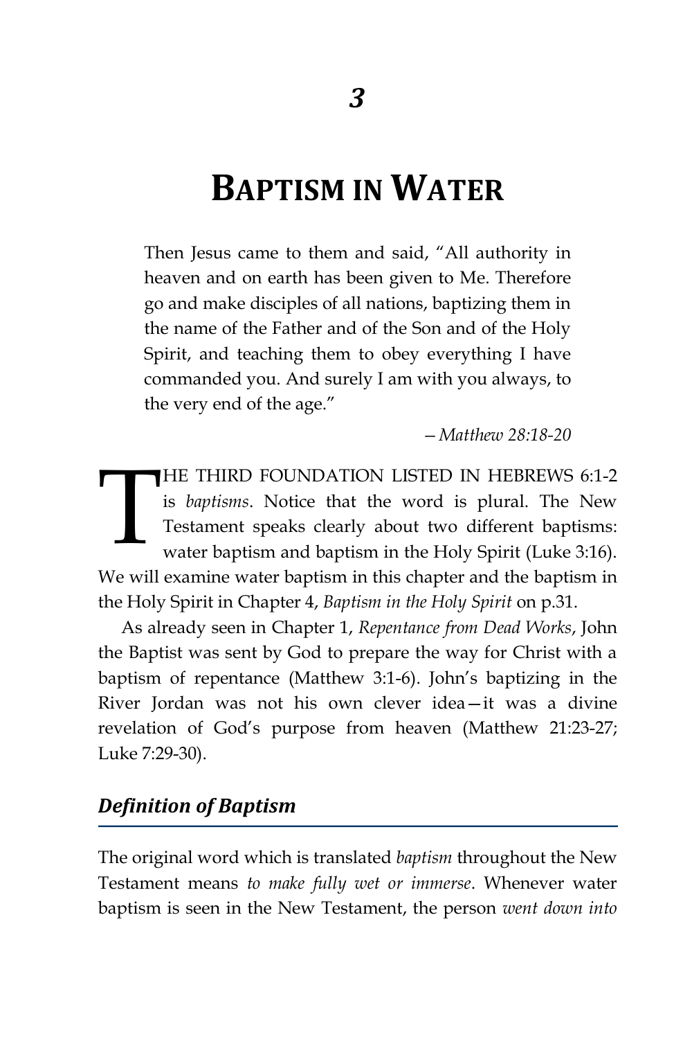# 3

# BAPTISM IN WATER

> Then Jesus came to them and said, "All authority in heaven and on earth has been given to Me. Therefore go and make disciples of all nations, baptizing them in the name of the Father and of the Son and of the Holy Spirit, and teaching them to obey everything I have commanded you. And surely I am with you always, to the very end of the age."
>
> —*Matthew 28:18-20*

THE THIRD FOUNDATION LISTED IN HEBREWS 6:1-2 is *baptisms*. Notice that the word is plural. The New Testament speaks clearly about two different baptisms: water baptism and baptism in the Holy Spirit (Luke 3:16). We will examine water baptism in this chapter and the baptism in the Holy Spirit in Chapter 4, *Baptism in the Holy Spirit* on p.31.

As already seen in Chapter 1, *Repentance from Dead Works*, John the Baptist was sent by God to prepare the way for Christ with a baptism of repentance (Matthew 3:1-6). John's baptizing in the River Jordan was not his own clever idea—it was a divine revelation of God's purpose from heaven (Matthew 21:23-27; Luke 7:29-30).

## *Definition of Baptism*

The original word which is translated *baptism* throughout the New Testament means *to make fully wet or immerse*. Whenever water baptism is seen in the New Testament, the person *went down into*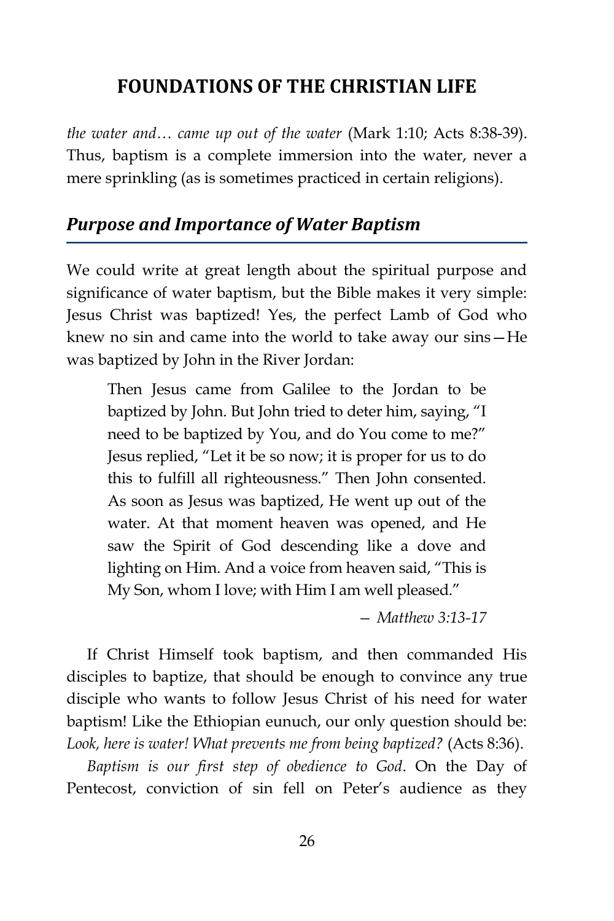*the water and… came up out of the water* (Mark 1:10; Acts 8:38-39). Thus, baptism is a complete immersion into the water, never a mere sprinkling (as is sometimes practiced in certain religions).

## *Purpose and Importance of Water Baptism*

We could write at great length about the spiritual purpose and significance of water baptism, but the Bible makes it very simple: Jesus Christ was baptized! Yes, the perfect Lamb of God who knew no sin and came into the world to take away our sins—He was baptized by John in the River Jordan:

> Then Jesus came from Galilee to the Jordan to be baptized by John. But John tried to deter him, saying, "I need to be baptized by You, and do You come to me?" Jesus replied, "Let it be so now; it is proper for us to do this to fulfill all righteousness." Then John consented. As soon as Jesus was baptized, He went up out of the water. At that moment heaven was opened, and He saw the Spirit of God descending like a dove and lighting on Him. And a voice from heaven said, "This is My Son, whom I love; with Him I am well pleased."
>
> — *Matthew 3:13-17*

If Christ Himself took baptism, and then commanded His disciples to baptize, that should be enough to convince any true disciple who wants to follow Jesus Christ of his need for water baptism! Like the Ethiopian eunuch, our only question should be: *Look, here is water! What prevents me from being baptized?* (Acts 8:36).

*Baptism is our first step of obedience to God*. On the Day of Pentecost, conviction of sin fell on Peter's audience as they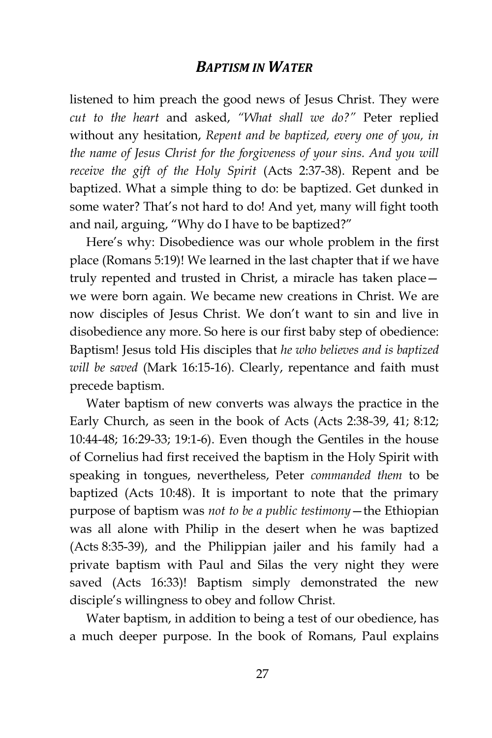listened to him preach the good news of Jesus Christ. They were *cut to the heart* and asked, *"What shall we do?"* Peter replied without any hesitation, *Repent and be baptized, every one of you, in the name of Jesus Christ for the forgiveness of your sins. And you will receive the gift of the Holy Spirit* (Acts 2:37-38). Repent and be baptized. What a simple thing to do: be baptized. Get dunked in some water? That's not hard to do! And yet, many will fight tooth and nail, arguing, "Why do I have to be baptized?"

Here's why: Disobedience was our whole problem in the first place (Romans 5:19)! We learned in the last chapter that if we have truly repented and trusted in Christ, a miracle has taken place—we were born again. We became new creations in Christ. We are now disciples of Jesus Christ. We don't want to sin and live in disobedience any more. So here is our first baby step of obedience: Baptism! Jesus told His disciples that *he who believes and is baptized will be saved* (Mark 16:15-16). Clearly, repentance and faith must precede baptism.

Water baptism of new converts was always the practice in the Early Church, as seen in the book of Acts (Acts 2:38-39, 41; 8:12; 10:44-48; 16:29-33; 19:1-6). Even though the Gentiles in the house of Cornelius had first received the baptism in the Holy Spirit with speaking in tongues, nevertheless, Peter *commanded them* to be baptized (Acts 10:48). It is important to note that the primary purpose of baptism was *not to be a public testimony*—the Ethiopian was all alone with Philip in the desert when he was baptized (Acts 8:35-39), and the Philippian jailer and his family had a private baptism with Paul and Silas the very night they were saved (Acts 16:33)! Baptism simply demonstrated the new disciple's willingness to obey and follow Christ.

Water baptism, in addition to being a test of our obedience, has a much deeper purpose. In the book of Romans, Paul explains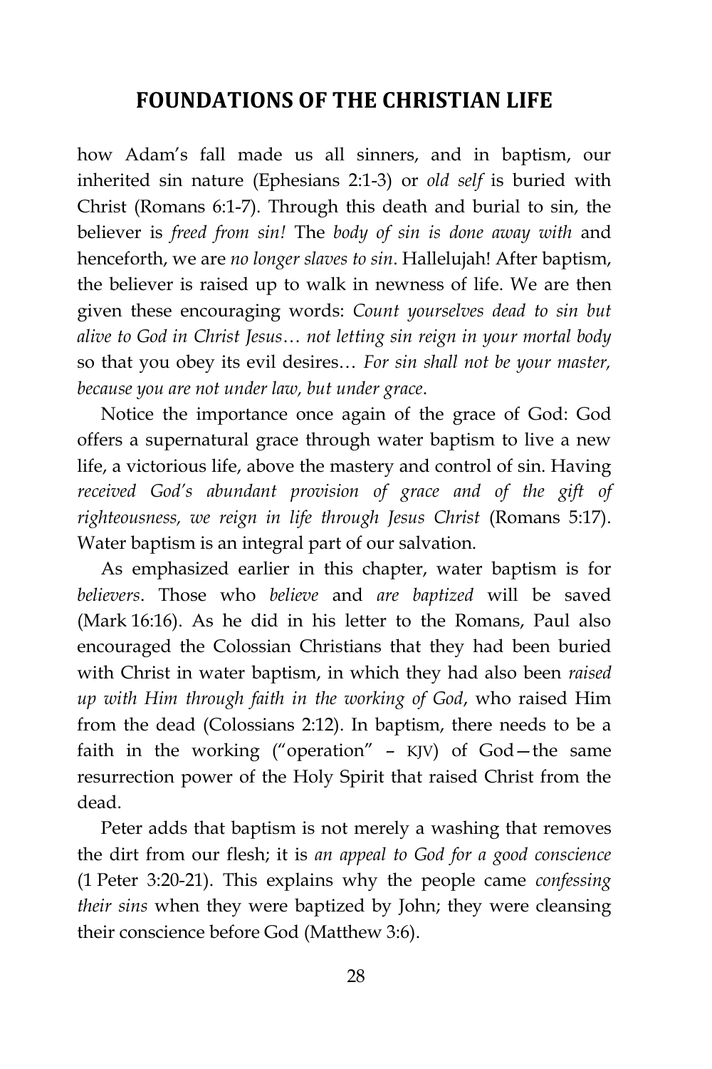how Adam's fall made us all sinners, and in baptism, our inherited sin nature (Ephesians 2:1-3) or *old self* is buried with Christ (Romans 6:1-7). Through this death and burial to sin, the believer is *freed from sin!* The *body of sin is done away with* and henceforth, we are *no longer slaves to sin*. Hallelujah! After baptism, the believer is raised up to walk in newness of life. We are then given these encouraging words: *Count yourselves dead to sin but alive to God in Christ Jesus… not letting sin reign in your mortal body* so that you obey its evil desires… *For sin shall not be your master, because you are not under law, but under grace*.

Notice the importance once again of the grace of God: God offers a supernatural grace through water baptism to live a new life, a victorious life, above the mastery and control of sin. Having *received God's abundant provision of grace and of the gift of righteousness, we reign in life through Jesus Christ* (Romans 5:17). Water baptism is an integral part of our salvation.

As emphasized earlier in this chapter, water baptism is for *believers*. Those who *believe* and *are baptized* will be saved (Mark 16:16). As he did in his letter to the Romans, Paul also encouraged the Colossian Christians that they had been buried with Christ in water baptism, in which they had also been *raised up with Him through faith in the working of God*, who raised Him from the dead (Colossians 2:12). In baptism, there needs to be a faith in the working ("operation" – KJV) of God—the same resurrection power of the Holy Spirit that raised Christ from the dead.

Peter adds that baptism is not merely a washing that removes the dirt from our flesh; it is *an appeal to God for a good conscience* (1 Peter 3:20-21). This explains why the people came *confessing their sins* when they were baptized by John; they were cleansing their conscience before God (Matthew 3:6).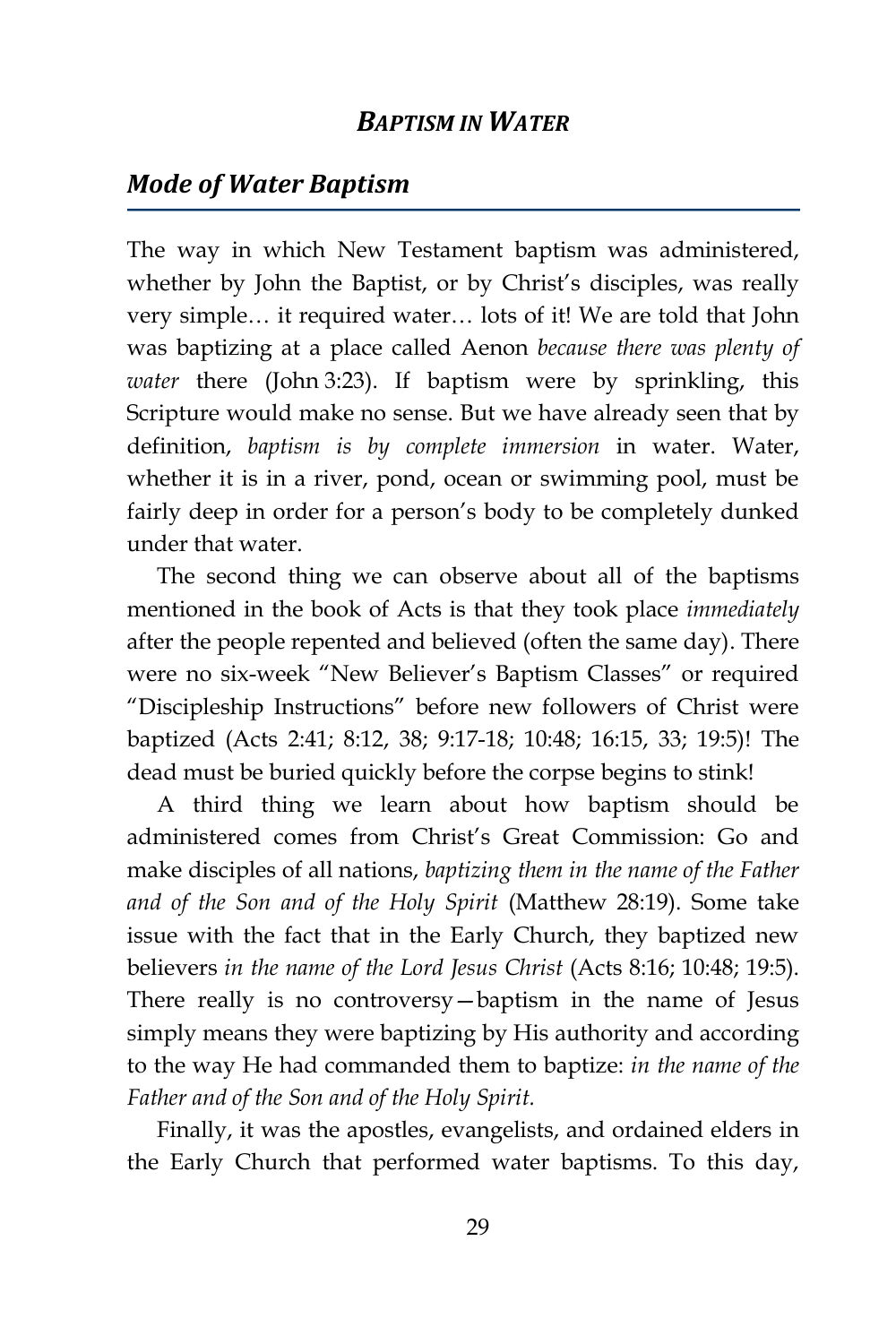## Mode of Water Baptism

The way in which New Testament baptism was administered, whether by John the Baptist, or by Christ's disciples, was really very simple… it required water… lots of it! We are told that John was baptizing at a place called Aenon *because there was plenty of water* there (John 3:23). If baptism were by sprinkling, this Scripture would make no sense. But we have already seen that by definition, *baptism is by complete immersion* in water. Water, whether it is in a river, pond, ocean or swimming pool, must be fairly deep in order for a person's body to be completely dunked under that water.

The second thing we can observe about all of the baptisms mentioned in the book of Acts is that they took place *immediately* after the people repented and believed (often the same day). There were no six-week "New Believer's Baptism Classes" or required "Discipleship Instructions" before new followers of Christ were baptized (Acts 2:41; 8:12, 38; 9:17-18; 10:48; 16:15, 33; 19:5)! The dead must be buried quickly before the corpse begins to stink!

A third thing we learn about how baptism should be administered comes from Christ's Great Commission: Go and make disciples of all nations, *baptizing them in the name of the Father and of the Son and of the Holy Spirit* (Matthew 28:19). Some take issue with the fact that in the Early Church, they baptized new believers *in the name of the Lord Jesus Christ* (Acts 8:16; 10:48; 19:5). There really is no controversy—baptism in the name of Jesus simply means they were baptizing by His authority and according to the way He had commanded them to baptize: *in the name of the Father and of the Son and of the Holy Spirit.*

Finally, it was the apostles, evangelists, and ordained elders in the Early Church that performed water baptisms. To this day,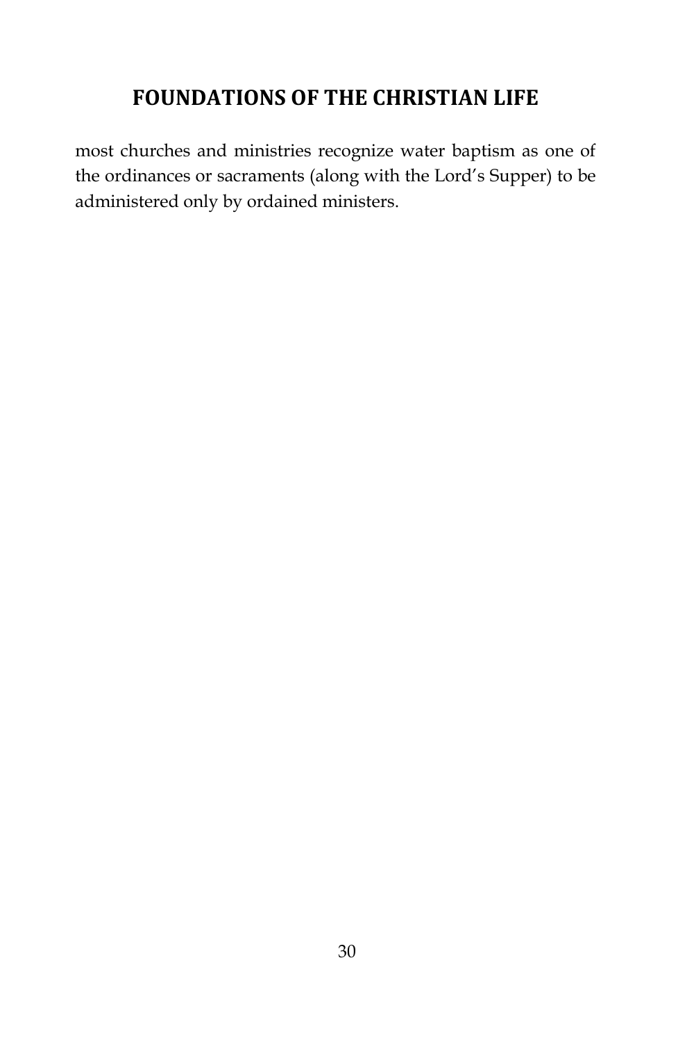most churches and ministries recognize water baptism as one of the ordinances or sacraments (along with the Lord's Supper) to be administered only by ordained ministers.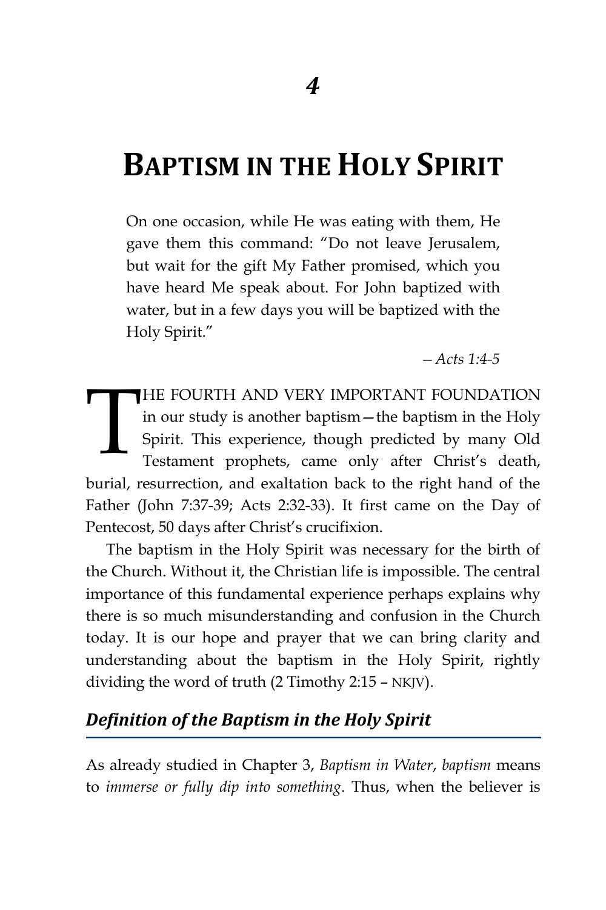*4*

# BAPTISM IN THE HOLY SPIRIT

> On one occasion, while He was eating with them, He gave them this command: "Do not leave Jerusalem, but wait for the gift My Father promised, which you have heard Me speak about. For John baptized with water, but in a few days you will be baptized with the Holy Spirit."
>
> —*Acts 1:4-5*

THE FOURTH AND VERY IMPORTANT FOUNDATION in our study is another baptism—the baptism in the Holy Spirit. This experience, though predicted by many Old Testament prophets, came only after Christ's death, burial, resurrection, and exaltation back to the right hand of the Father (John 7:37-39; Acts 2:32-33). It first came on the Day of Pentecost, 50 days after Christ's crucifixion.

The baptism in the Holy Spirit was necessary for the birth of the Church. Without it, the Christian life is impossible. The central importance of this fundamental experience perhaps explains why there is so much misunderstanding and confusion in the Church today. It is our hope and prayer that we can bring clarity and understanding about the baptism in the Holy Spirit, rightly dividing the word of truth (2 Timothy 2:15 – NKJV).

## *Definition of the Baptism in the Holy Spirit*

As already studied in Chapter 3, *Baptism in Water*, *baptism* means to *immerse or fully dip into something*. Thus, when the believer is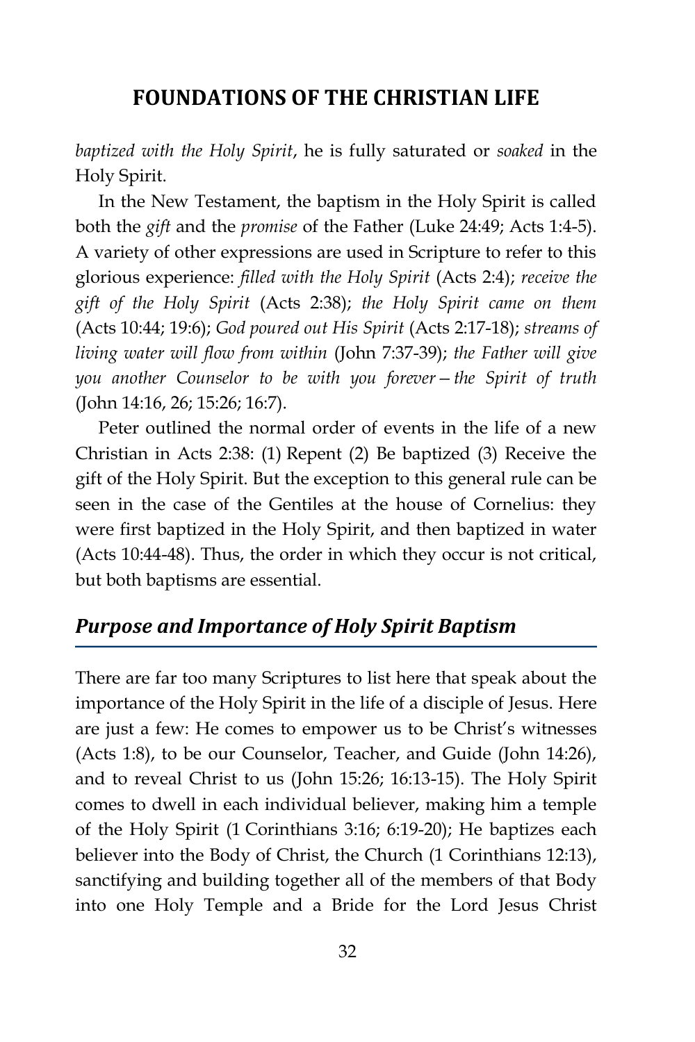*baptized with the Holy Spirit*, he is fully saturated or *soaked* in the Holy Spirit.

In the New Testament, the baptism in the Holy Spirit is called both the *gift* and the *promise* of the Father (Luke 24:49; Acts 1:4-5). A variety of other expressions are used in Scripture to refer to this glorious experience: *filled with the Holy Spirit* (Acts 2:4); *receive the gift of the Holy Spirit* (Acts 2:38); *the Holy Spirit came on them* (Acts 10:44; 19:6); *God poured out His Spirit* (Acts 2:17-18); *streams of living water will flow from within* (John 7:37-39); *the Father will give you another Counselor to be with you forever—the Spirit of truth* (John 14:16, 26; 15:26; 16:7).

Peter outlined the normal order of events in the life of a new Christian in Acts 2:38: (1) Repent (2) Be baptized (3) Receive the gift of the Holy Spirit. But the exception to this general rule can be seen in the case of the Gentiles at the house of Cornelius: they were first baptized in the Holy Spirit, and then baptized in water (Acts 10:44-48). Thus, the order in which they occur is not critical, but both baptisms are essential.

## *Purpose and Importance of Holy Spirit Baptism*

There are far too many Scriptures to list here that speak about the importance of the Holy Spirit in the life of a disciple of Jesus. Here are just a few: He comes to empower us to be Christ's witnesses (Acts 1:8), to be our Counselor, Teacher, and Guide (John 14:26), and to reveal Christ to us (John 15:26; 16:13-15). The Holy Spirit comes to dwell in each individual believer, making him a temple of the Holy Spirit (1 Corinthians 3:16; 6:19-20); He baptizes each believer into the Body of Christ, the Church (1 Corinthians 12:13), sanctifying and building together all of the members of that Body into one Holy Temple and a Bride for the Lord Jesus Christ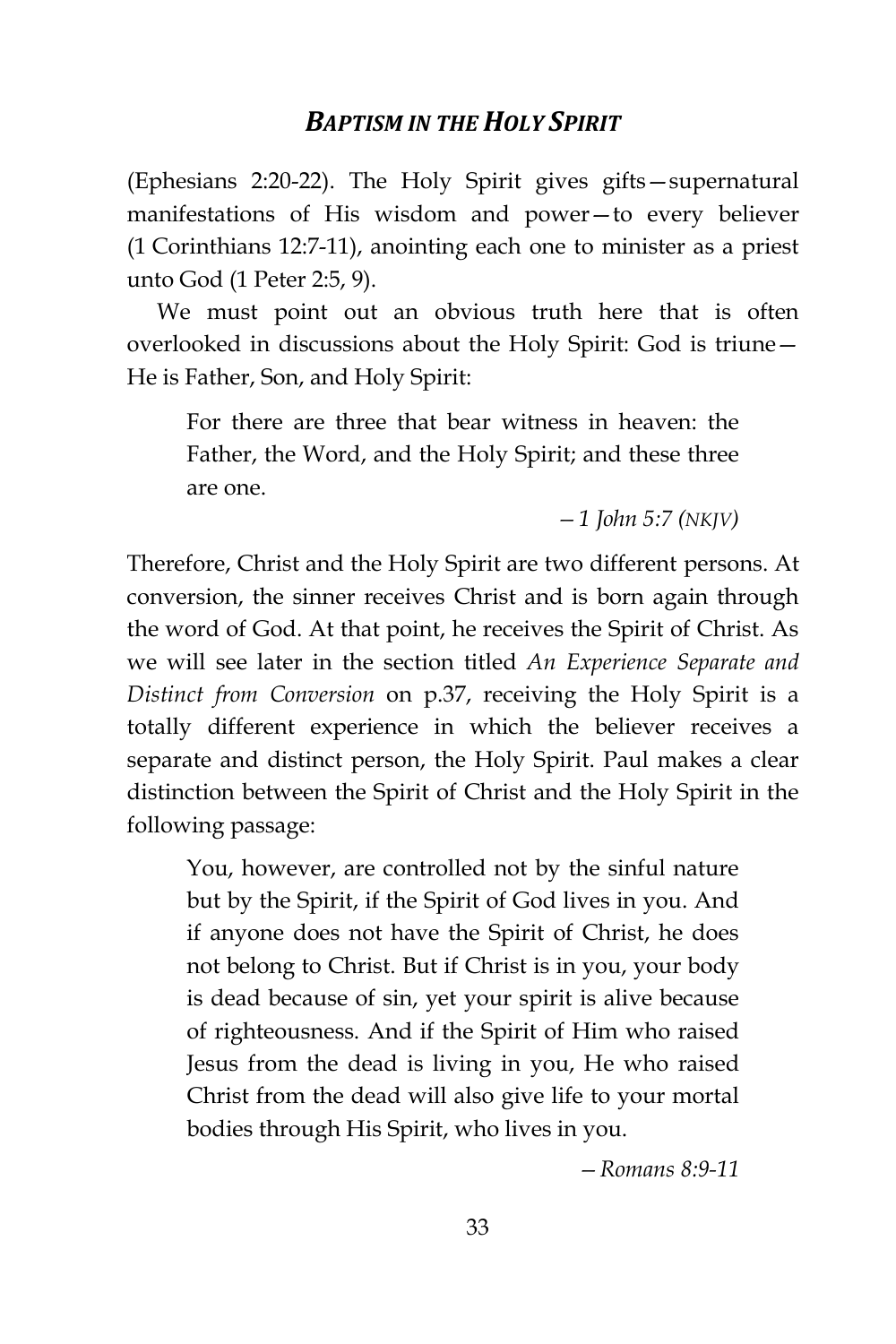(Ephesians 2:20-22). The Holy Spirit gives gifts—supernatural manifestations of His wisdom and power—to every believer (1 Corinthians 12:7-11), anointing each one to minister as a priest unto God (1 Peter 2:5, 9).

We must point out an obvious truth here that is often overlooked in discussions about the Holy Spirit: God is triune—He is Father, Son, and Holy Spirit:

> For there are three that bear witness in heaven: the Father, the Word, and the Holy Spirit; and these three are one.
>
> *—1 John 5:7 (NKJV)*

Therefore, Christ and the Holy Spirit are two different persons. At conversion, the sinner receives Christ and is born again through the word of God. At that point, he receives the Spirit of Christ. As we will see later in the section titled *An Experience Separate and Distinct from Conversion* on p.37, receiving the Holy Spirit is a totally different experience in which the believer receives a separate and distinct person, the Holy Spirit. Paul makes a clear distinction between the Spirit of Christ and the Holy Spirit in the following passage:

> You, however, are controlled not by the sinful nature but by the Spirit, if the Spirit of God lives in you. And if anyone does not have the Spirit of Christ, he does not belong to Christ. But if Christ is in you, your body is dead because of sin, yet your spirit is alive because of righteousness. And if the Spirit of Him who raised Jesus from the dead is living in you, He who raised Christ from the dead will also give life to your mortal bodies through His Spirit, who lives in you.
>
> *—Romans 8:9-11*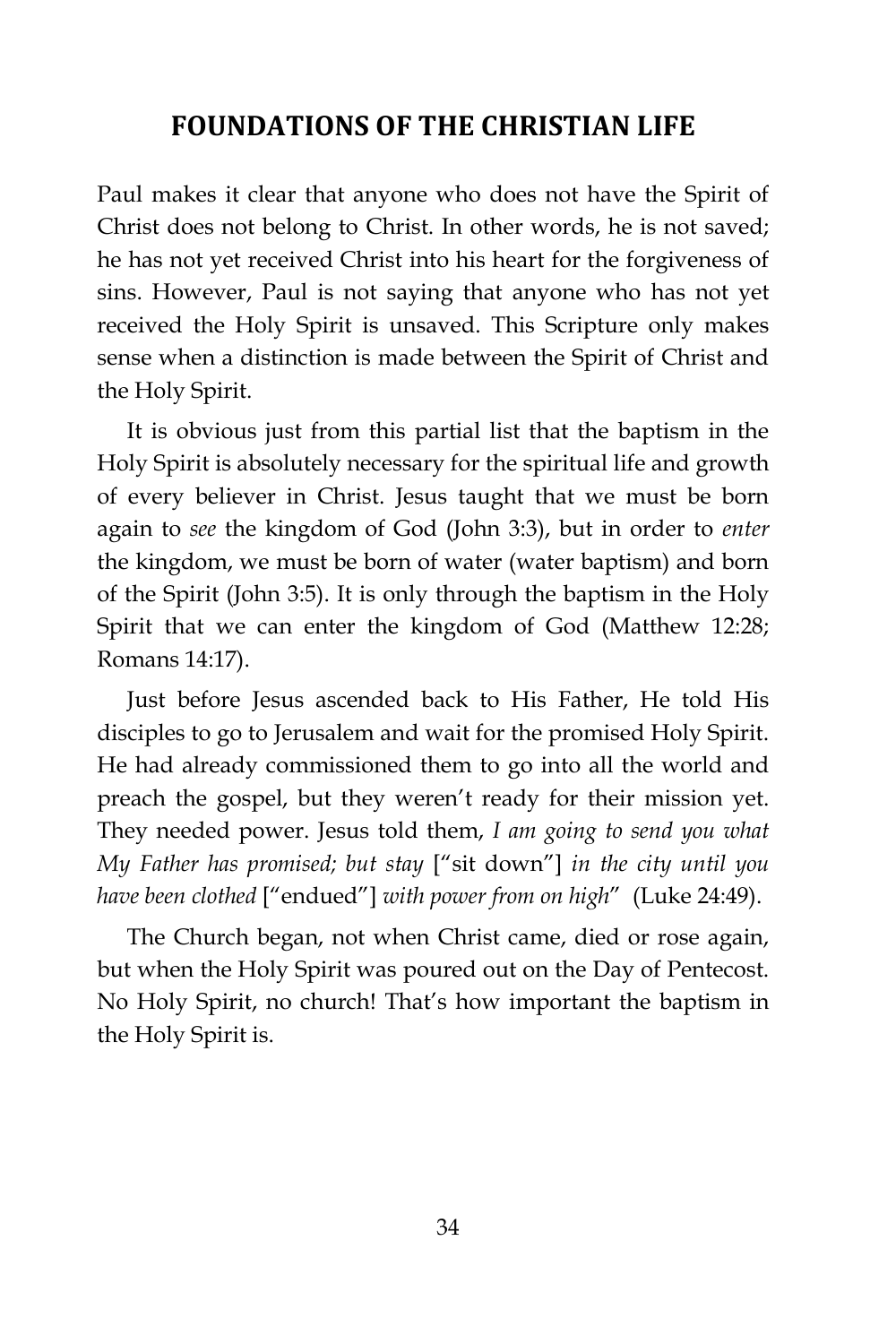Paul makes it clear that anyone who does not have the Spirit of Christ does not belong to Christ. In other words, he is not saved; he has not yet received Christ into his heart for the forgiveness of sins. However, Paul is not saying that anyone who has not yet received the Holy Spirit is unsaved. This Scripture only makes sense when a distinction is made between the Spirit of Christ and the Holy Spirit.

It is obvious just from this partial list that the baptism in the Holy Spirit is absolutely necessary for the spiritual life and growth of every believer in Christ. Jesus taught that we must be born again to *see* the kingdom of God (John 3:3), but in order to *enter* the kingdom, we must be born of water (water baptism) and born of the Spirit (John 3:5). It is only through the baptism in the Holy Spirit that we can enter the kingdom of God (Matthew 12:28; Romans 14:17).

Just before Jesus ascended back to His Father, He told His disciples to go to Jerusalem and wait for the promised Holy Spirit. He had already commissioned them to go into all the world and preach the gospel, but they weren't ready for their mission yet. They needed power. Jesus told them, *I am going to send you what My Father has promised; but stay* ["sit down"] *in the city until you have been clothed* ["endued"] *with power from on high*" (Luke 24:49).

The Church began, not when Christ came, died or rose again, but when the Holy Spirit was poured out on the Day of Pentecost. No Holy Spirit, no church! That's how important the baptism in the Holy Spirit is.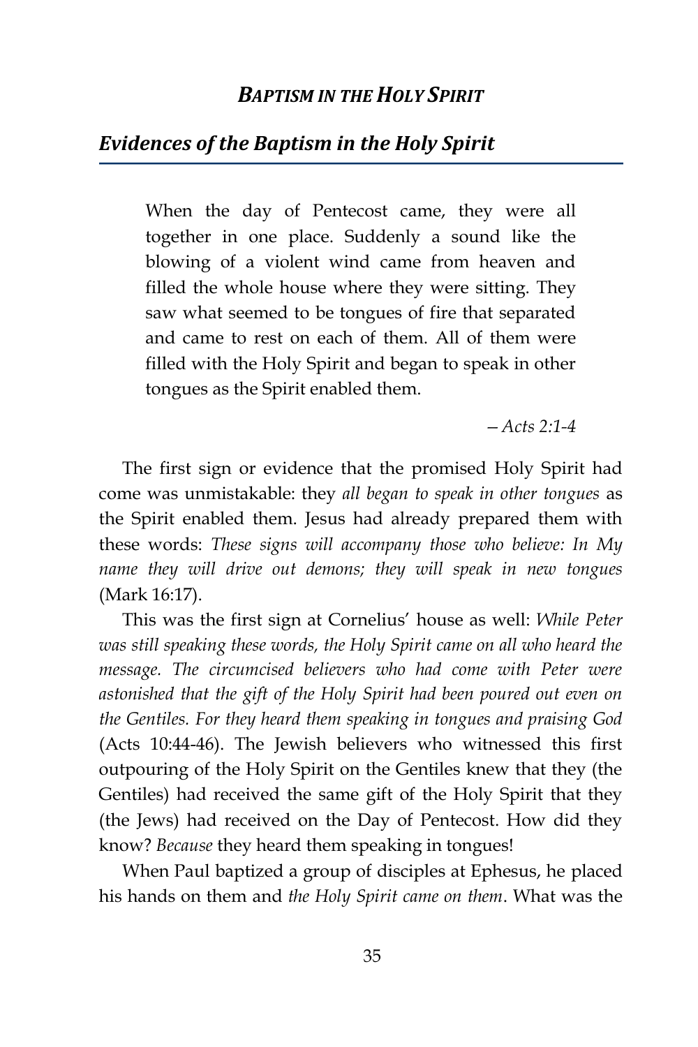## *Evidences of the Baptism in the Holy Spirit*

> When the day of Pentecost came, they were all together in one place. Suddenly a sound like the blowing of a violent wind came from heaven and filled the whole house where they were sitting. They saw what seemed to be tongues of fire that separated and came to rest on each of them. All of them were filled with the Holy Spirit and began to speak in other tongues as the Spirit enabled them.
>
> *– Acts 2:1-4*

The first sign or evidence that the promised Holy Spirit had come was unmistakable: they *all began to speak in other tongues* as the Spirit enabled them. Jesus had already prepared them with these words: *These signs will accompany those who believe: In My name they will drive out demons; they will speak in new tongues* (Mark 16:17).

This was the first sign at Cornelius' house as well: *While Peter was still speaking these words, the Holy Spirit came on all who heard the message. The circumcised believers who had come with Peter were astonished that the gift of the Holy Spirit had been poured out even on the Gentiles. For they heard them speaking in tongues and praising God* (Acts 10:44-46). The Jewish believers who witnessed this first outpouring of the Holy Spirit on the Gentiles knew that they (the Gentiles) had received the same gift of the Holy Spirit that they (the Jews) had received on the Day of Pentecost. How did they know? *Because* they heard them speaking in tongues!

When Paul baptized a group of disciples at Ephesus, he placed his hands on them and *the Holy Spirit came on them*. What was the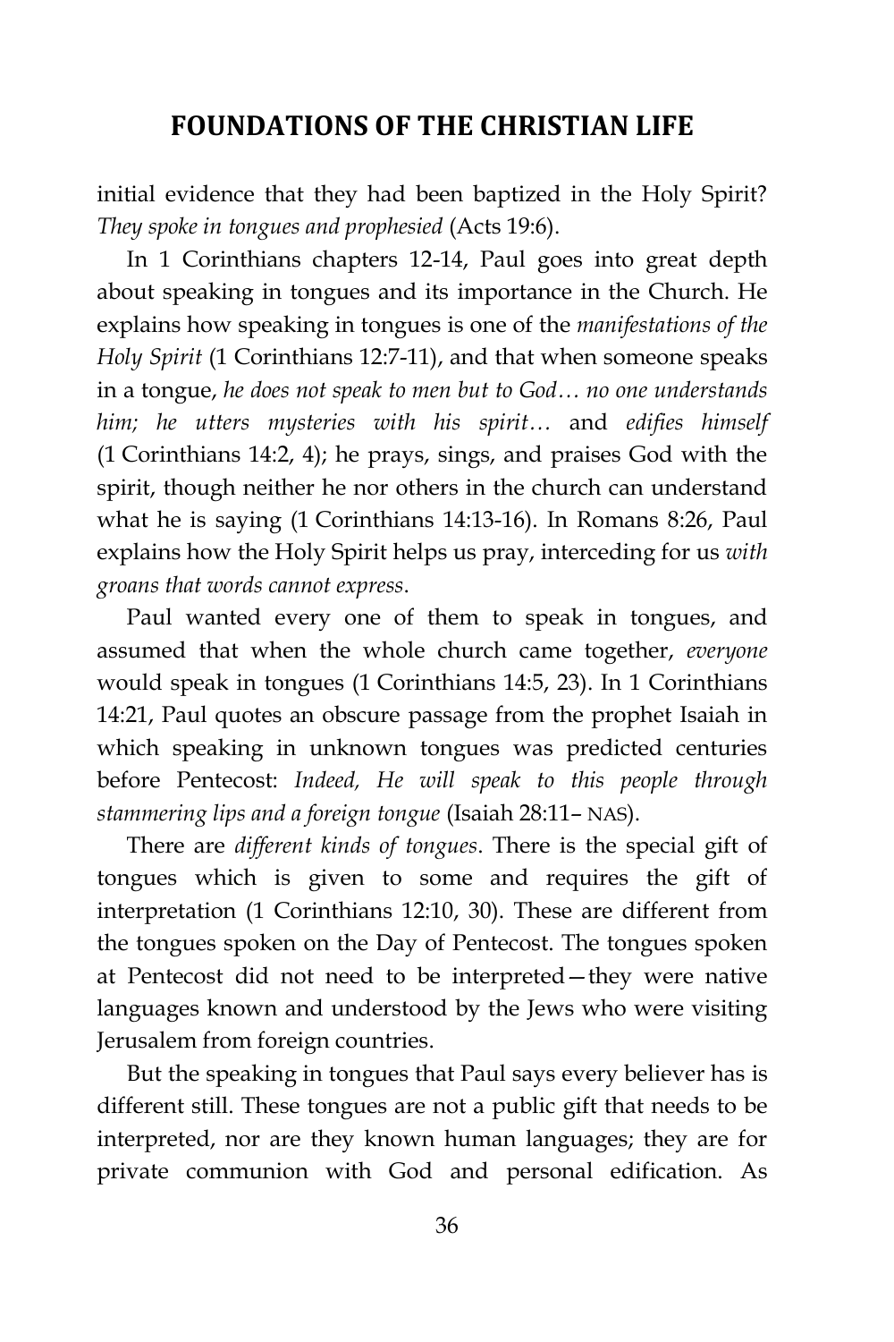initial evidence that they had been baptized in the Holy Spirit? *They spoke in tongues and prophesied* (Acts 19:6).

In 1 Corinthians chapters 12-14, Paul goes into great depth about speaking in tongues and its importance in the Church. He explains how speaking in tongues is one of the *manifestations of the Holy Spirit* (1 Corinthians 12:7-11), and that when someone speaks in a tongue, *he does not speak to men but to God… no one understands him; he utters mysteries with his spirit…* and *edifies himself* (1 Corinthians 14:2, 4); he prays, sings, and praises God with the spirit, though neither he nor others in the church can understand what he is saying (1 Corinthians 14:13-16). In Romans 8:26, Paul explains how the Holy Spirit helps us pray, interceding for us *with groans that words cannot express*.

Paul wanted every one of them to speak in tongues, and assumed that when the whole church came together, *everyone* would speak in tongues (1 Corinthians 14:5, 23). In 1 Corinthians 14:21, Paul quotes an obscure passage from the prophet Isaiah in which speaking in unknown tongues was predicted centuries before Pentecost: *Indeed, He will speak to this people through stammering lips and a foreign tongue* (Isaiah 28:11– NAS).

There are *different kinds of tongues*. There is the special gift of tongues which is given to some and requires the gift of interpretation (1 Corinthians 12:10, 30). These are different from the tongues spoken on the Day of Pentecost. The tongues spoken at Pentecost did not need to be interpreted—they were native languages known and understood by the Jews who were visiting Jerusalem from foreign countries.

But the speaking in tongues that Paul says every believer has is different still. These tongues are not a public gift that needs to be interpreted, nor are they known human languages; they are for private communion with God and personal edification. As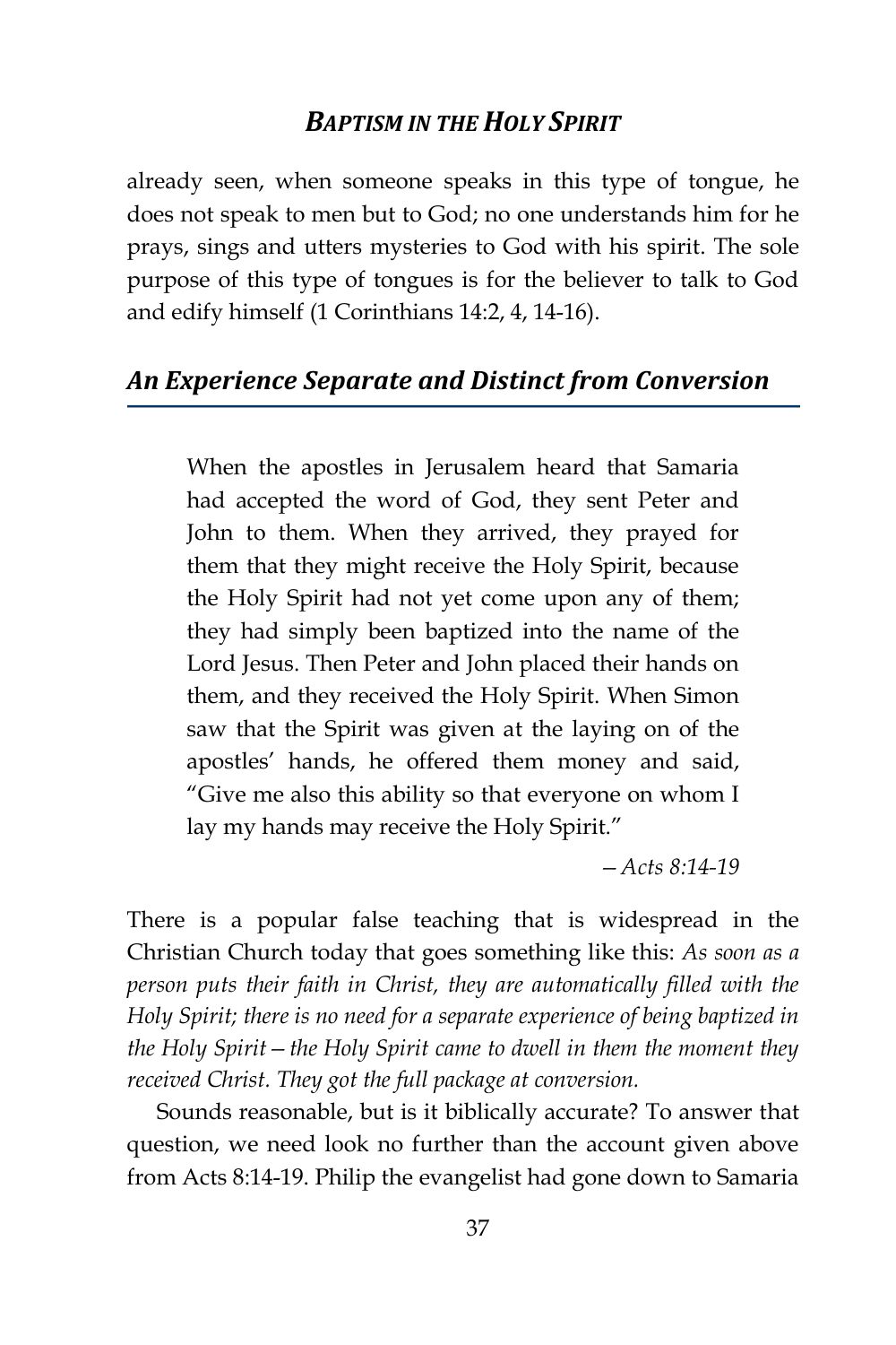already seen, when someone speaks in this type of tongue, he does not speak to men but to God; no one understands him for he prays, sings and utters mysteries to God with his spirit. The sole purpose of this type of tongues is for the believer to talk to God and edify himself (1 Corinthians 14:2, 4, 14-16).

## *An Experience Separate and Distinct from Conversion*

> When the apostles in Jerusalem heard that Samaria had accepted the word of God, they sent Peter and John to them. When they arrived, they prayed for them that they might receive the Holy Spirit, because the Holy Spirit had not yet come upon any of them; they had simply been baptized into the name of the Lord Jesus. Then Peter and John placed their hands on them, and they received the Holy Spirit. When Simon saw that the Spirit was given at the laying on of the apostles' hands, he offered them money and said, "Give me also this ability so that everyone on whom I lay my hands may receive the Holy Spirit."
>
> —*Acts 8:14-19*

There is a popular false teaching that is widespread in the Christian Church today that goes something like this: *As soon as a person puts their faith in Christ, they are automatically filled with the Holy Spirit; there is no need for a separate experience of being baptized in the Holy Spirit—the Holy Spirit came to dwell in them the moment they received Christ. They got the full package at conversion.*

Sounds reasonable, but is it biblically accurate? To answer that question, we need look no further than the account given above from Acts 8:14-19. Philip the evangelist had gone down to Samaria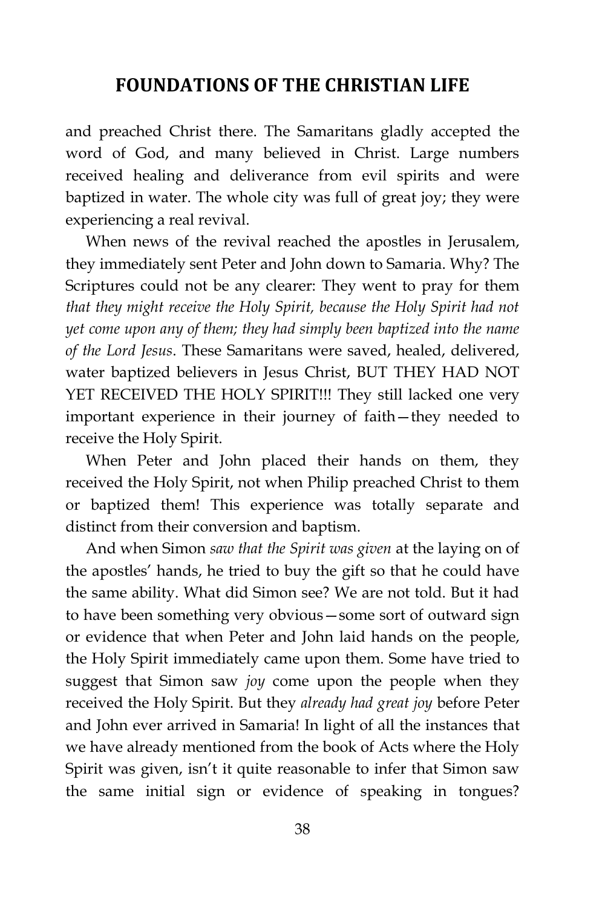and preached Christ there. The Samaritans gladly accepted the word of God, and many believed in Christ. Large numbers received healing and deliverance from evil spirits and were baptized in water. The whole city was full of great joy; they were experiencing a real revival.

When news of the revival reached the apostles in Jerusalem, they immediately sent Peter and John down to Samaria. Why? The Scriptures could not be any clearer: They went to pray for them *that they might receive the Holy Spirit, because the Holy Spirit had not yet come upon any of them; they had simply been baptized into the name of the Lord Jesus*. These Samaritans were saved, healed, delivered, water baptized believers in Jesus Christ, BUT THEY HAD NOT YET RECEIVED THE HOLY SPIRIT!!! They still lacked one very important experience in their journey of faith—they needed to receive the Holy Spirit.

When Peter and John placed their hands on them, they received the Holy Spirit, not when Philip preached Christ to them or baptized them! This experience was totally separate and distinct from their conversion and baptism.

And when Simon *saw that the Spirit was given* at the laying on of the apostles' hands, he tried to buy the gift so that he could have the same ability. What did Simon see? We are not told. But it had to have been something very obvious—some sort of outward sign or evidence that when Peter and John laid hands on the people, the Holy Spirit immediately came upon them. Some have tried to suggest that Simon saw *joy* come upon the people when they received the Holy Spirit. But they *already had great joy* before Peter and John ever arrived in Samaria! In light of all the instances that we have already mentioned from the book of Acts where the Holy Spirit was given, isn't it quite reasonable to infer that Simon saw the same initial sign or evidence of speaking in tongues?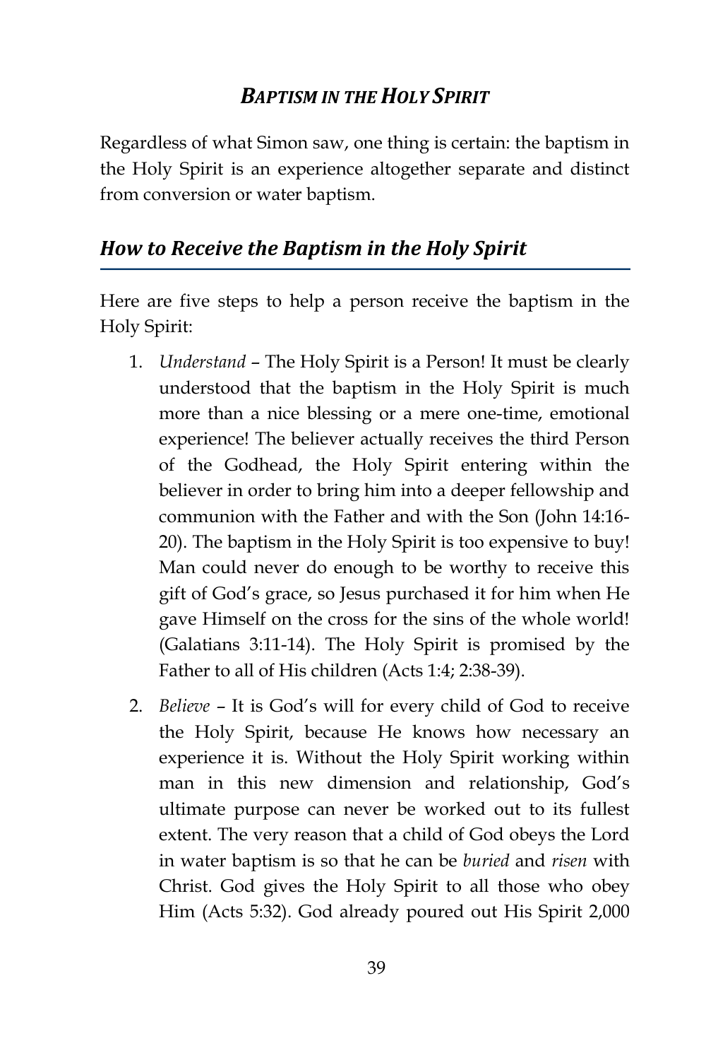## *BAPTISM IN THE HOLY SPIRIT*

Regardless of what Simon saw, one thing is certain: the baptism in the Holy Spirit is an experience altogether separate and distinct from conversion or water baptism.

## *How to Receive the Baptism in the Holy Spirit*

Here are five steps to help a person receive the baptism in the Holy Spirit:

1. *Understand* – The Holy Spirit is a Person! It must be clearly understood that the baptism in the Holy Spirit is much more than a nice blessing or a mere one-time, emotional experience! The believer actually receives the third Person of the Godhead, the Holy Spirit entering within the believer in order to bring him into a deeper fellowship and communion with the Father and with the Son (John 14:16-20). The baptism in the Holy Spirit is too expensive to buy! Man could never do enough to be worthy to receive this gift of God's grace, so Jesus purchased it for him when He gave Himself on the cross for the sins of the whole world! (Galatians 3:11-14). The Holy Spirit is promised by the Father to all of His children (Acts 1:4; 2:38-39).

2. *Believe* – It is God's will for every child of God to receive the Holy Spirit, because He knows how necessary an experience it is. Without the Holy Spirit working within man in this new dimension and relationship, God's ultimate purpose can never be worked out to its fullest extent. The very reason that a child of God obeys the Lord in water baptism is so that he can be *buried* and *risen* with Christ. God gives the Holy Spirit to all those who obey Him (Acts 5:32). God already poured out His Spirit 2,000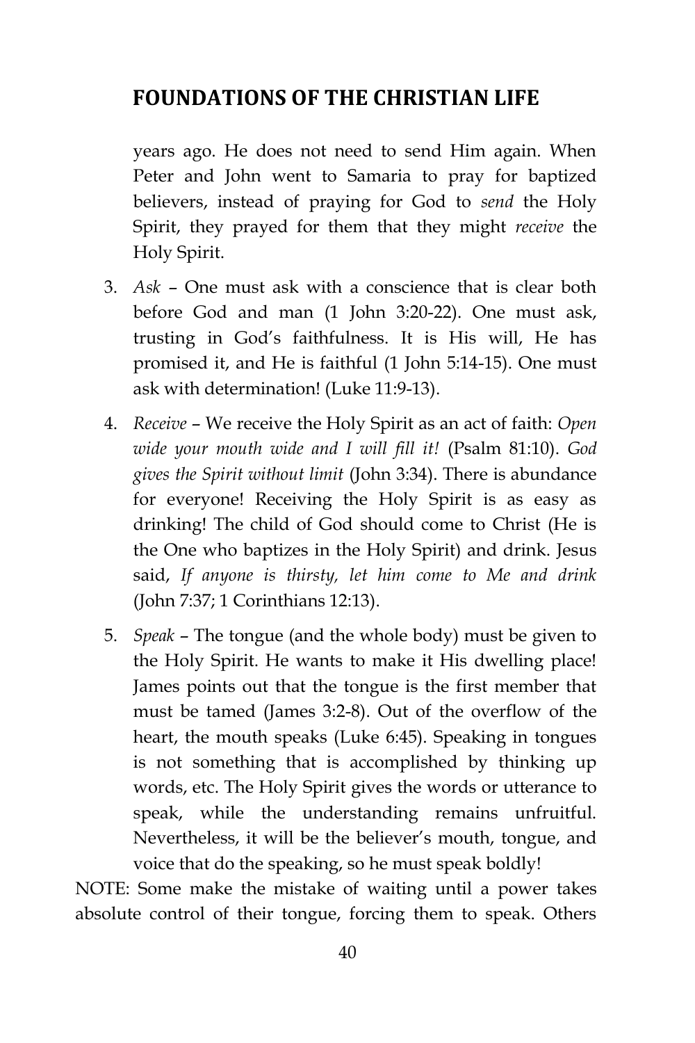years ago. He does not need to send Him again. When Peter and John went to Samaria to pray for baptized believers, instead of praying for God to *send* the Holy Spirit, they prayed for them that they might *receive* the Holy Spirit.

3. *Ask* – One must ask with a conscience that is clear both before God and man (1 John 3:20-22). One must ask, trusting in God's faithfulness. It is His will, He has promised it, and He is faithful (1 John 5:14-15). One must ask with determination! (Luke 11:9-13).

4. *Receive* – We receive the Holy Spirit as an act of faith: *Open wide your mouth wide and I will fill it!* (Psalm 81:10). *God gives the Spirit without limit* (John 3:34). There is abundance for everyone! Receiving the Holy Spirit is as easy as drinking! The child of God should come to Christ (He is the One who baptizes in the Holy Spirit) and drink. Jesus said, *If anyone is thirsty, let him come to Me and drink* (John 7:37; 1 Corinthians 12:13).

5. *Speak* – The tongue (and the whole body) must be given to the Holy Spirit. He wants to make it His dwelling place! James points out that the tongue is the first member that must be tamed (James 3:2-8). Out of the overflow of the heart, the mouth speaks (Luke 6:45). Speaking in tongues is not something that is accomplished by thinking up words, etc. The Holy Spirit gives the words or utterance to speak, while the understanding remains unfruitful. Nevertheless, it will be the believer's mouth, tongue, and voice that do the speaking, so he must speak boldly!

NOTE: Some make the mistake of waiting until a power takes absolute control of their tongue, forcing them to speak. Others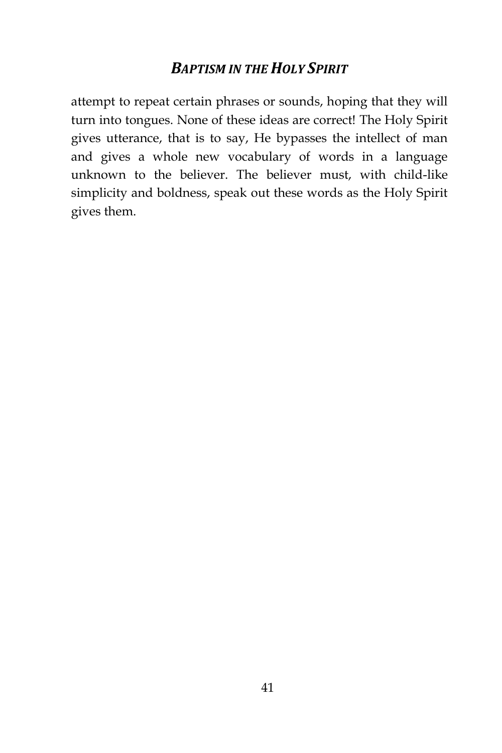attempt to repeat certain phrases or sounds, hoping that they will turn into tongues. None of these ideas are correct! The Holy Spirit gives utterance, that is to say, He bypasses the intellect of man and gives a whole new vocabulary of words in a language unknown to the believer. The believer must, with child-like simplicity and boldness, speak out these words as the Holy Spirit gives them.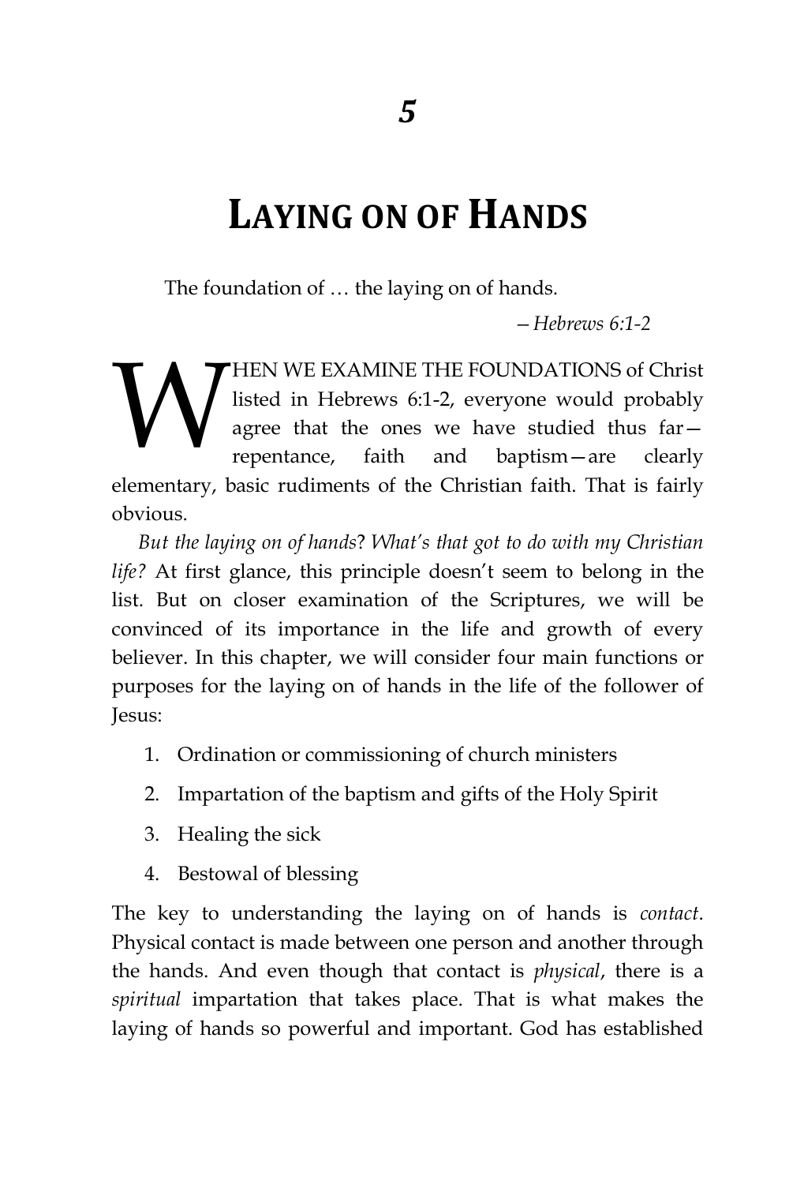# 5

# LAYING ON OF HANDS

The foundation of … the laying on of hands.

—*Hebrews 6:1-2*

WHEN WE EXAMINE THE FOUNDATIONS of Christ listed in Hebrews 6:1-2, everyone would probably agree that the ones we have studied thus far—repentance, faith and baptism—are clearly elementary, basic rudiments of the Christian faith. That is fairly obvious.

*But the laying on of hands*? *What's that got to do with my Christian life?* At first glance, this principle doesn't seem to belong in the list. But on closer examination of the Scriptures, we will be convinced of its importance in the life and growth of every believer. In this chapter, we will consider four main functions or purposes for the laying on of hands in the life of the follower of Jesus:

1. Ordination or commissioning of church ministers
2. Impartation of the baptism and gifts of the Holy Spirit
3. Healing the sick
4. Bestowal of blessing

The key to understanding the laying on of hands is *contact*. Physical contact is made between one person and another through the hands. And even though that contact is *physical*, there is a *spiritual* impartation that takes place. That is what makes the laying of hands so powerful and important. God has established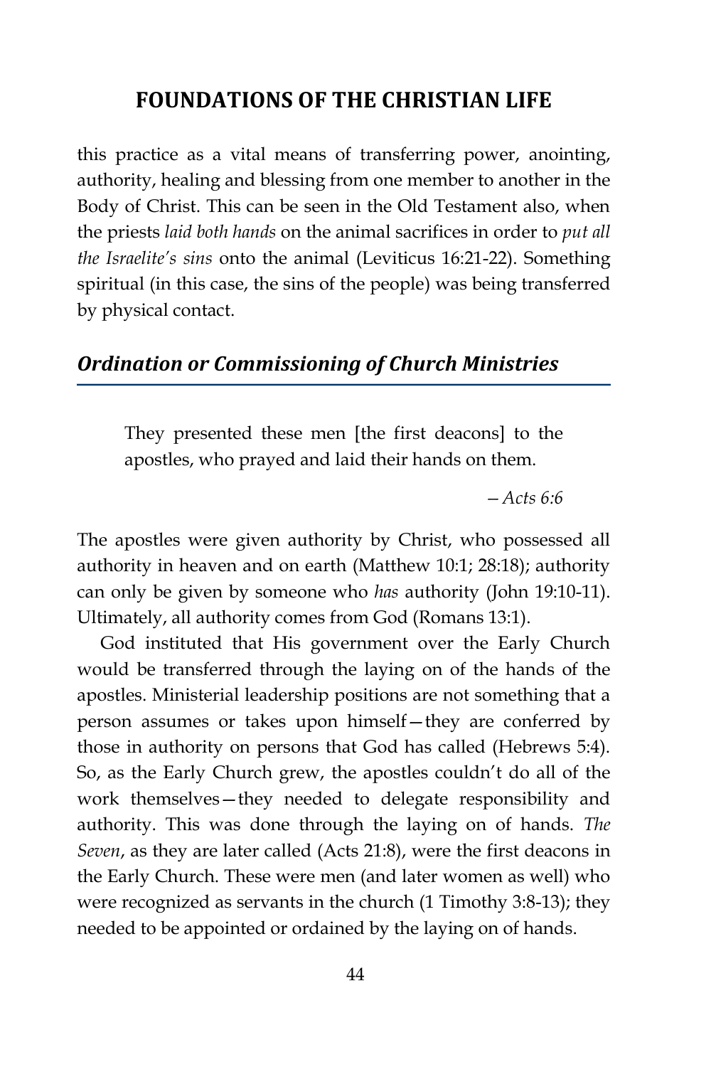this practice as a vital means of transferring power, anointing, authority, healing and blessing from one member to another in the Body of Christ. This can be seen in the Old Testament also, when the priests *laid both hands* on the animal sacrifices in order to *put all the Israelite's sins* onto the animal (Leviticus 16:21-22). Something spiritual (in this case, the sins of the people) was being transferred by physical contact.

### *Ordination or Commissioning of Church Ministries*

> They presented these men [the first deacons] to the apostles, who prayed and laid their hands on them.
>
> —*Acts 6:6*

The apostles were given authority by Christ, who possessed all authority in heaven and on earth (Matthew 10:1; 28:18); authority can only be given by someone who *has* authority (John 19:10-11). Ultimately, all authority comes from God (Romans 13:1).

God instituted that His government over the Early Church would be transferred through the laying on of the hands of the apostles. Ministerial leadership positions are not something that a person assumes or takes upon himself—they are conferred by those in authority on persons that God has called (Hebrews 5:4). So, as the Early Church grew, the apostles couldn't do all of the work themselves—they needed to delegate responsibility and authority. This was done through the laying on of hands. *The Seven*, as they are later called (Acts 21:8), were the first deacons in the Early Church. These were men (and later women as well) who were recognized as servants in the church (1 Timothy 3:8-13); they needed to be appointed or ordained by the laying on of hands.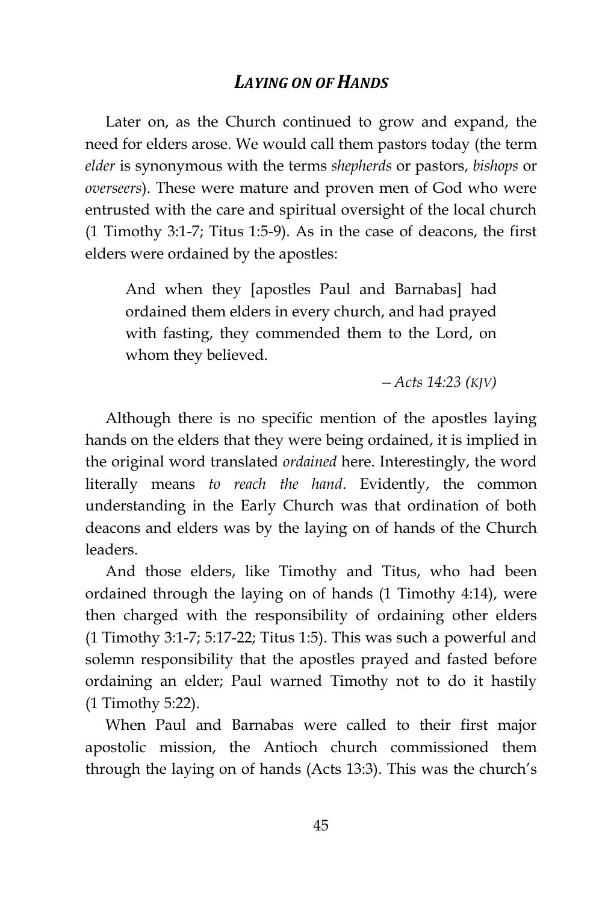## *LAYING ON OF HANDS*

Later on, as the Church continued to grow and expand, the need for elders arose. We would call them pastors today (the term *elder* is synonymous with the terms *shepherds* or pastors, *bishops* or *overseers*). These were mature and proven men of God who were entrusted with the care and spiritual oversight of the local church (1 Timothy 3:1-7; Titus 1:5-9). As in the case of deacons, the first elders were ordained by the apostles:

> And when they [apostles Paul and Barnabas] had ordained them elders in every church, and had prayed with fasting, they commended them to the Lord, on whom they believed.
>
> *—Acts 14:23 (KJV)*

Although there is no specific mention of the apostles laying hands on the elders that they were being ordained, it is implied in the original word translated *ordained* here. Interestingly, the word literally means *to reach the hand*. Evidently, the common understanding in the Early Church was that ordination of both deacons and elders was by the laying on of hands of the Church leaders.

And those elders, like Timothy and Titus, who had been ordained through the laying on of hands (1 Timothy 4:14), were then charged with the responsibility of ordaining other elders (1 Timothy 3:1-7; 5:17-22; Titus 1:5). This was such a powerful and solemn responsibility that the apostles prayed and fasted before ordaining an elder; Paul warned Timothy not to do it hastily (1 Timothy 5:22).

When Paul and Barnabas were called to their first major apostolic mission, the Antioch church commissioned them through the laying on of hands (Acts 13:3). This was the church's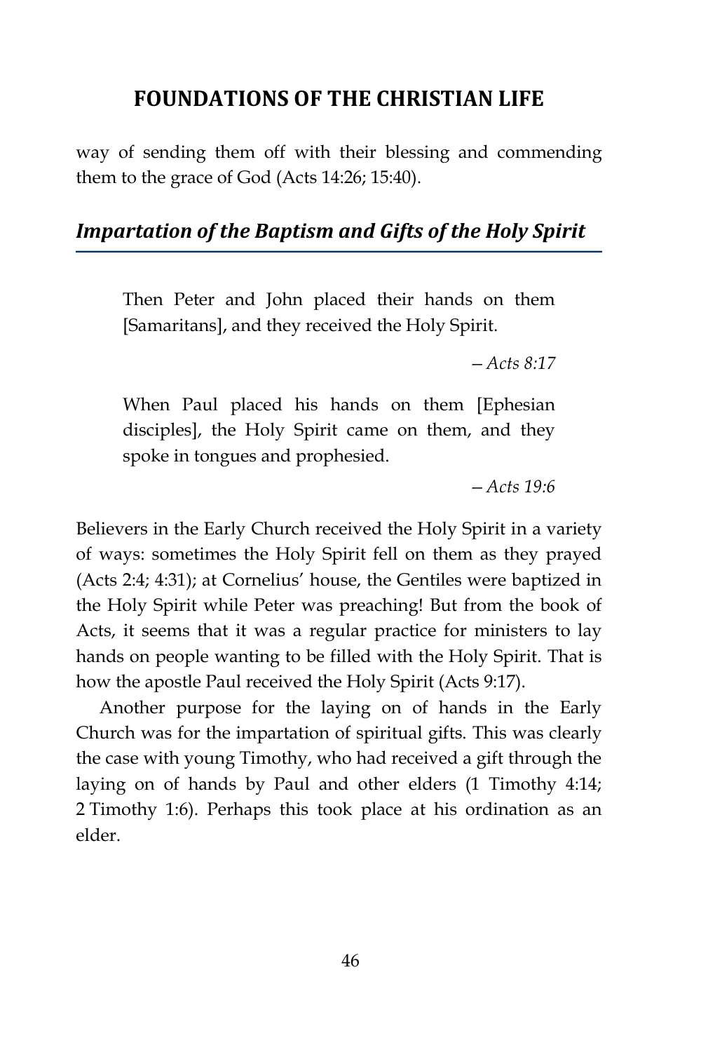way of sending them off with their blessing and commending them to the grace of God (Acts 14:26; 15:40).

### *Impartation of the Baptism and Gifts of the Holy Spirit*

> Then Peter and John placed their hands on them [Samaritans], and they received the Holy Spirit.
>
> *—Acts 8:17*

> When Paul placed his hands on them [Ephesian disciples], the Holy Spirit came on them, and they spoke in tongues and prophesied.
>
> *—Acts 19:6*

Believers in the Early Church received the Holy Spirit in a variety of ways: sometimes the Holy Spirit fell on them as they prayed (Acts 2:4; 4:31); at Cornelius' house, the Gentiles were baptized in the Holy Spirit while Peter was preaching! But from the book of Acts, it seems that it was a regular practice for ministers to lay hands on people wanting to be filled with the Holy Spirit. That is how the apostle Paul received the Holy Spirit (Acts 9:17).

Another purpose for the laying on of hands in the Early Church was for the impartation of spiritual gifts. This was clearly the case with young Timothy, who had received a gift through the laying on of hands by Paul and other elders (1 Timothy 4:14; 2 Timothy 1:6). Perhaps this took place at his ordination as an elder.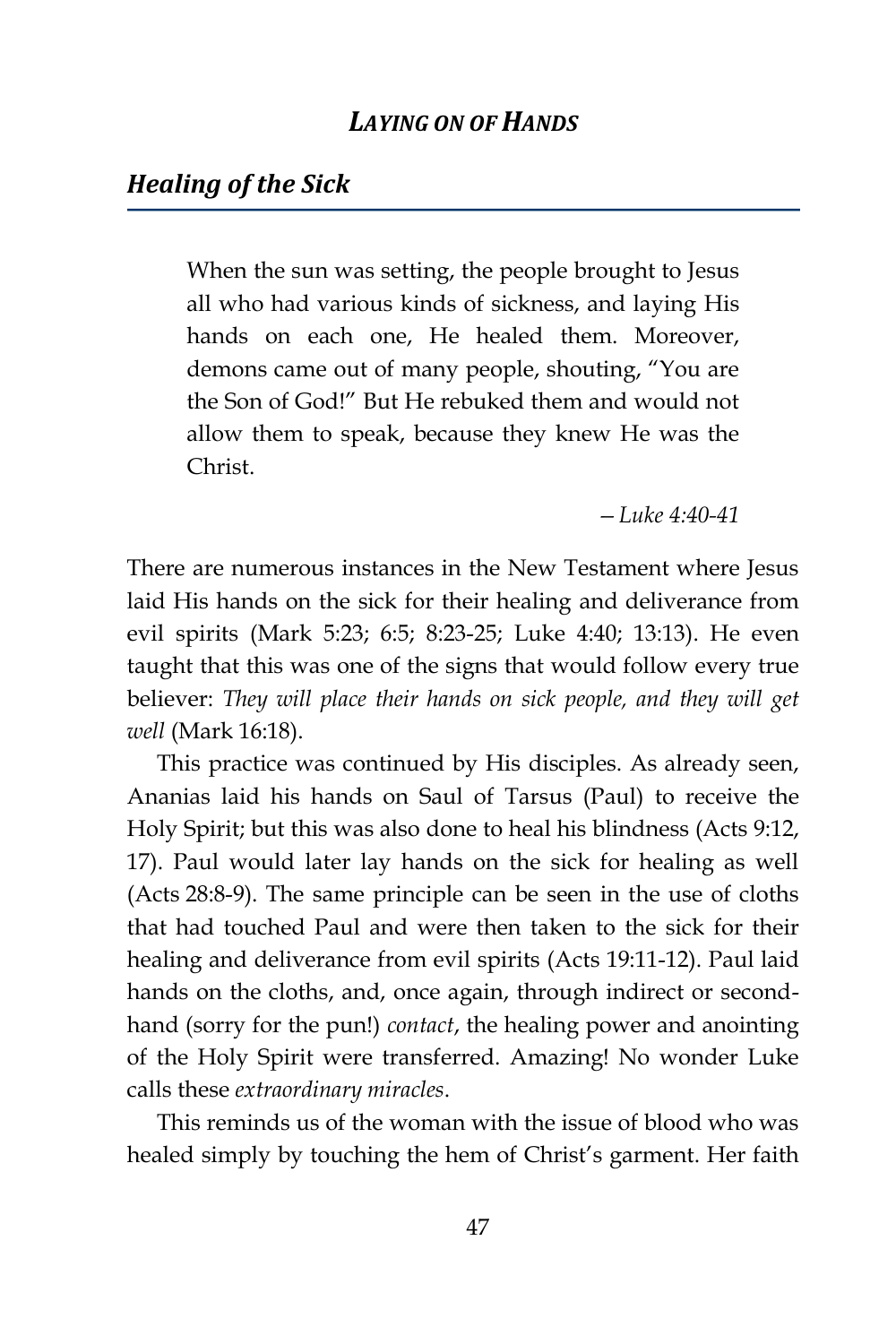## Healing of the Sick

> When the sun was setting, the people brought to Jesus all who had various kinds of sickness, and laying His hands on each one, He healed them. Moreover, demons came out of many people, shouting, "You are the Son of God!" But He rebuked them and would not allow them to speak, because they knew He was the Christ.
>
> *—Luke 4:40-41*

There are numerous instances in the New Testament where Jesus laid His hands on the sick for their healing and deliverance from evil spirits (Mark 5:23; 6:5; 8:23-25; Luke 4:40; 13:13). He even taught that this was one of the signs that would follow every true believer: *They will place their hands on sick people, and they will get well* (Mark 16:18).

This practice was continued by His disciples. As already seen, Ananias laid his hands on Saul of Tarsus (Paul) to receive the Holy Spirit; but this was also done to heal his blindness (Acts 9:12, 17). Paul would later lay hands on the sick for healing as well (Acts 28:8-9). The same principle can be seen in the use of cloths that had touched Paul and were then taken to the sick for their healing and deliverance from evil spirits (Acts 19:11-12). Paul laid hands on the cloths, and, once again, through indirect or second-hand (sorry for the pun!) *contact*, the healing power and anointing of the Holy Spirit were transferred. Amazing! No wonder Luke calls these *extraordinary miracles*.

This reminds us of the woman with the issue of blood who was healed simply by touching the hem of Christ's garment. Her faith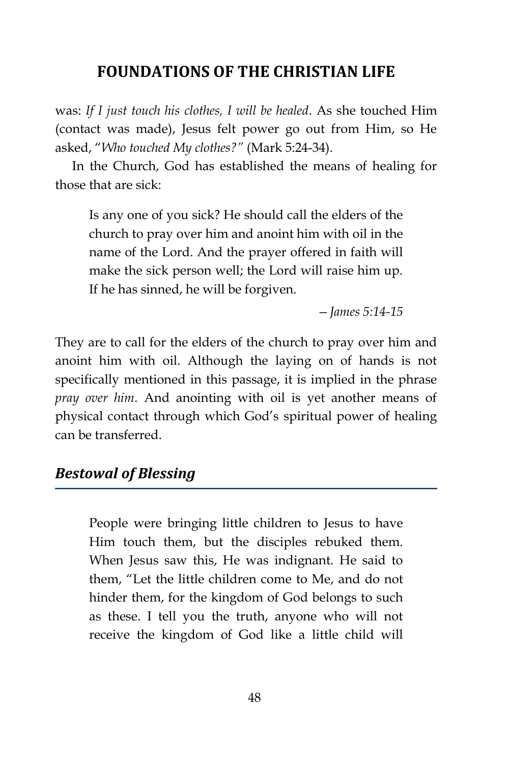was: *If I just touch his clothes, I will be healed*. As she touched Him (contact was made), Jesus felt power go out from Him, so He asked, "*Who touched My clothes?*" (Mark 5:24-34).

In the Church, God has established the means of healing for those that are sick:

> Is any one of you sick? He should call the elders of the church to pray over him and anoint him with oil in the name of the Lord. And the prayer offered in faith will make the sick person well; the Lord will raise him up. If he has sinned, he will be forgiven.
>
> *– James 5:14-15*

They are to call for the elders of the church to pray over him and anoint him with oil. Although the laying on of hands is not specifically mentioned in this passage, it is implied in the phrase *pray over him*. And anointing with oil is yet another means of physical contact through which God's spiritual power of healing can be transferred.

## *Bestowal of Blessing*

> People were bringing little children to Jesus to have Him touch them, but the disciples rebuked them. When Jesus saw this, He was indignant. He said to them, "Let the little children come to Me, and do not hinder them, for the kingdom of God belongs to such as these. I tell you the truth, anyone who will not receive the kingdom of God like a little child will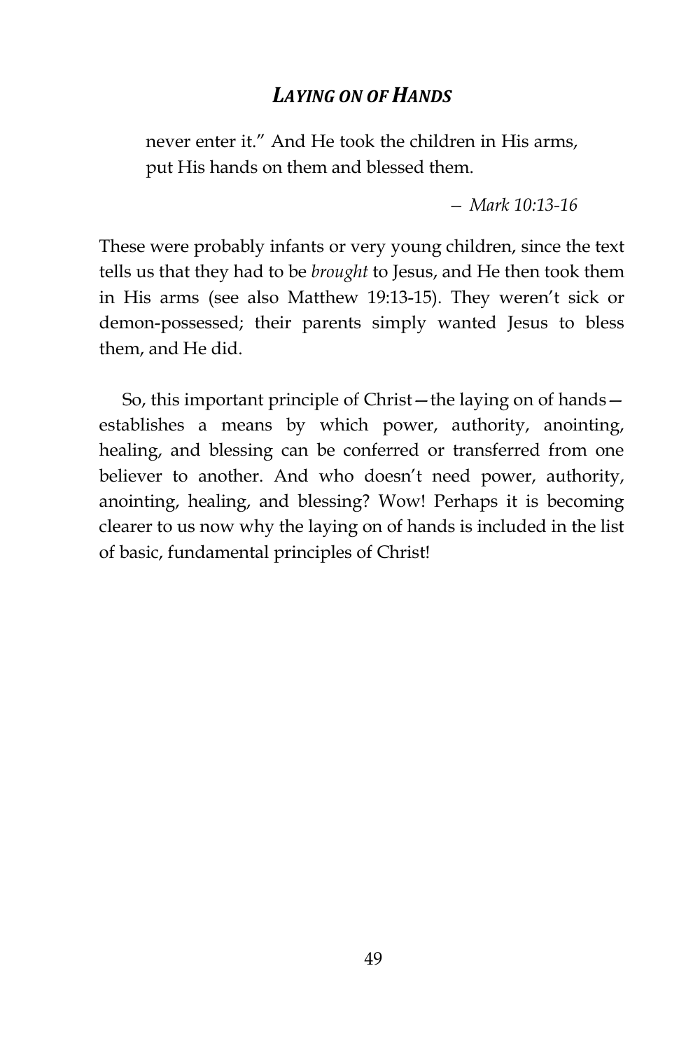> never enter it." And He took the children in His arms, put His hands on them and blessed them.
>
> — *Mark 10:13-16*

These were probably infants or very young children, since the text tells us that they had to be *brought* to Jesus, and He then took them in His arms (see also Matthew 19:13-15). They weren't sick or demon-possessed; their parents simply wanted Jesus to bless them, and He did.

So, this important principle of Christ—the laying on of hands—establishes a means by which power, authority, anointing, healing, and blessing can be conferred or transferred from one believer to another. And who doesn't need power, authority, anointing, healing, and blessing? Wow! Perhaps it is becoming clearer to us now why the laying on of hands is included in the list of basic, fundamental principles of Christ!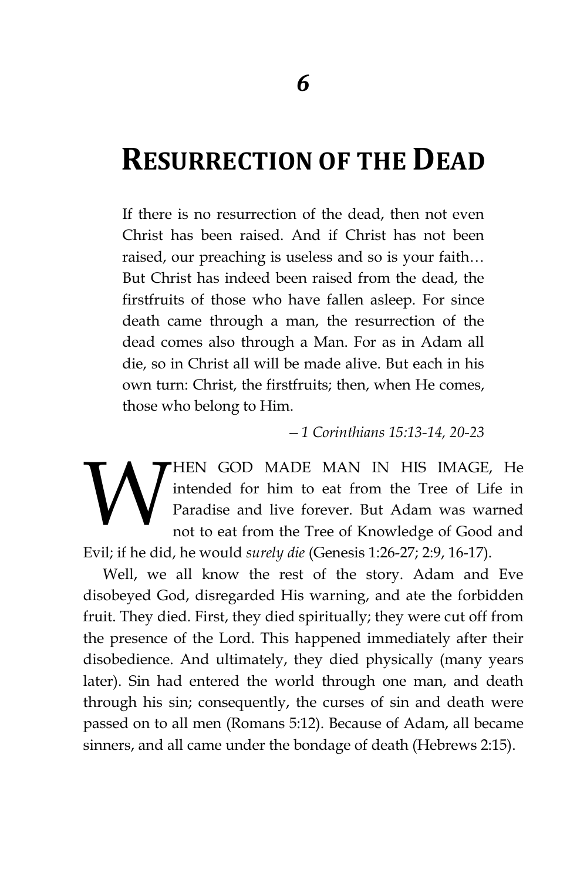# 6

# Resurrection of the Dead

> If there is no resurrection of the dead, then not even Christ has been raised. And if Christ has not been raised, our preaching is useless and so is your faith… But Christ has indeed been raised from the dead, the firstfruits of those who have fallen asleep. For since death came through a man, the resurrection of the dead comes also through a Man. For as in Adam all die, so in Christ all will be made alive. But each in his own turn: Christ, the firstfruits; then, when He comes, those who belong to Him.
>
> *—1 Corinthians 15:13-14, 20-23*

WHEN GOD MADE MAN IN HIS IMAGE, He intended for him to eat from the Tree of Life in Paradise and live forever. But Adam was warned not to eat from the Tree of Knowledge of Good and Evil; if he did, he would *surely die* (Genesis 1:26-27; 2:9, 16-17).

Well, we all know the rest of the story. Adam and Eve disobeyed God, disregarded His warning, and ate the forbidden fruit. They died. First, they died spiritually; they were cut off from the presence of the Lord. This happened immediately after their disobedience. And ultimately, they died physically (many years later). Sin had entered the world through one man, and death through his sin; consequently, the curses of sin and death were passed on to all men (Romans 5:12). Because of Adam, all became sinners, and all came under the bondage of death (Hebrews 2:15).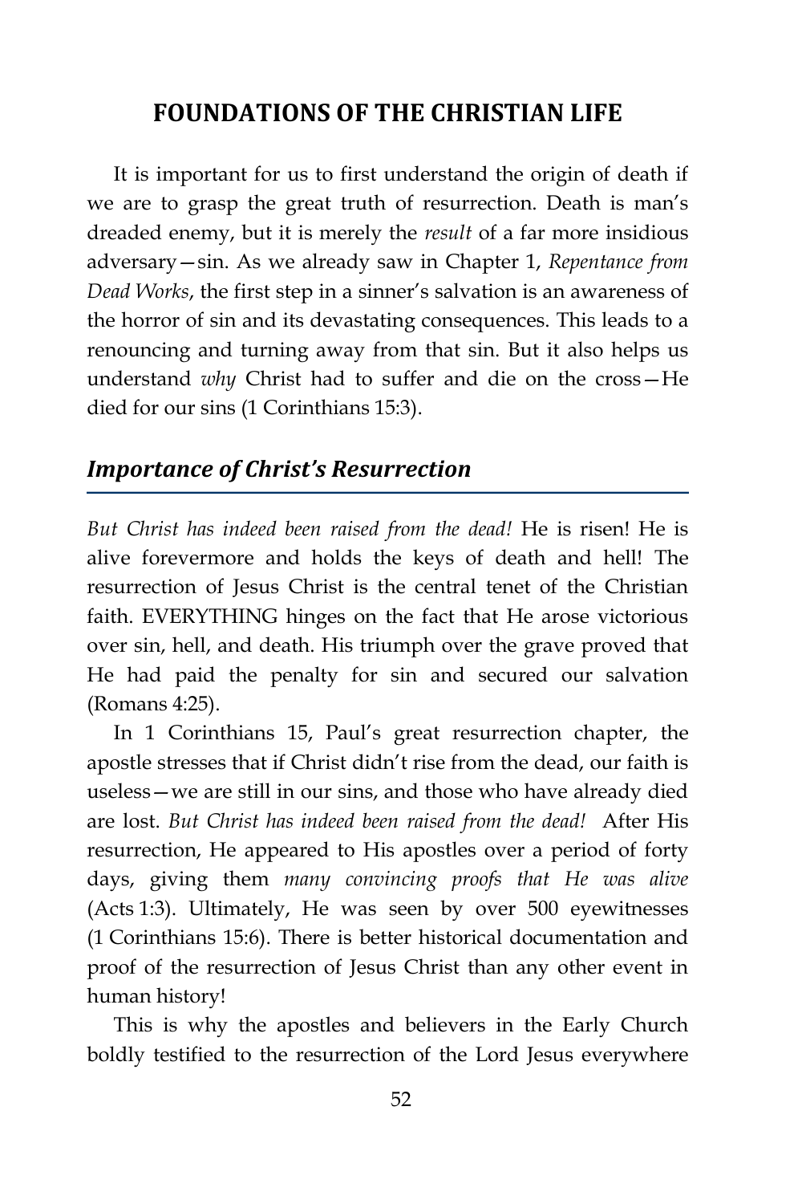It is important for us to first understand the origin of death if we are to grasp the great truth of resurrection. Death is man's dreaded enemy, but it is merely the *result* of a far more insidious adversary—sin. As we already saw in Chapter 1, *Repentance from Dead Works*, the first step in a sinner's salvation is an awareness of the horror of sin and its devastating consequences. This leads to a renouncing and turning away from that sin. But it also helps us understand *why* Christ had to suffer and die on the cross—He died for our sins (1 Corinthians 15:3).

## *Importance of Christ's Resurrection*

*But Christ has indeed been raised from the dead!* He is risen! He is alive forevermore and holds the keys of death and hell! The resurrection of Jesus Christ is the central tenet of the Christian faith. EVERYTHING hinges on the fact that He arose victorious over sin, hell, and death. His triumph over the grave proved that He had paid the penalty for sin and secured our salvation (Romans 4:25).

In 1 Corinthians 15, Paul's great resurrection chapter, the apostle stresses that if Christ didn't rise from the dead, our faith is useless—we are still in our sins, and those who have already died are lost. *But Christ has indeed been raised from the dead!* After His resurrection, He appeared to His apostles over a period of forty days, giving them *many convincing proofs that He was alive* (Acts 1:3). Ultimately, He was seen by over 500 eyewitnesses (1 Corinthians 15:6). There is better historical documentation and proof of the resurrection of Jesus Christ than any other event in human history!

This is why the apostles and believers in the Early Church boldly testified to the resurrection of the Lord Jesus everywhere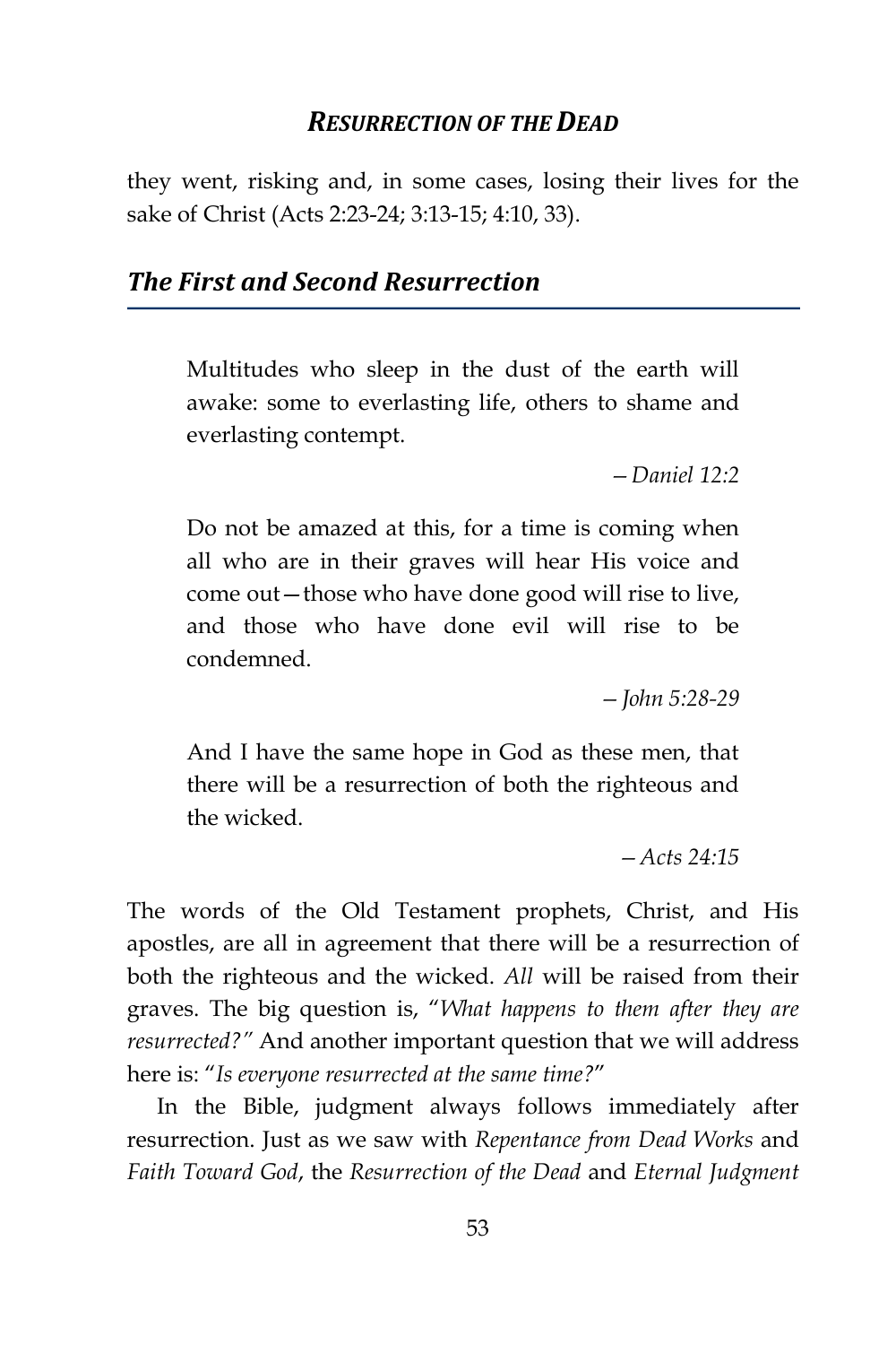they went, risking and, in some cases, losing their lives for the sake of Christ (Acts 2:23-24; 3:13-15; 4:10, 33).

## *The First and Second Resurrection*

> Multitudes who sleep in the dust of the earth will awake: some to everlasting life, others to shame and everlasting contempt.
>
> *– Daniel 12:2*

> Do not be amazed at this, for a time is coming when all who are in their graves will hear His voice and come out—those who have done good will rise to live, and those who have done evil will rise to be condemned.
>
> *– John 5:28-29*

> And I have the same hope in God as these men, that there will be a resurrection of both the righteous and the wicked.
>
> *– Acts 24:15*

The words of the Old Testament prophets, Christ, and His apostles, are all in agreement that there will be a resurrection of both the righteous and the wicked. *All* will be raised from their graves. The big question is, "*What happens to them after they are resurrected?"* And another important question that we will address here is: "*Is everyone resurrected at the same time?*"

In the Bible, judgment always follows immediately after resurrection. Just as we saw with *Repentance from Dead Works* and *Faith Toward God*, the *Resurrection of the Dead* and *Eternal Judgment*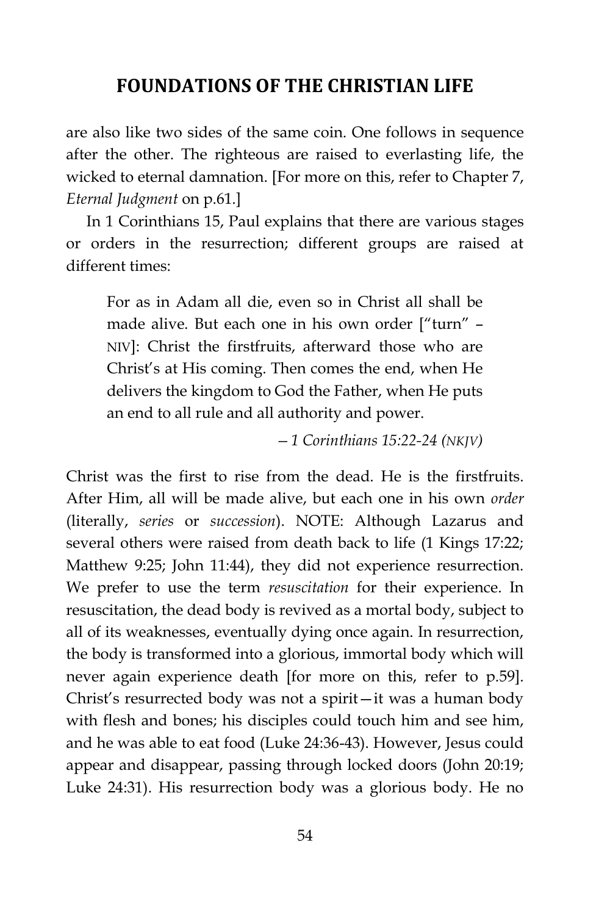are also like two sides of the same coin. One follows in sequence after the other. The righteous are raised to everlasting life, the wicked to eternal damnation. [For more on this, refer to Chapter 7, *Eternal Judgment* on p.61.]

In 1 Corinthians 15, Paul explains that there are various stages or orders in the resurrection; different groups are raised at different times:

> For as in Adam all die, even so in Christ all shall be made alive. But each one in his own order ["turn" – NIV]: Christ the firstfruits, afterward those who are Christ's at His coming. Then comes the end, when He delivers the kingdom to God the Father, when He puts an end to all rule and all authority and power.
>
> *—1 Corinthians 15:22-24 (NKJV)*

Christ was the first to rise from the dead. He is the firstfruits. After Him, all will be made alive, but each one in his own *order* (literally, *series* or *succession*). NOTE: Although Lazarus and several others were raised from death back to life (1 Kings 17:22; Matthew 9:25; John 11:44), they did not experience resurrection. We prefer to use the term *resuscitation* for their experience. In resuscitation, the dead body is revived as a mortal body, subject to all of its weaknesses, eventually dying once again. In resurrection, the body is transformed into a glorious, immortal body which will never again experience death [for more on this, refer to p.59]. Christ's resurrected body was not a spirit—it was a human body with flesh and bones; his disciples could touch him and see him, and he was able to eat food (Luke 24:36-43). However, Jesus could appear and disappear, passing through locked doors (John 20:19; Luke 24:31). His resurrection body was a glorious body. He no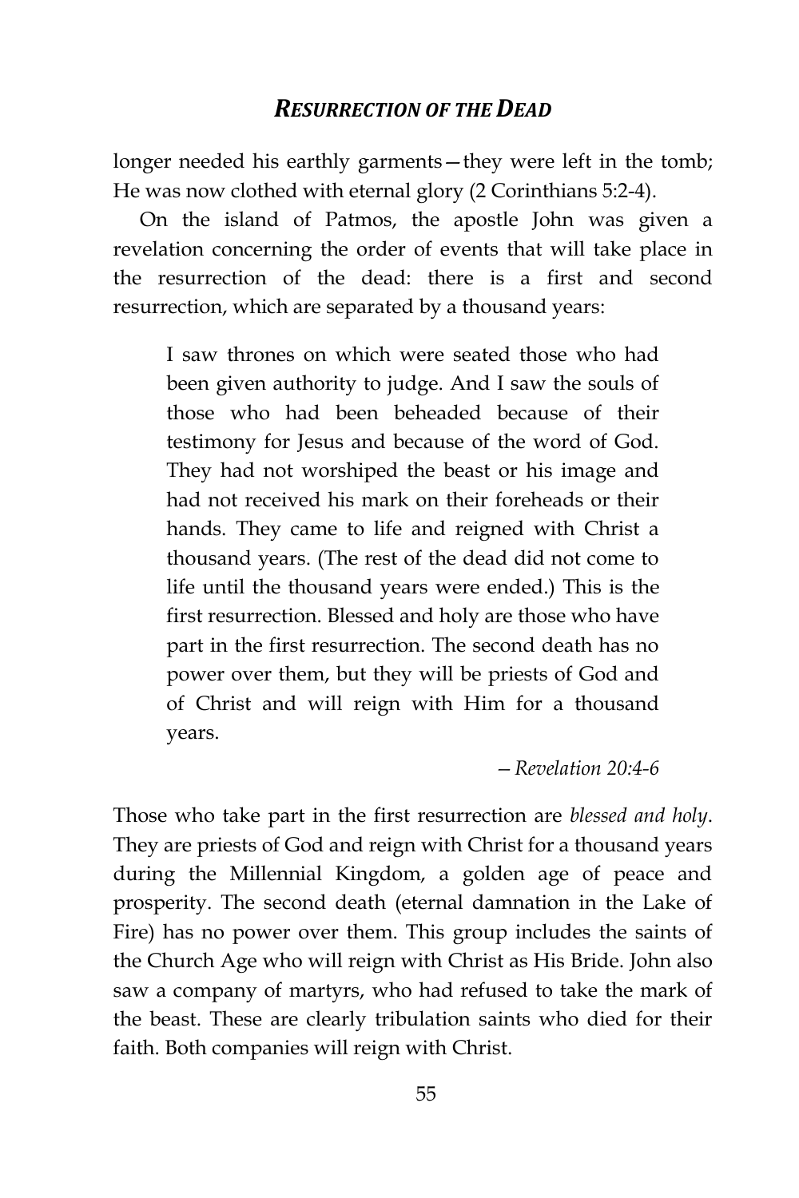longer needed his earthly garments—they were left in the tomb; He was now clothed with eternal glory (2 Corinthians 5:2-4).

On the island of Patmos, the apostle John was given a revelation concerning the order of events that will take place in the resurrection of the dead: there is a first and second resurrection, which are separated by a thousand years:

> I saw thrones on which were seated those who had been given authority to judge. And I saw the souls of those who had been beheaded because of their testimony for Jesus and because of the word of God. They had not worshiped the beast or his image and had not received his mark on their foreheads or their hands. They came to life and reigned with Christ a thousand years. (The rest of the dead did not come to life until the thousand years were ended.) This is the first resurrection. Blessed and holy are those who have part in the first resurrection. The second death has no power over them, but they will be priests of God and of Christ and will reign with Him for a thousand years.
>
> *—Revelation 20:4-6*

Those who take part in the first resurrection are *blessed and holy*. They are priests of God and reign with Christ for a thousand years during the Millennial Kingdom, a golden age of peace and prosperity. The second death (eternal damnation in the Lake of Fire) has no power over them. This group includes the saints of the Church Age who will reign with Christ as His Bride. John also saw a company of martyrs, who had refused to take the mark of the beast. These are clearly tribulation saints who died for their faith. Both companies will reign with Christ.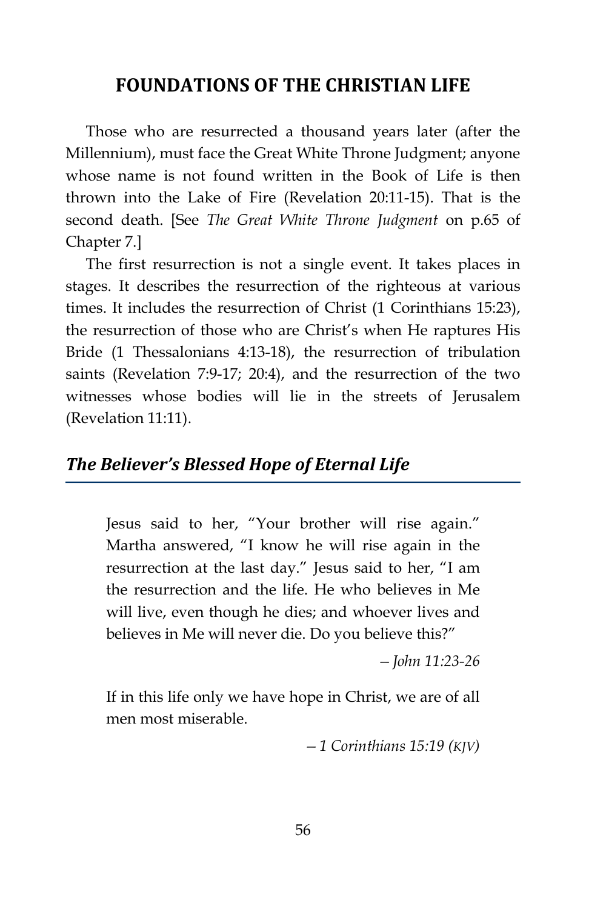Those who are resurrected a thousand years later (after the Millennium), must face the Great White Throne Judgment; anyone whose name is not found written in the Book of Life is then thrown into the Lake of Fire (Revelation 20:11-15). That is the second death. [See *The Great White Throne Judgment* on p.65 of Chapter 7.]

The first resurrection is not a single event. It takes places in stages. It describes the resurrection of the righteous at various times. It includes the resurrection of Christ (1 Corinthians 15:23), the resurrection of those who are Christ's when He raptures His Bride (1 Thessalonians 4:13-18), the resurrection of tribulation saints (Revelation 7:9-17; 20:4), and the resurrection of the two witnesses whose bodies will lie in the streets of Jerusalem (Revelation 11:11).

## *The Believer's Blessed Hope of Eternal Life*

> Jesus said to her, "Your brother will rise again." Martha answered, "I know he will rise again in the resurrection at the last day." Jesus said to her, "I am the resurrection and the life. He who believes in Me will live, even though he dies; and whoever lives and believes in Me will never die. Do you believe this?"
>
> *– John 11:23-26*

> If in this life only we have hope in Christ, we are of all men most miserable.
>
> *– 1 Corinthians 15:19 (KJV)*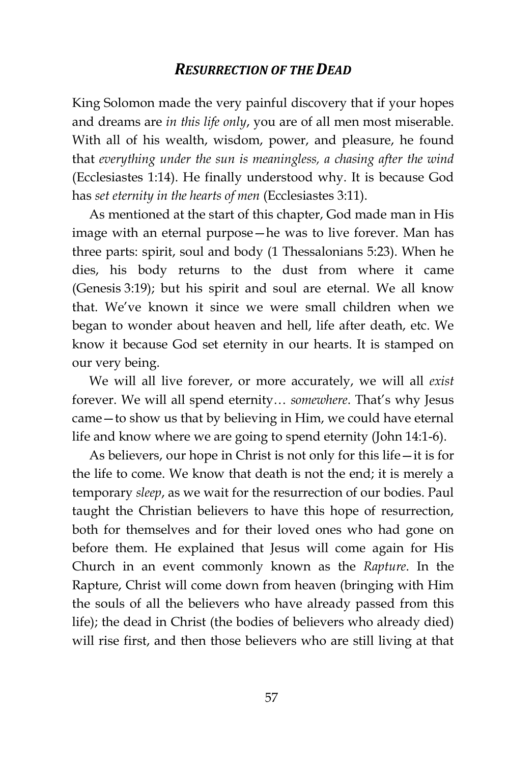## *RESURRECTION OF THE DEAD*

King Solomon made the very painful discovery that if your hopes and dreams are *in this life only*, you are of all men most miserable. With all of his wealth, wisdom, power, and pleasure, he found that *everything under the sun is meaningless, a chasing after the wind* (Ecclesiastes 1:14). He finally understood why. It is because God has *set eternity in the hearts of men* (Ecclesiastes 3:11).

As mentioned at the start of this chapter, God made man in His image with an eternal purpose—he was to live forever. Man has three parts: spirit, soul and body (1 Thessalonians 5:23). When he dies, his body returns to the dust from where it came (Genesis 3:19); but his spirit and soul are eternal. We all know that. We've known it since we were small children when we began to wonder about heaven and hell, life after death, etc. We know it because God set eternity in our hearts. It is stamped on our very being.

We will all live forever, or more accurately, we will all *exist* forever. We will all spend eternity… *somewhere*. That's why Jesus came—to show us that by believing in Him, we could have eternal life and know where we are going to spend eternity (John 14:1-6).

As believers, our hope in Christ is not only for this life—it is for the life to come. We know that death is not the end; it is merely a temporary *sleep*, as we wait for the resurrection of our bodies. Paul taught the Christian believers to have this hope of resurrection, both for themselves and for their loved ones who had gone on before them. He explained that Jesus will come again for His Church in an event commonly known as the *Rapture*. In the Rapture, Christ will come down from heaven (bringing with Him the souls of all the believers who have already passed from this life); the dead in Christ (the bodies of believers who already died) will rise first, and then those believers who are still living at that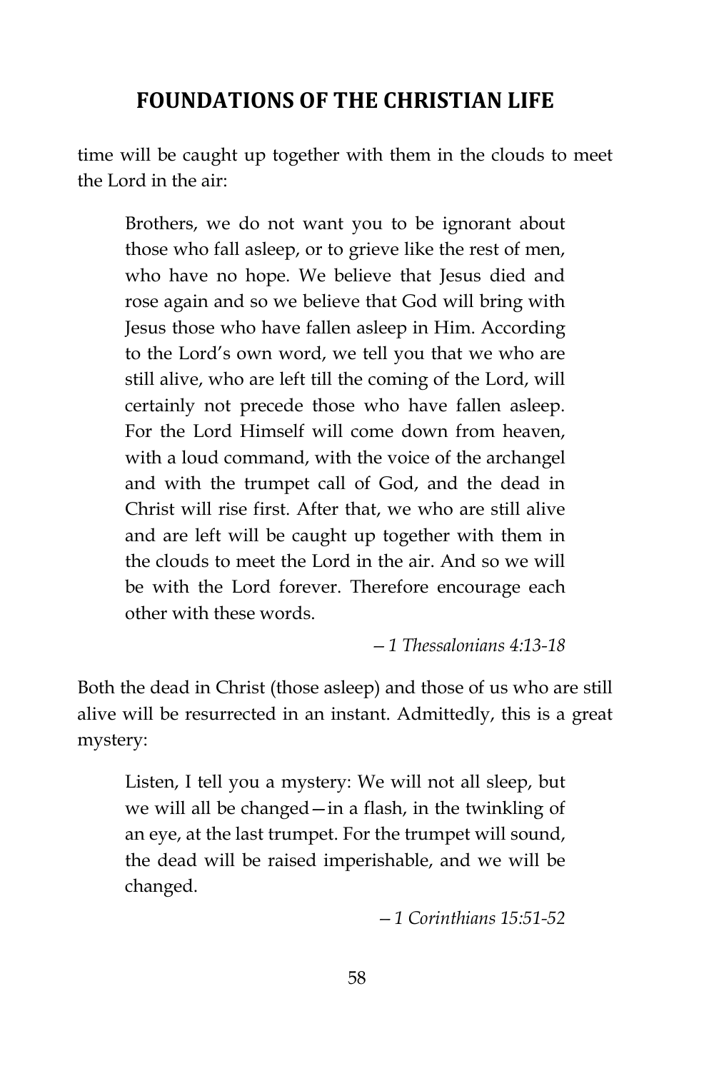time will be caught up together with them in the clouds to meet the Lord in the air:

> Brothers, we do not want you to be ignorant about those who fall asleep, or to grieve like the rest of men, who have no hope. We believe that Jesus died and rose again and so we believe that God will bring with Jesus those who have fallen asleep in Him. According to the Lord's own word, we tell you that we who are still alive, who are left till the coming of the Lord, will certainly not precede those who have fallen asleep. For the Lord Himself will come down from heaven, with a loud command, with the voice of the archangel and with the trumpet call of God, and the dead in Christ will rise first. After that, we who are still alive and are left will be caught up together with them in the clouds to meet the Lord in the air. And so we will be with the Lord forever. Therefore encourage each other with these words.
>
> —*1 Thessalonians 4:13-18*

Both the dead in Christ (those asleep) and those of us who are still alive will be resurrected in an instant. Admittedly, this is a great mystery:

> Listen, I tell you a mystery: We will not all sleep, but we will all be changed—in a flash, in the twinkling of an eye, at the last trumpet. For the trumpet will sound, the dead will be raised imperishable, and we will be changed.
>
> —*1 Corinthians 15:51-52*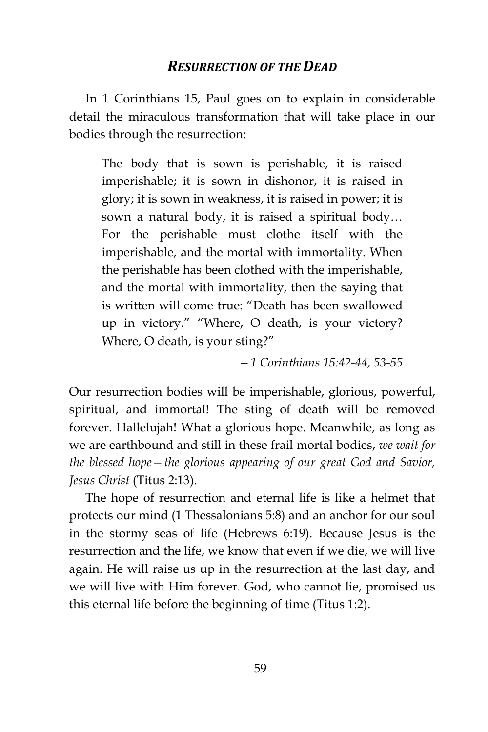## *RESURRECTION OF THE DEAD*

In 1 Corinthians 15, Paul goes on to explain in considerable detail the miraculous transformation that will take place in our bodies through the resurrection:

> The body that is sown is perishable, it is raised imperishable; it is sown in dishonor, it is raised in glory; it is sown in weakness, it is raised in power; it is sown a natural body, it is raised a spiritual body… For the perishable must clothe itself with the imperishable, and the mortal with immortality. When the perishable has been clothed with the imperishable, and the mortal with immortality, then the saying that is written will come true: "Death has been swallowed up in victory." "Where, O death, is your victory? Where, O death, is your sting?"
>
> *—1 Corinthians 15:42-44, 53-55*

Our resurrection bodies will be imperishable, glorious, powerful, spiritual, and immortal! The sting of death will be removed forever. Hallelujah! What a glorious hope. Meanwhile, as long as we are earthbound and still in these frail mortal bodies, *we wait for the blessed hope—the glorious appearing of our great God and Savior, Jesus Christ* (Titus 2:13).

The hope of resurrection and eternal life is like a helmet that protects our mind (1 Thessalonians 5:8) and an anchor for our soul in the stormy seas of life (Hebrews 6:19). Because Jesus is the resurrection and the life, we know that even if we die, we will live again. He will raise us up in the resurrection at the last day, and we will live with Him forever. God, who cannot lie, promised us this eternal life before the beginning of time (Titus 1:2).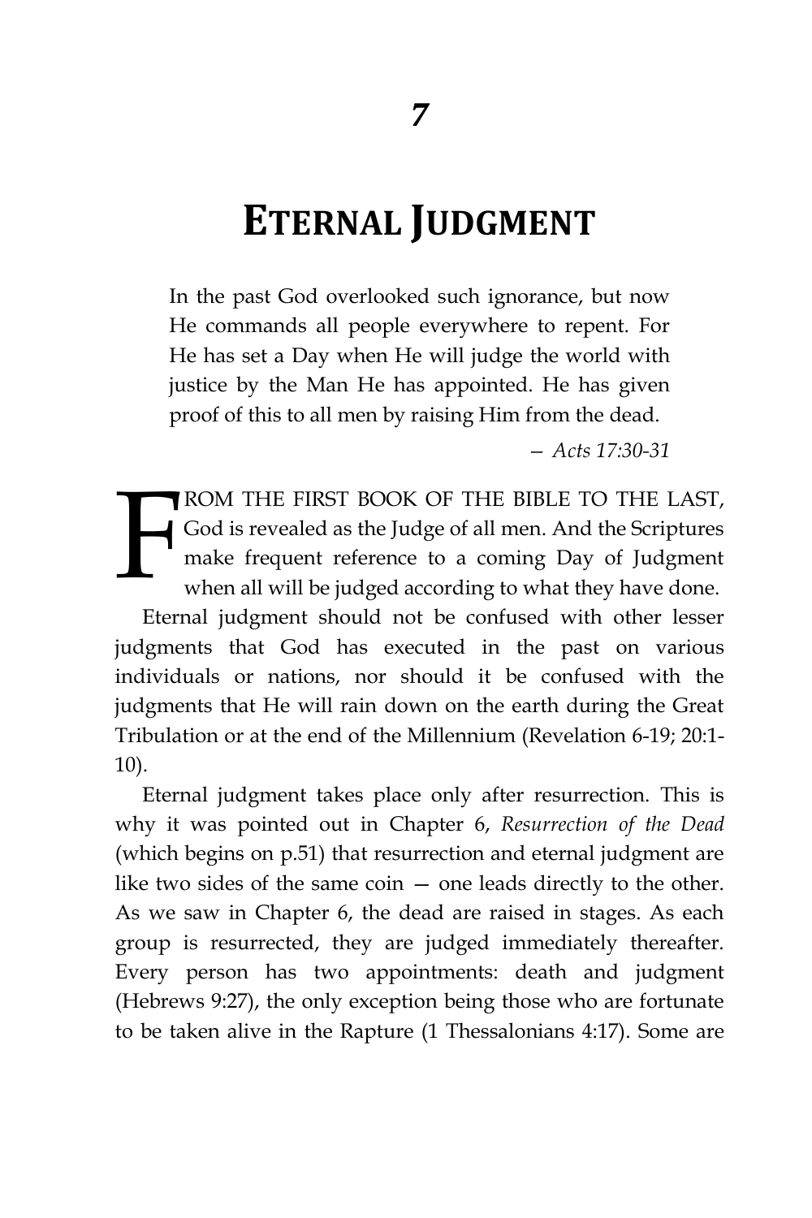# 7

# ETERNAL JUDGMENT

> In the past God overlooked such ignorance, but now He commands all people everywhere to repent. For He has set a Day when He will judge the world with justice by the Man He has appointed. He has given proof of this to all men by raising Him from the dead.
>
> — *Acts 17:30-31*

FROM THE FIRST BOOK OF THE BIBLE TO THE LAST, God is revealed as the Judge of all men. And the Scriptures make frequent reference to a coming Day of Judgment when all will be judged according to what they have done.

Eternal judgment should not be confused with other lesser judgments that God has executed in the past on various individuals or nations, nor should it be confused with the judgments that He will rain down on the earth during the Great Tribulation or at the end of the Millennium (Revelation 6-19; 20:1-10).

Eternal judgment takes place only after resurrection. This is why it was pointed out in Chapter 6, *Resurrection of the Dead* (which begins on p.51) that resurrection and eternal judgment are like two sides of the same coin — one leads directly to the other. As we saw in Chapter 6, the dead are raised in stages. As each group is resurrected, they are judged immediately thereafter. Every person has two appointments: death and judgment (Hebrews 9:27), the only exception being those who are fortunate to be taken alive in the Rapture (1 Thessalonians 4:17). Some are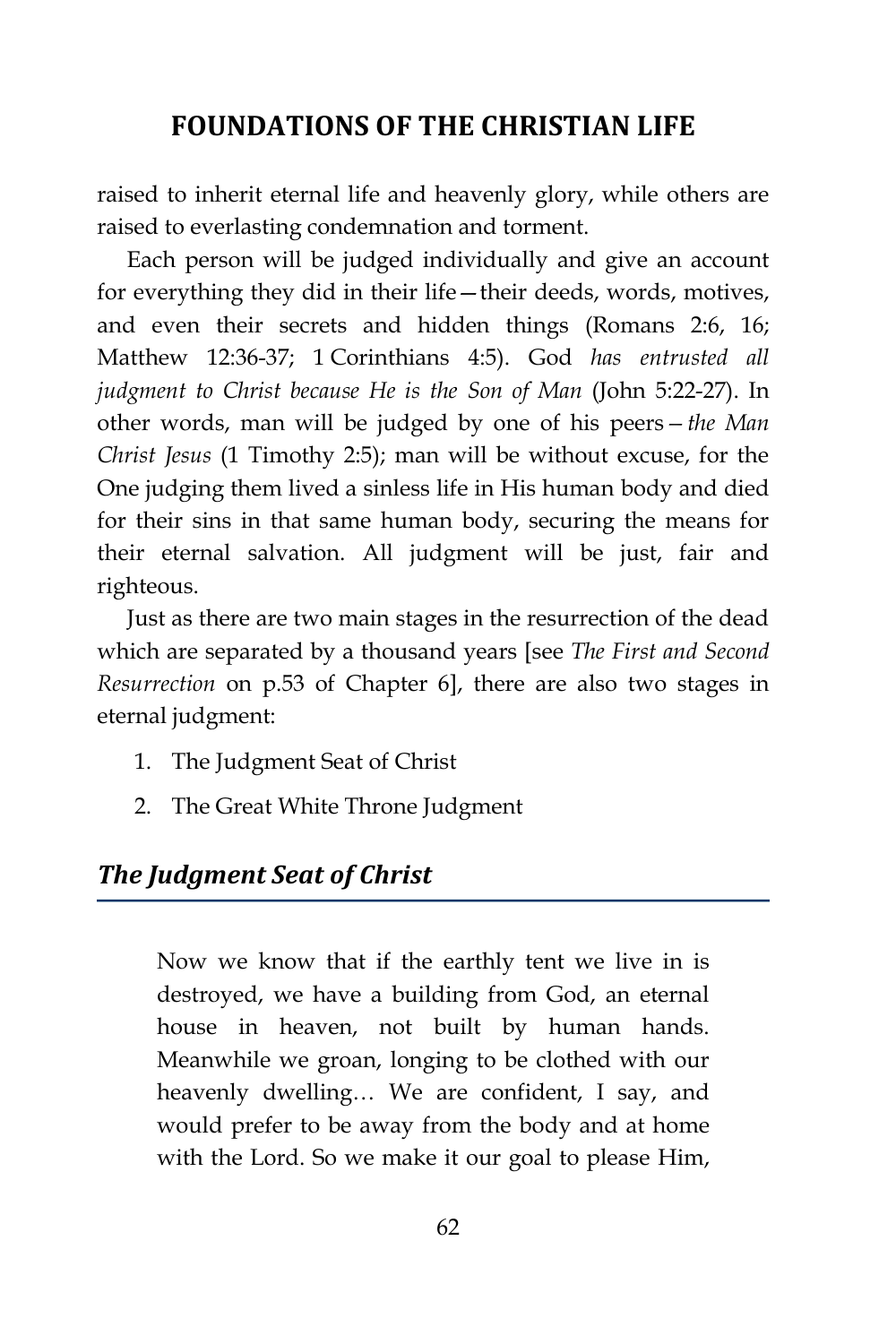raised to inherit eternal life and heavenly glory, while others are raised to everlasting condemnation and torment.

Each person will be judged individually and give an account for everything they did in their life—their deeds, words, motives, and even their secrets and hidden things (Romans 2:6, 16; Matthew 12:36-37; 1 Corinthians 4:5). God *has entrusted all judgment to Christ because He is the Son of Man* (John 5:22-27). In other words, man will be judged by one of his peers – *the Man Christ Jesus* (1 Timothy 2:5); man will be without excuse, for the One judging them lived a sinless life in His human body and died for their sins in that same human body, securing the means for their eternal salvation. All judgment will be just, fair and righteous.

Just as there are two main stages in the resurrection of the dead which are separated by a thousand years [see *The First and Second Resurrection* on p.53 of Chapter 6], there are also two stages in eternal judgment:

1. The Judgment Seat of Christ
2. The Great White Throne Judgment

## *The Judgment Seat of Christ*

> Now we know that if the earthly tent we live in is destroyed, we have a building from God, an eternal house in heaven, not built by human hands. Meanwhile we groan, longing to be clothed with our heavenly dwelling… We are confident, I say, and would prefer to be away from the body and at home with the Lord. So we make it our goal to please Him,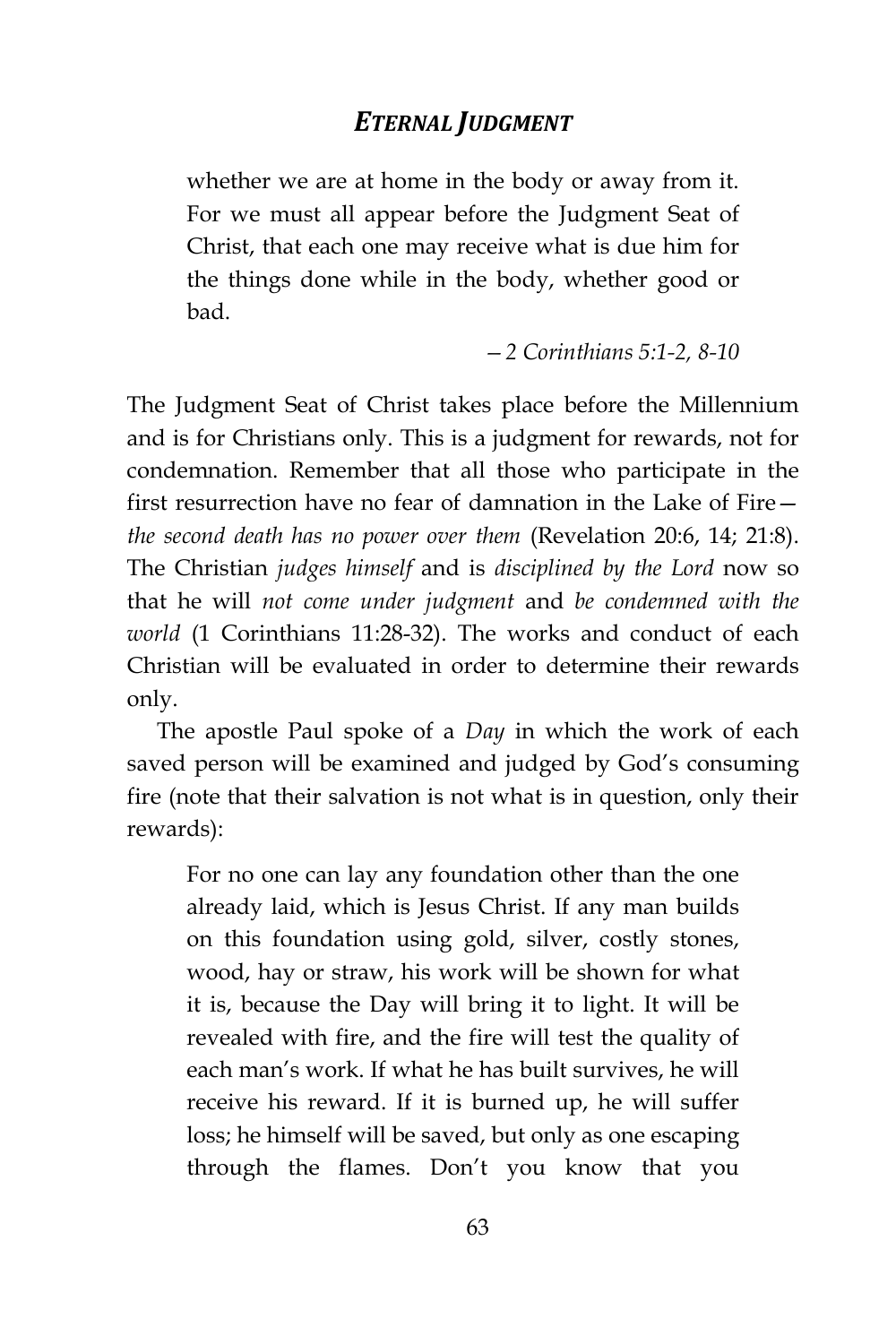> whether we are at home in the body or away from it. For we must all appear before the Judgment Seat of Christ, that each one may receive what is due him for the things done while in the body, whether good or bad.
>
> —*2 Corinthians 5:1-2, 8-10*

The Judgment Seat of Christ takes place before the Millennium and is for Christians only. This is a judgment for rewards, not for condemnation. Remember that all those who participate in the first resurrection have no fear of damnation in the Lake of Fire—*the second death has no power over them* (Revelation 20:6, 14; 21:8). The Christian *judges himself* and is *disciplined by the Lord* now so that he will *not come under judgment* and *be condemned with the world* (1 Corinthians 11:28-32). The works and conduct of each Christian will be evaluated in order to determine their rewards only.

The apostle Paul spoke of a *Day* in which the work of each saved person will be examined and judged by God's consuming fire (note that their salvation is not what is in question, only their rewards):

> For no one can lay any foundation other than the one already laid, which is Jesus Christ. If any man builds on this foundation using gold, silver, costly stones, wood, hay or straw, his work will be shown for what it is, because the Day will bring it to light. It will be revealed with fire, and the fire will test the quality of each man's work. If what he has built survives, he will receive his reward. If it is burned up, he will suffer loss; he himself will be saved, but only as one escaping through the flames. Don't you know that you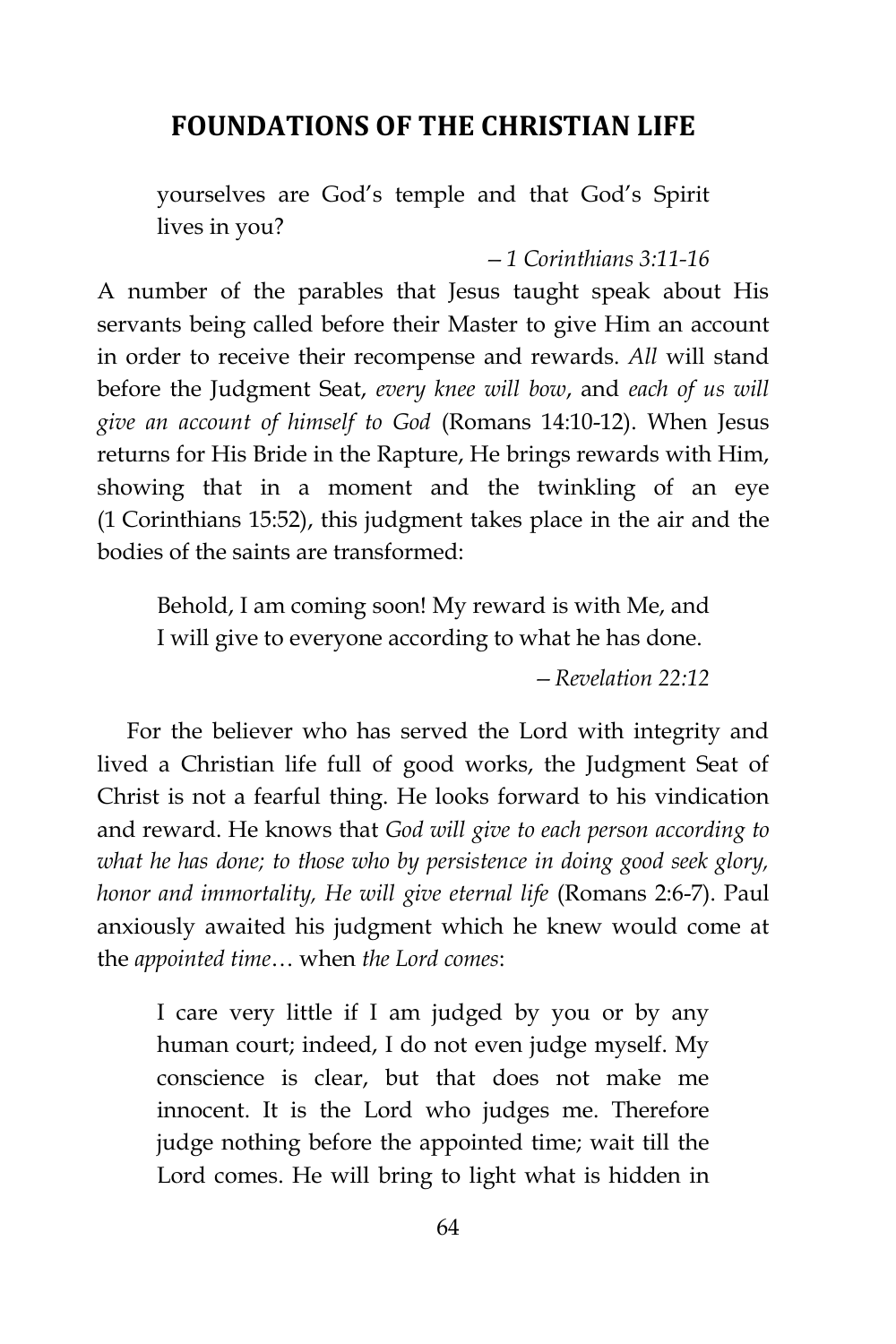yourselves are God's temple and that God's Spirit lives in you?

*– 1 Corinthians 3:11-16*

A number of the parables that Jesus taught speak about His servants being called before their Master to give Him an account in order to receive their recompense and rewards. *All* will stand before the Judgment Seat, *every knee will bow*, and *each of us will give an account of himself to God* (Romans 14:10-12). When Jesus returns for His Bride in the Rapture, He brings rewards with Him, showing that in a moment and the twinkling of an eye (1 Corinthians 15:52), this judgment takes place in the air and the bodies of the saints are transformed:

> Behold, I am coming soon! My reward is with Me, and I will give to everyone according to what he has done.
>
> *– Revelation 22:12*

For the believer who has served the Lord with integrity and lived a Christian life full of good works, the Judgment Seat of Christ is not a fearful thing. He looks forward to his vindication and reward. He knows that *God will give to each person according to what he has done; to those who by persistence in doing good seek glory, honor and immortality, He will give eternal life* (Romans 2:6-7). Paul anxiously awaited his judgment which he knew would come at the *appointed time*… when *the Lord comes*:

> I care very little if I am judged by you or by any human court; indeed, I do not even judge myself. My conscience is clear, but that does not make me innocent. It is the Lord who judges me. Therefore judge nothing before the appointed time; wait till the Lord comes. He will bring to light what is hidden in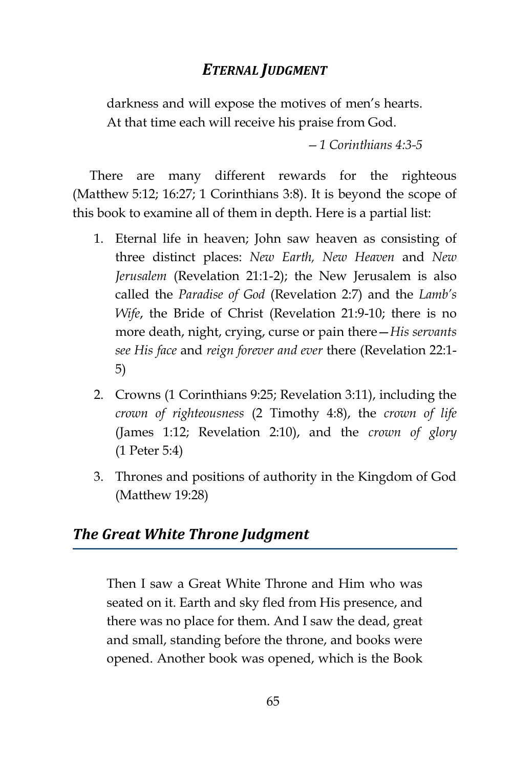> darkness and will expose the motives of men's hearts. At that time each will receive his praise from God.
>
> *– 1 Corinthians 4:3-5*

There are many different rewards for the righteous (Matthew 5:12; 16:27; 1 Corinthians 3:8). It is beyond the scope of this book to examine all of them in depth. Here is a partial list:

1. Eternal life in heaven; John saw heaven as consisting of three distinct places: *New Earth, New Heaven* and *New Jerusalem* (Revelation 21:1-2); the New Jerusalem is also called the *Paradise of God* (Revelation 2:7) and the *Lamb's Wife*, the Bride of Christ (Revelation 21:9-10; there is no more death, night, crying, curse or pain there—*His servants see His face* and *reign forever and ever* there (Revelation 22:1-5)

2. Crowns (1 Corinthians 9:25; Revelation 3:11), including the *crown of righteousness* (2 Timothy 4:8), the *crown of life* (James 1:12; Revelation 2:10), and the *crown of glory* (1 Peter 5:4)

3. Thrones and positions of authority in the Kingdom of God (Matthew 19:28)

## *The Great White Throne Judgment*

> Then I saw a Great White Throne and Him who was seated on it. Earth and sky fled from His presence, and there was no place for them. And I saw the dead, great and small, standing before the throne, and books were opened. Another book was opened, which is the Book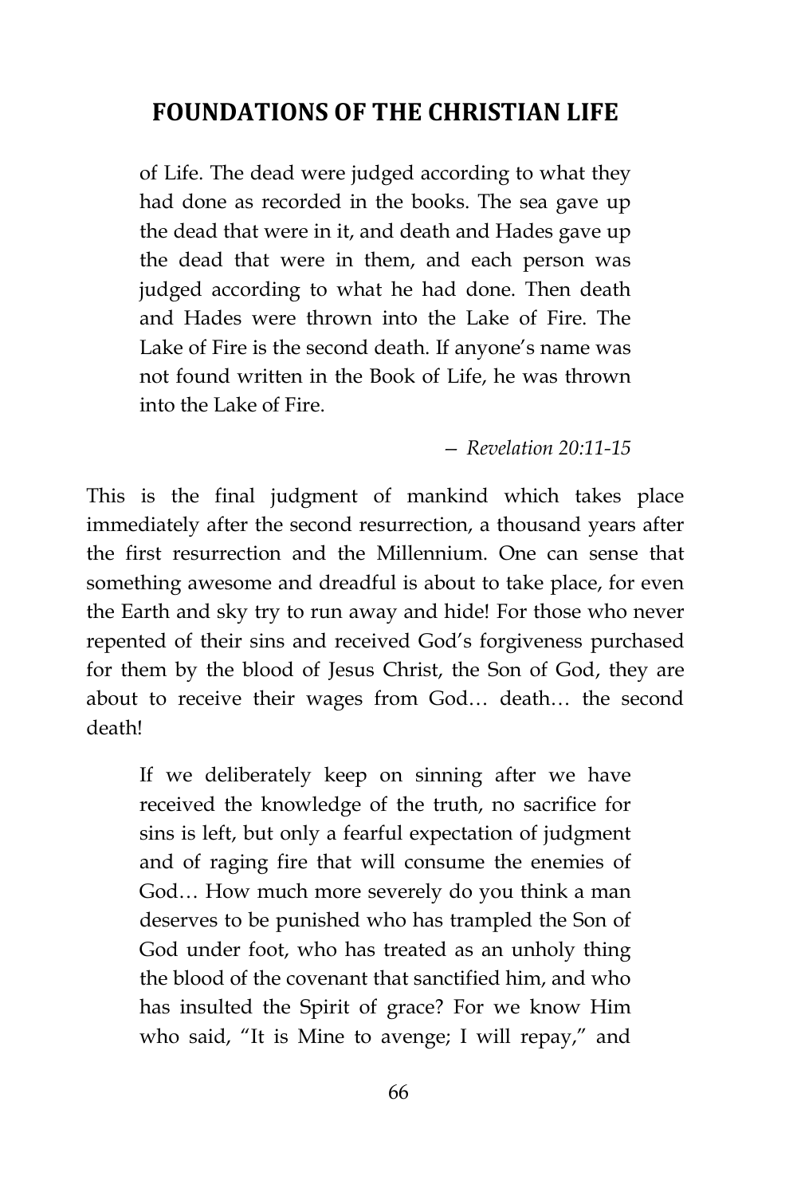> of Life. The dead were judged according to what they had done as recorded in the books. The sea gave up the dead that were in it, and death and Hades gave up the dead that were in them, and each person was judged according to what he had done. Then death and Hades were thrown into the Lake of Fire. The Lake of Fire is the second death. If anyone's name was not found written in the Book of Life, he was thrown into the Lake of Fire.
>
> — *Revelation 20:11-15*

This is the final judgment of mankind which takes place immediately after the second resurrection, a thousand years after the first resurrection and the Millennium. One can sense that something awesome and dreadful is about to take place, for even the Earth and sky try to run away and hide! For those who never repented of their sins and received God's forgiveness purchased for them by the blood of Jesus Christ, the Son of God, they are about to receive their wages from God… death… the second death!

> If we deliberately keep on sinning after we have received the knowledge of the truth, no sacrifice for sins is left, but only a fearful expectation of judgment and of raging fire that will consume the enemies of God… How much more severely do you think a man deserves to be punished who has trampled the Son of God under foot, who has treated as an unholy thing the blood of the covenant that sanctified him, and who has insulted the Spirit of grace? For we know Him who said, "It is Mine to avenge; I will repay," and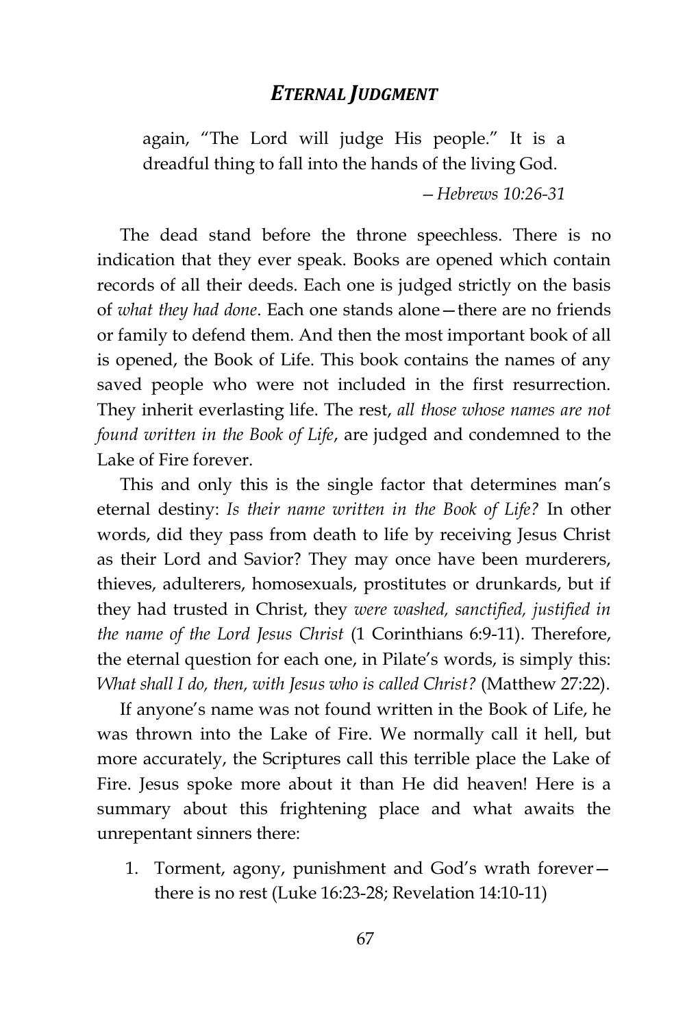> again, "The Lord will judge His people." It is a dreadful thing to fall into the hands of the living God.
>
> *—Hebrews 10:26-31*

The dead stand before the throne speechless. There is no indication that they ever speak. Books are opened which contain records of all their deeds. Each one is judged strictly on the basis of *what they had done*. Each one stands alone—there are no friends or family to defend them. And then the most important book of all is opened, the Book of Life. This book contains the names of any saved people who were not included in the first resurrection. They inherit everlasting life. The rest, *all those whose names are not found written in the Book of Life*, are judged and condemned to the Lake of Fire forever.

This and only this is the single factor that determines man's eternal destiny: *Is their name written in the Book of Life?* In other words, did they pass from death to life by receiving Jesus Christ as their Lord and Savior? They may once have been murderers, thieves, adulterers, homosexuals, prostitutes or drunkards, but if they had trusted in Christ, they *were washed, sanctified, justified in the name of the Lord Jesus Christ* (1 Corinthians 6:9-11). Therefore, the eternal question for each one, in Pilate's words, is simply this: *What shall I do, then, with Jesus who is called Christ?* (Matthew 27:22).

If anyone's name was not found written in the Book of Life, he was thrown into the Lake of Fire. We normally call it hell, but more accurately, the Scriptures call this terrible place the Lake of Fire. Jesus spoke more about it than He did heaven! Here is a summary about this frightening place and what awaits the unrepentant sinners there:

1. Torment, agony, punishment and God's wrath forever—there is no rest (Luke 16:23-28; Revelation 14:10-11)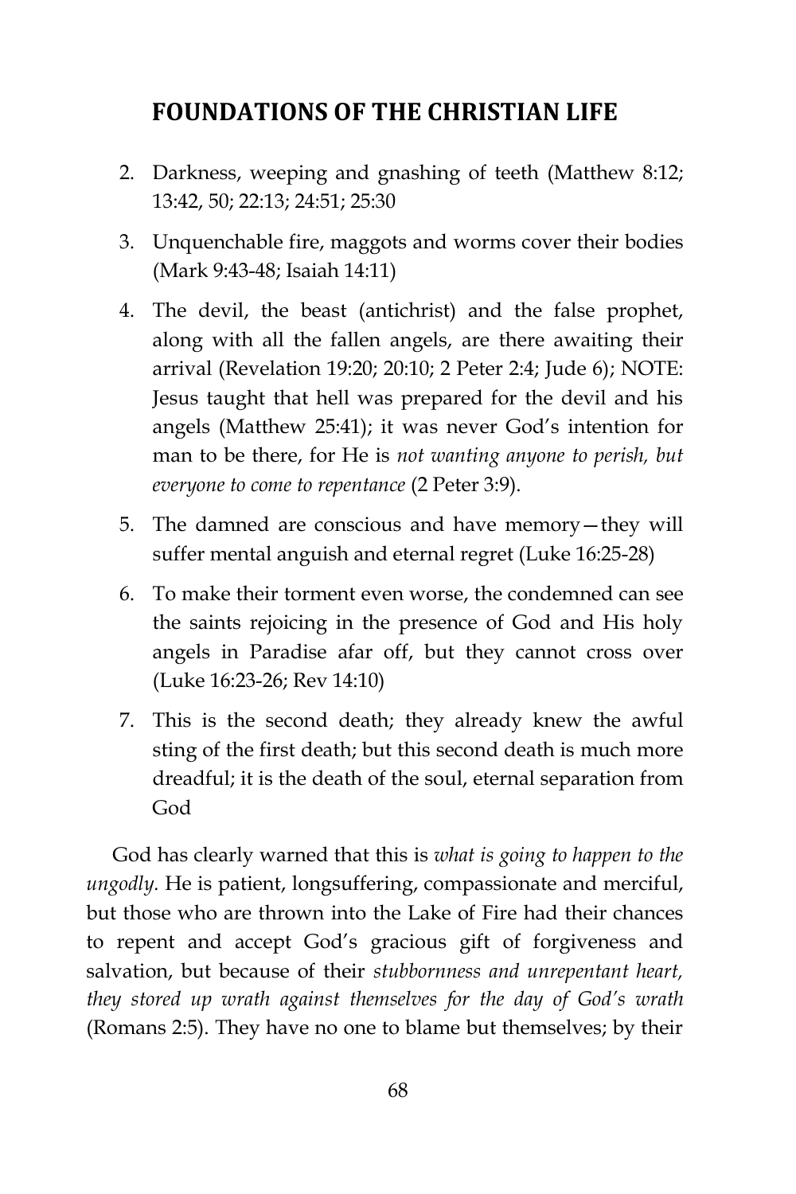2. Darkness, weeping and gnashing of teeth (Matthew 8:12; 13:42, 50; 22:13; 24:51; 25:30
3. Unquenchable fire, maggots and worms cover their bodies (Mark 9:43-48; Isaiah 14:11)
4. The devil, the beast (antichrist) and the false prophet, along with all the fallen angels, are there awaiting their arrival (Revelation 19:20; 20:10; 2 Peter 2:4; Jude 6); NOTE: Jesus taught that hell was prepared for the devil and his angels (Matthew 25:41); it was never God's intention for man to be there, for He is *not wanting anyone to perish, but everyone to come to repentance* (2 Peter 3:9).
5. The damned are conscious and have memory—they will suffer mental anguish and eternal regret (Luke 16:25-28)
6. To make their torment even worse, the condemned can see the saints rejoicing in the presence of God and His holy angels in Paradise afar off, but they cannot cross over (Luke 16:23-26; Rev 14:10)
7. This is the second death; they already knew the awful sting of the first death; but this second death is much more dreadful; it is the death of the soul, eternal separation from God

God has clearly warned that this is *what is going to happen to the ungodly.* He is patient, longsuffering, compassionate and merciful, but those who are thrown into the Lake of Fire had their chances to repent and accept God's gracious gift of forgiveness and salvation, but because of their *stubbornness and unrepentant heart, they stored up wrath against themselves for the day of God's wrath* (Romans 2:5). They have no one to blame but themselves; by their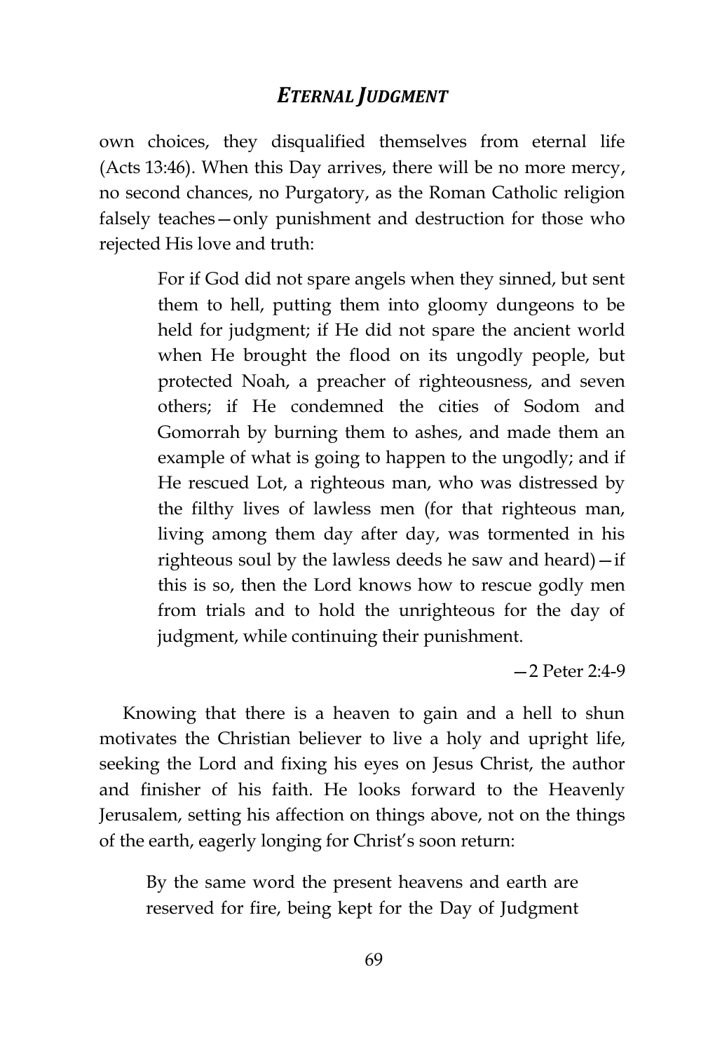own choices, they disqualified themselves from eternal life (Acts 13:46). When this Day arrives, there will be no more mercy, no second chances, no Purgatory, as the Roman Catholic religion falsely teaches—only punishment and destruction for those who rejected His love and truth:

> For if God did not spare angels when they sinned, but sent them to hell, putting them into gloomy dungeons to be held for judgment; if He did not spare the ancient world when He brought the flood on its ungodly people, but protected Noah, a preacher of righteousness, and seven others; if He condemned the cities of Sodom and Gomorrah by burning them to ashes, and made them an example of what is going to happen to the ungodly; and if He rescued Lot, a righteous man, who was distressed by the filthy lives of lawless men (for that righteous man, living among them day after day, was tormented in his righteous soul by the lawless deeds he saw and heard)—if this is so, then the Lord knows how to rescue godly men from trials and to hold the unrighteous for the day of judgment, while continuing their punishment.
>
> —2 Peter 2:4-9

Knowing that there is a heaven to gain and a hell to shun motivates the Christian believer to live a holy and upright life, seeking the Lord and fixing his eyes on Jesus Christ, the author and finisher of his faith. He looks forward to the Heavenly Jerusalem, setting his affection on things above, not on the things of the earth, eagerly longing for Christ's soon return:

> By the same word the present heavens and earth are reserved for fire, being kept for the Day of Judgment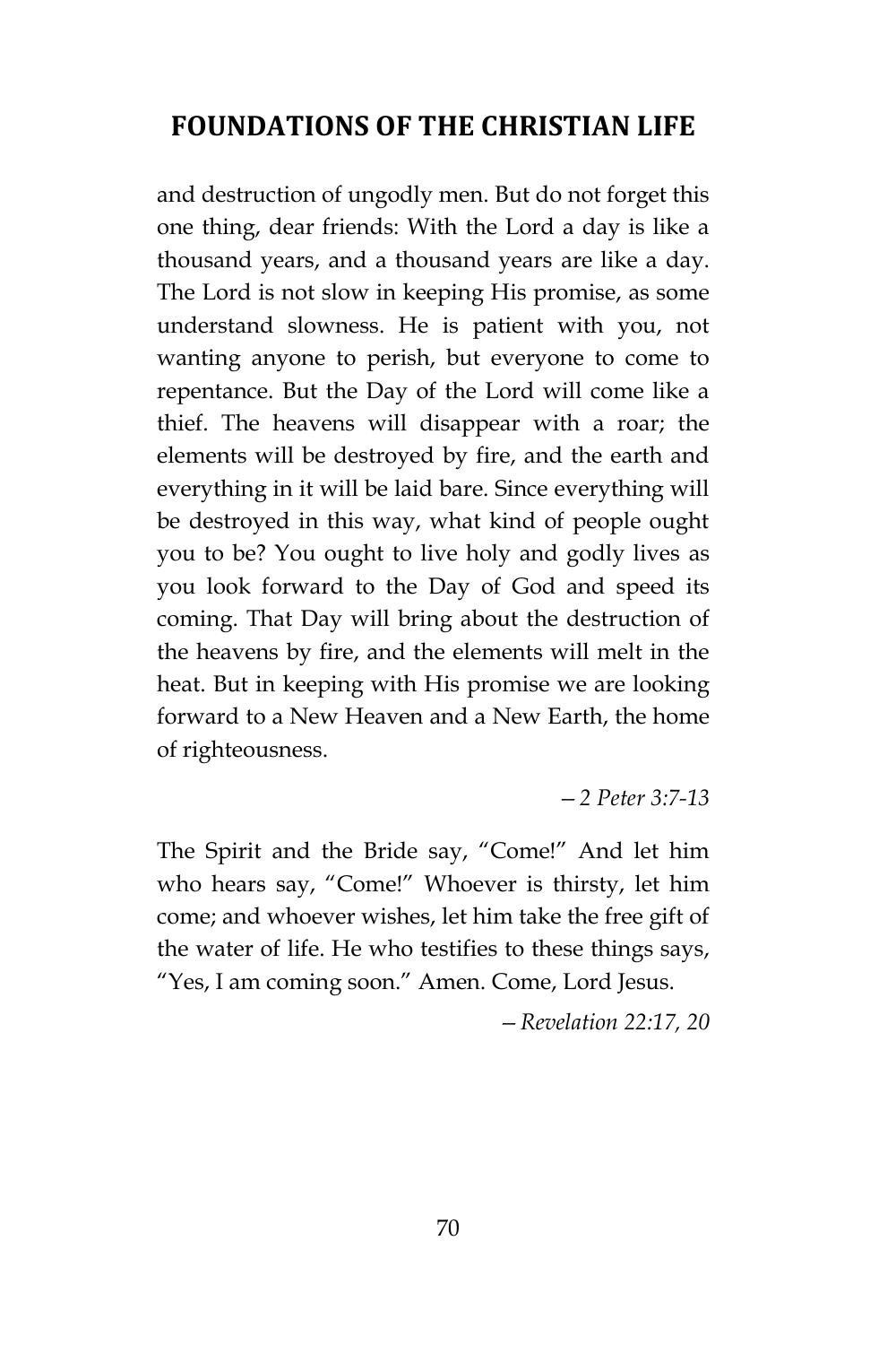and destruction of ungodly men. But do not forget this one thing, dear friends: With the Lord a day is like a thousand years, and a thousand years are like a day. The Lord is not slow in keeping His promise, as some understand slowness. He is patient with you, not wanting anyone to perish, but everyone to come to repentance. But the Day of the Lord will come like a thief. The heavens will disappear with a roar; the elements will be destroyed by fire, and the earth and everything in it will be laid bare. Since everything will be destroyed in this way, what kind of people ought you to be? You ought to live holy and godly lives as you look forward to the Day of God and speed its coming. That Day will bring about the destruction of the heavens by fire, and the elements will melt in the heat. But in keeping with His promise we are looking forward to a New Heaven and a New Earth, the home of righteousness.

*—2 Peter 3:7-13*

The Spirit and the Bride say, "Come!" And let him who hears say, "Come!" Whoever is thirsty, let him come; and whoever wishes, let him take the free gift of the water of life. He who testifies to these things says, "Yes, I am coming soon." Amen. Come, Lord Jesus.

*—Revelation 22:17, 20*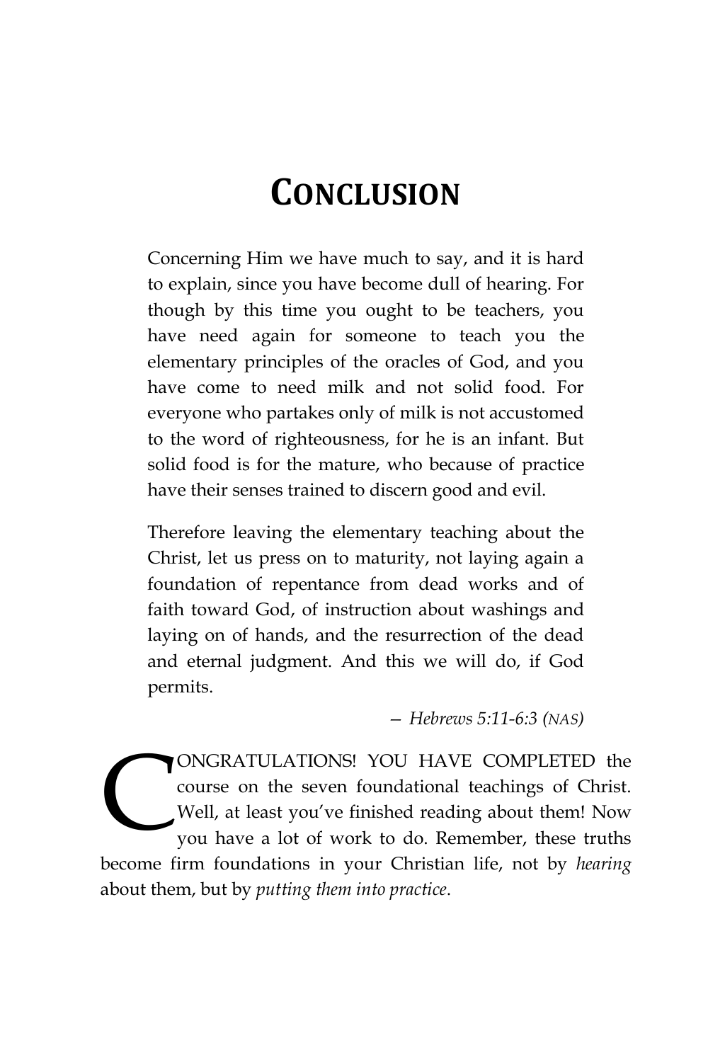# Conclusion

> Concerning Him we have much to say, and it is hard to explain, since you have become dull of hearing. For though by this time you ought to be teachers, you have need again for someone to teach you the elementary principles of the oracles of God, and you have come to need milk and not solid food. For everyone who partakes only of milk is not accustomed to the word of righteousness, for he is an infant. But solid food is for the mature, who because of practice have their senses trained to discern good and evil.
>
> Therefore leaving the elementary teaching about the Christ, let us press on to maturity, not laying again a foundation of repentance from dead works and of faith toward God, of instruction about washings and laying on of hands, and the resurrection of the dead and eternal judgment. And this we will do, if God permits.
>
> — *Hebrews 5:11-6:3 (NAS)*

CONGRATULATIONS! YOU HAVE COMPLETED the course on the seven foundational teachings of Christ. Well, at least you've finished reading about them! Now you have a lot of work to do. Remember, these truths become firm foundations in your Christian life, not by *hearing* about them, but by *putting them into practice*.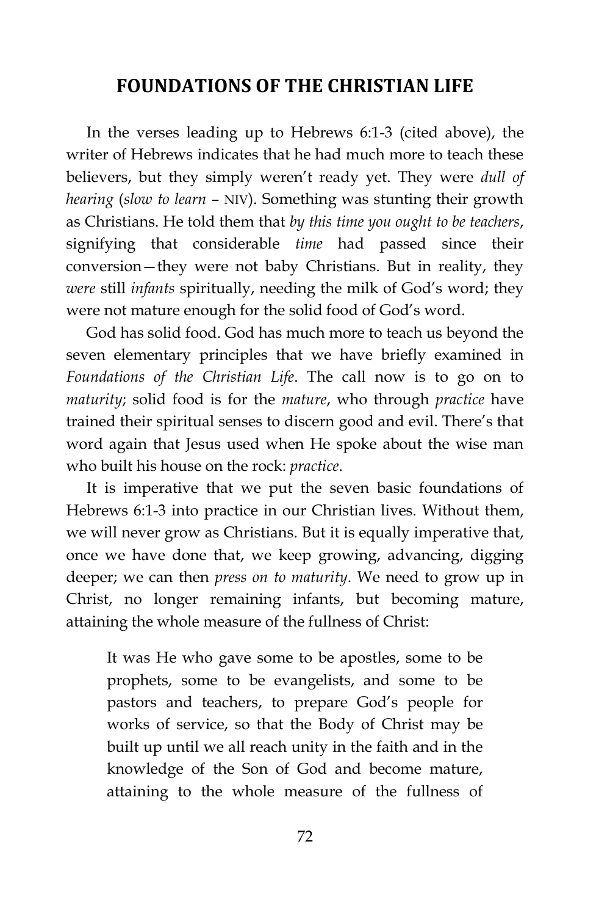## FOUNDATIONS OF THE CHRISTIAN LIFE

In the verses leading up to Hebrews 6:1-3 (cited above), the writer of Hebrews indicates that he had much more to teach these believers, but they simply weren't ready yet. They were *dull of hearing* (*slow to learn* – NIV). Something was stunting their growth as Christians. He told them that *by this time you ought to be teachers*, signifying that considerable *time* had passed since their conversion—they were not baby Christians. But in reality, they *were* still *infants* spiritually, needing the milk of God's word; they were not mature enough for the solid food of God's word.

God has solid food. God has much more to teach us beyond the seven elementary principles that we have briefly examined in *Foundations of the Christian Life*. The call now is to go on to *maturity*; solid food is for the *mature*, who through *practice* have trained their spiritual senses to discern good and evil. There's that word again that Jesus used when He spoke about the wise man who built his house on the rock: *practice*.

It is imperative that we put the seven basic foundations of Hebrews 6:1-3 into practice in our Christian lives. Without them, we will never grow as Christians. But it is equally imperative that, once we have done that, we keep growing, advancing, digging deeper; we can then *press on to maturity*. We need to grow up in Christ, no longer remaining infants, but becoming mature, attaining the whole measure of the fullness of Christ:

> It was He who gave some to be apostles, some to be prophets, some to be evangelists, and some to be pastors and teachers, to prepare God's people for works of service, so that the Body of Christ may be built up until we all reach unity in the faith and in the knowledge of the Son of God and become mature, attaining to the whole measure of the fullness of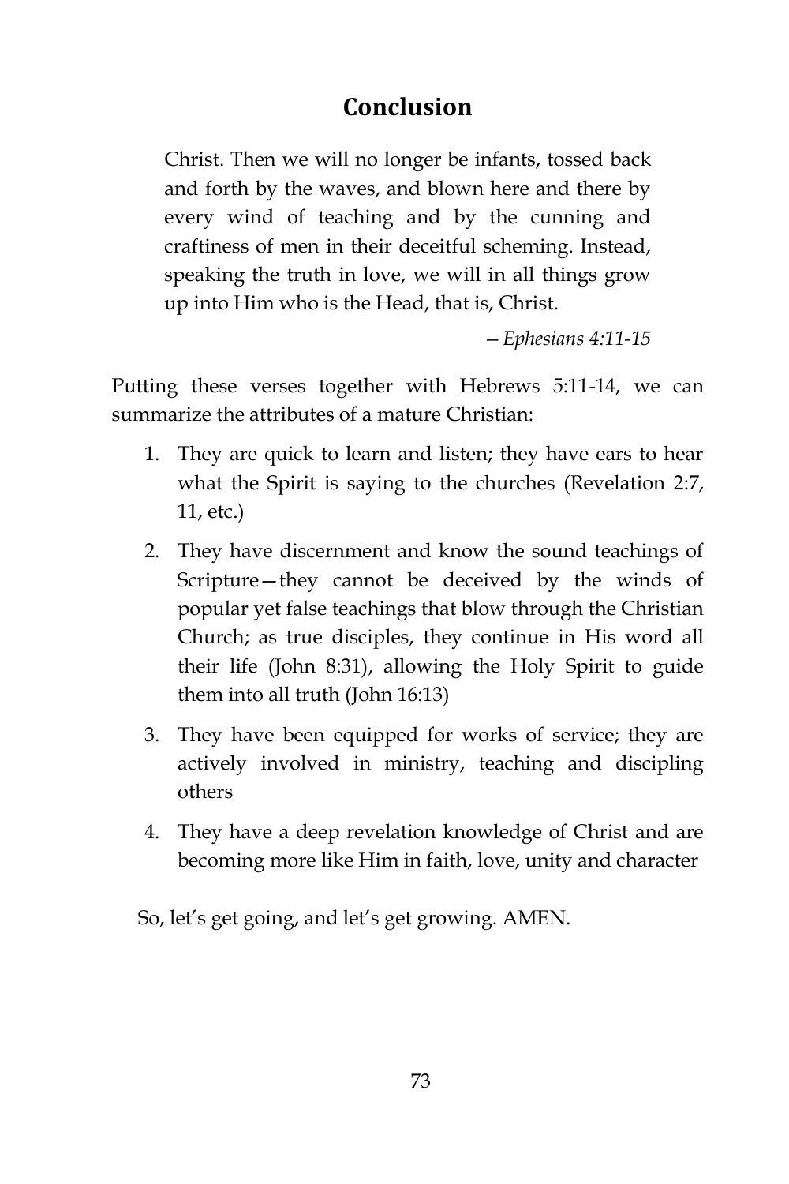## Conclusion

> Christ. Then we will no longer be infants, tossed back and forth by the waves, and blown here and there by every wind of teaching and by the cunning and craftiness of men in their deceitful scheming. Instead, speaking the truth in love, we will in all things grow up into Him who is the Head, that is, Christ.
>
> *– Ephesians 4:11-15*

Putting these verses together with Hebrews 5:11-14, we can summarize the attributes of a mature Christian:

1. They are quick to learn and listen; they have ears to hear what the Spirit is saying to the churches (Revelation 2:7, 11, etc.)
2. They have discernment and know the sound teachings of Scripture—they cannot be deceived by the winds of popular yet false teachings that blow through the Christian Church; as true disciples, they continue in His word all their life (John 8:31), allowing the Holy Spirit to guide them into all truth (John 16:13)
3. They have been equipped for works of service; they are actively involved in ministry, teaching and discipling others
4. They have a deep revelation knowledge of Christ and are becoming more like Him in faith, love, unity and character

So, let's get going, and let's get growing. AMEN.